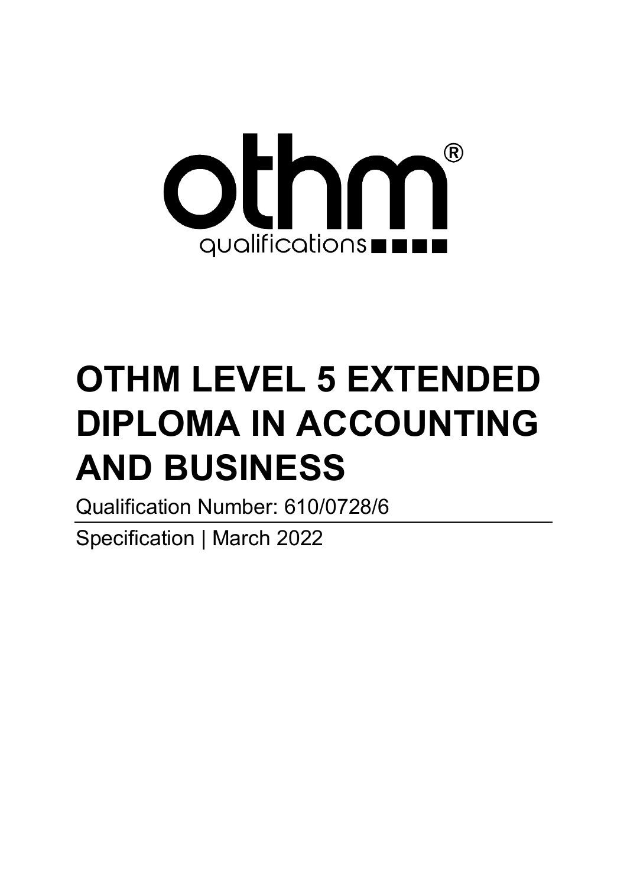# OTHM LEVEL 5 EXTENDED DIPLOMA IN ACCOUNTING AND BUSINESS

Qualification Number: 610/0728/6

Specification | March 2022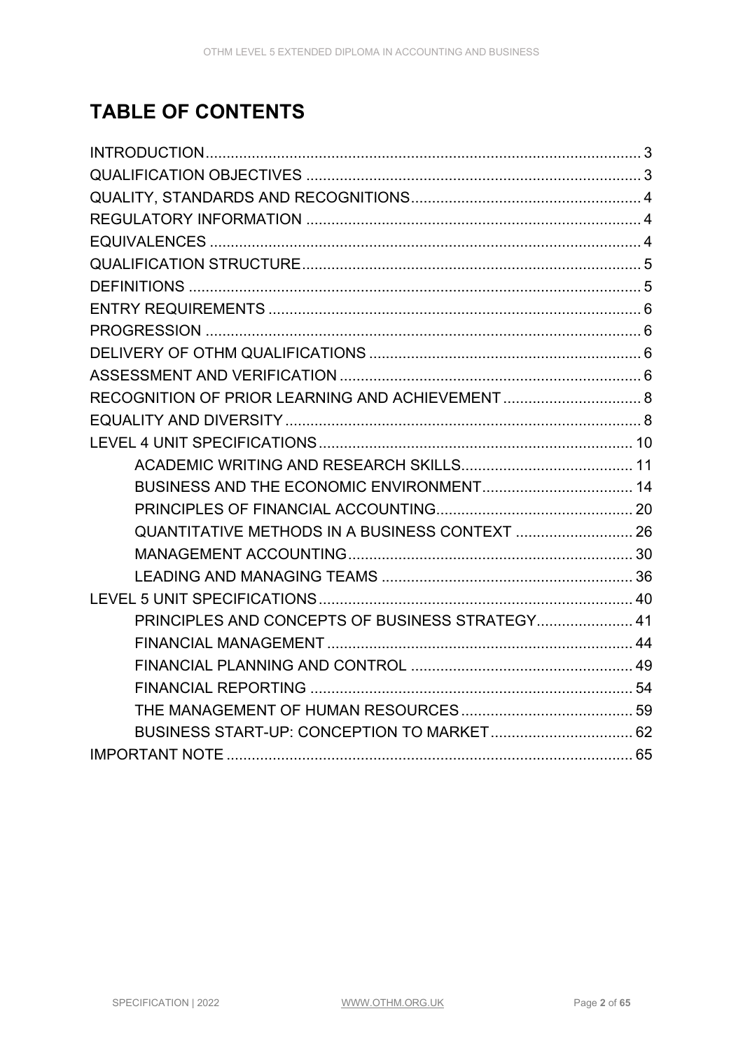# TABLE OF CONTENTS

- INTRODUCTION ........ 3
- QUALIFICATION OBJECTIVES ........ 3
- QUALITY, STANDARDS AND RECOGNITIONS ........ 4
- REGULATORY INFORMATION ........ 4
- EQUIVALENCES ........ 4
- QUALIFICATION STRUCTURE ........ 5
- DEFINITIONS ........ 5
- ENTRY REQUIREMENTS ........ 6
- PROGRESSION ........ 6
- DELIVERY OF OTHM QUALIFICATIONS ........ 6
- ASSESSMENT AND VERIFICATION ........ 6
- RECOGNITION OF PRIOR LEARNING AND ACHIEVEMENT ........ 8
- EQUALITY AND DIVERSITY ........ 8
- LEVEL 4 UNIT SPECIFICATIONS ........ 10
  - ACADEMIC WRITING AND RESEARCH SKILLS ........ 11
  - BUSINESS AND THE ECONOMIC ENVIRONMENT ........ 14
  - PRINCIPLES OF FINANCIAL ACCOUNTING ........ 20
  - QUANTITATIVE METHODS IN A BUSINESS CONTEXT ........ 26
  - MANAGEMENT ACCOUNTING ........ 30
  - LEADING AND MANAGING TEAMS ........ 36
- LEVEL 5 UNIT SPECIFICATIONS ........ 40
  - PRINCIPLES AND CONCEPTS OF BUSINESS STRATEGY ........ 41
  - FINANCIAL MANAGEMENT ........ 44
  - FINANCIAL PLANNING AND CONTROL ........ 49
  - FINANCIAL REPORTING ........ 54
  - THE MANAGEMENT OF HUMAN RESOURCES ........ 59
  - BUSINESS START-UP: CONCEPTION TO MARKET ........ 62
- IMPORTANT NOTE ........ 65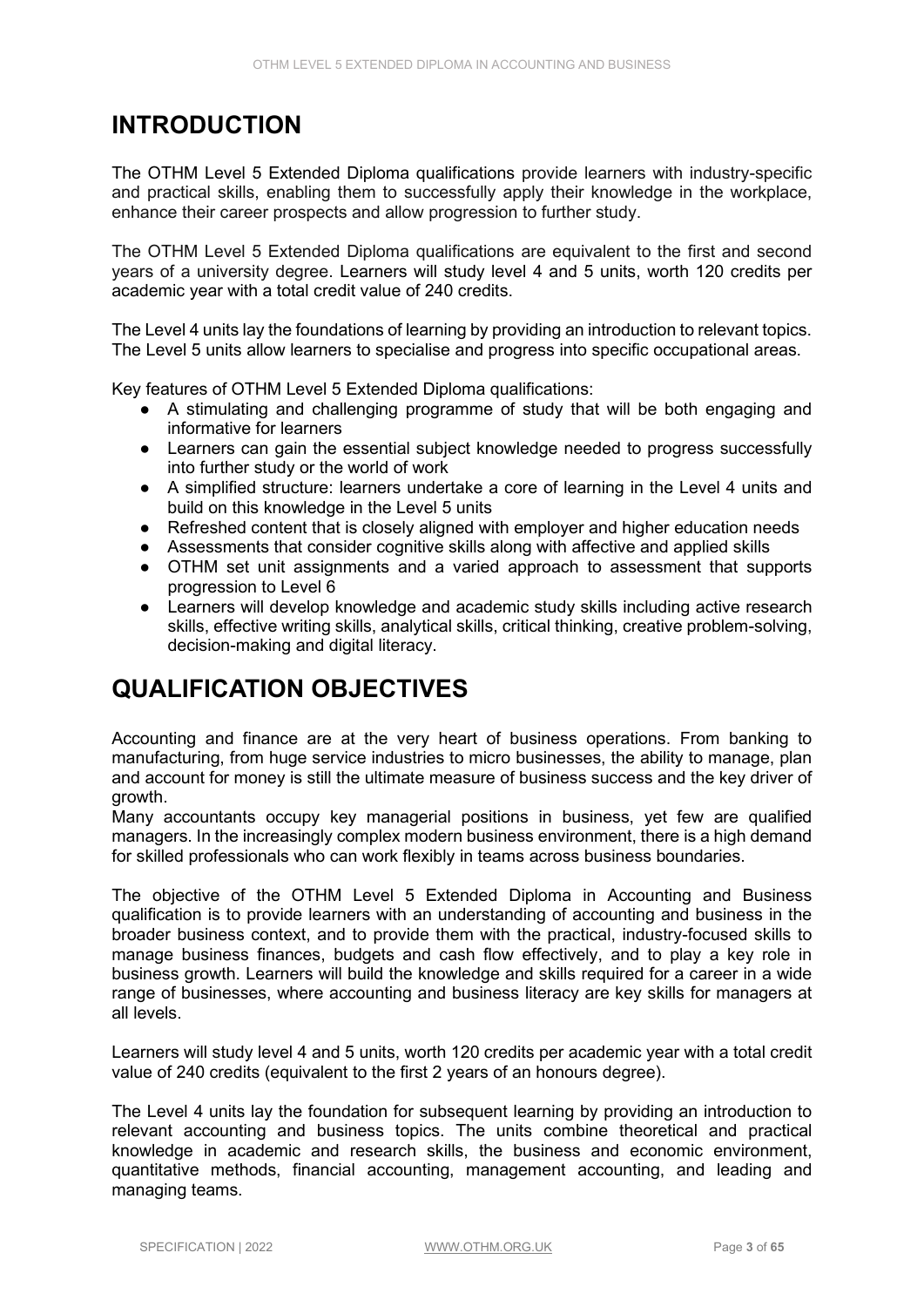# INTRODUCTION

The OTHM Level 5 Extended Diploma qualifications provide learners with industry-specific and practical skills, enabling them to successfully apply their knowledge in the workplace, enhance their career prospects and allow progression to further study.

The OTHM Level 5 Extended Diploma qualifications are equivalent to the first and second years of a university degree. Learners will study level 4 and 5 units, worth 120 credits per academic year with a total credit value of 240 credits.

The Level 4 units lay the foundations of learning by providing an introduction to relevant topics. The Level 5 units allow learners to specialise and progress into specific occupational areas.

Key features of OTHM Level 5 Extended Diploma qualifications:

- A stimulating and challenging programme of study that will be both engaging and informative for learners
- Learners can gain the essential subject knowledge needed to progress successfully into further study or the world of work
- A simplified structure: learners undertake a core of learning in the Level 4 units and build on this knowledge in the Level 5 units
- Refreshed content that is closely aligned with employer and higher education needs
- Assessments that consider cognitive skills along with affective and applied skills
- OTHM set unit assignments and a varied approach to assessment that supports progression to Level 6
- Learners will develop knowledge and academic study skills including active research skills, effective writing skills, analytical skills, critical thinking, creative problem-solving, decision-making and digital literacy.

# QUALIFICATION OBJECTIVES

Accounting and finance are at the very heart of business operations. From banking to manufacturing, from huge service industries to micro businesses, the ability to manage, plan and account for money is still the ultimate measure of business success and the key driver of growth.
Many accountants occupy key managerial positions in business, yet few are qualified managers. In the increasingly complex modern business environment, there is a high demand for skilled professionals who can work flexibly in teams across business boundaries.

The objective of the OTHM Level 5 Extended Diploma in Accounting and Business qualification is to provide learners with an understanding of accounting and business in the broader business context, and to provide them with the practical, industry-focused skills to manage business finances, budgets and cash flow effectively, and to play a key role in business growth. Learners will build the knowledge and skills required for a career in a wide range of businesses, where accounting and business literacy are key skills for managers at all levels.

Learners will study level 4 and 5 units, worth 120 credits per academic year with a total credit value of 240 credits (equivalent to the first 2 years of an honours degree).

The Level 4 units lay the foundation for subsequent learning by providing an introduction to relevant accounting and business topics. The units combine theoretical and practical knowledge in academic and research skills, the business and economic environment, quantitative methods, financial accounting, management accounting, and leading and managing teams.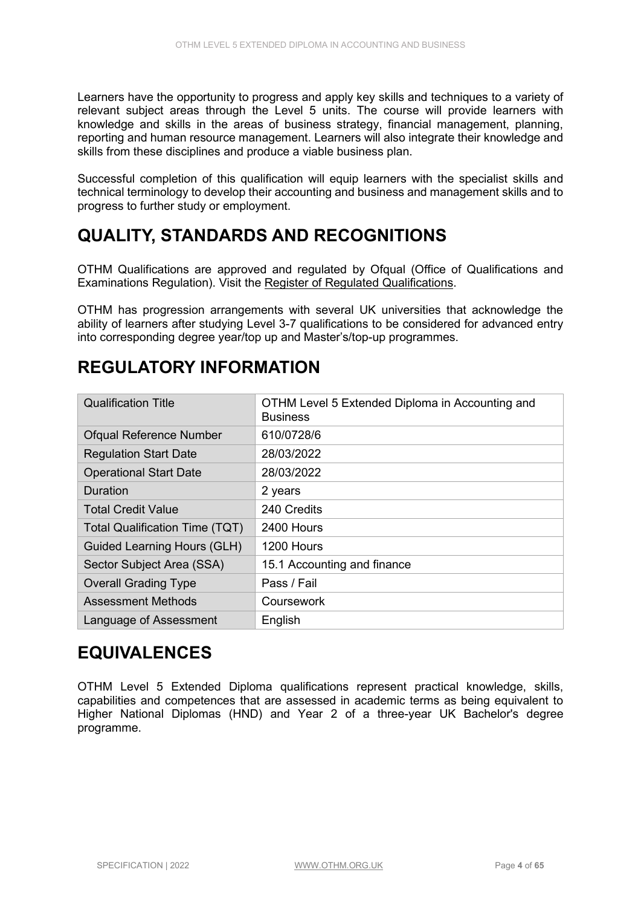Learners have the opportunity to progress and apply key skills and techniques to a variety of relevant subject areas through the Level 5 units. The course will provide learners with knowledge and skills in the areas of business strategy, financial management, planning, reporting and human resource management. Learners will also integrate their knowledge and skills from these disciplines and produce a viable business plan.

Successful completion of this qualification will equip learners with the specialist skills and technical terminology to develop their accounting and business and management skills and to progress to further study or employment.

## QUALITY, STANDARDS AND RECOGNITIONS

OTHM Qualifications are approved and regulated by Ofqual (Office of Qualifications and Examinations Regulation). Visit the Register of Regulated Qualifications.

OTHM has progression arrangements with several UK universities that acknowledge the ability of learners after studying Level 3-7 qualifications to be considered for advanced entry into corresponding degree year/top up and Master's/top-up programmes.

## REGULATORY INFORMATION

| Qualification Title | OTHM Level 5 Extended Diploma in Accounting and Business |
|---|---|
| Ofqual Reference Number | 610/0728/6 |
| Regulation Start Date | 28/03/2022 |
| Operational Start Date | 28/03/2022 |
| Duration | 2 years |
| Total Credit Value | 240 Credits |
| Total Qualification Time (TQT) | 2400 Hours |
| Guided Learning Hours (GLH) | 1200 Hours |
| Sector Subject Area (SSA) | 15.1 Accounting and finance |
| Overall Grading Type | Pass / Fail |
| Assessment Methods | Coursework |
| Language of Assessment | English |

## EQUIVALENCES

OTHM Level 5 Extended Diploma qualifications represent practical knowledge, skills, capabilities and competences that are assessed in academic terms as being equivalent to Higher National Diplomas (HND) and Year 2 of a three-year UK Bachelor's degree programme.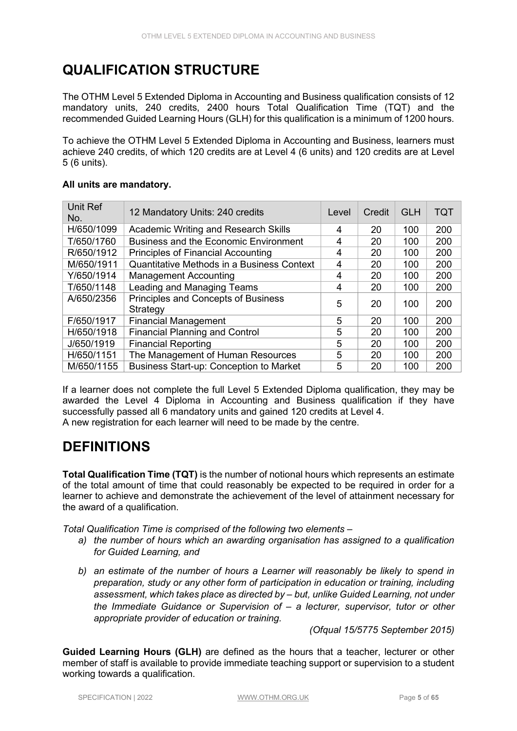# QUALIFICATION STRUCTURE

The OTHM Level 5 Extended Diploma in Accounting and Business qualification consists of 12 mandatory units, 240 credits, 2400 hours Total Qualification Time (TQT) and the recommended Guided Learning Hours (GLH) for this qualification is a minimum of 1200 hours.

To achieve the OTHM Level 5 Extended Diploma in Accounting and Business, learners must achieve 240 credits, of which 120 credits are at Level 4 (6 units) and 120 credits are at Level 5 (6 units).

**All units are mandatory.**

| Unit Ref No. | 12 Mandatory Units: 240 credits | Level | Credit | GLH | TQT |
|---|---|---|---|---|---|
| H/650/1099 | Academic Writing and Research Skills | 4 | 20 | 100 | 200 |
| T/650/1760 | Business and the Economic Environment | 4 | 20 | 100 | 200 |
| R/650/1912 | Principles of Financial Accounting | 4 | 20 | 100 | 200 |
| M/650/1911 | Quantitative Methods in a Business Context | 4 | 20 | 100 | 200 |
| Y/650/1914 | Management Accounting | 4 | 20 | 100 | 200 |
| T/650/1148 | Leading and Managing Teams | 4 | 20 | 100 | 200 |
| A/650/2356 | Principles and Concepts of Business Strategy | 5 | 20 | 100 | 200 |
| F/650/1917 | Financial Management | 5 | 20 | 100 | 200 |
| H/650/1918 | Financial Planning and Control | 5 | 20 | 100 | 200 |
| J/650/1919 | Financial Reporting | 5 | 20 | 100 | 200 |
| H/650/1151 | The Management of Human Resources | 5 | 20 | 100 | 200 |
| M/650/1155 | Business Start-up: Conception to Market | 5 | 20 | 100 | 200 |

If a learner does not complete the full Level 5 Extended Diploma qualification, they may be awarded the Level 4 Diploma in Accounting and Business qualification if they have successfully passed all 6 mandatory units and gained 120 credits at Level 4.
A new registration for each learner will need to be made by the centre.

# DEFINITIONS

**Total Qualification Time (TQT)** is the number of notional hours which represents an estimate of the total amount of time that could reasonably be expected to be required in order for a learner to achieve and demonstrate the achievement of the level of attainment necessary for the award of a qualification.

*Total Qualification Time is comprised of the following two elements –*

*a) the number of hours which an awarding organisation has assigned to a qualification for Guided Learning, and*

*b) an estimate of the number of hours a Learner will reasonably be likely to spend in preparation, study or any other form of participation in education or training, including assessment, which takes place as directed by – but, unlike Guided Learning, not under the Immediate Guidance or Supervision of – a lecturer, supervisor, tutor or other appropriate provider of education or training.*

*(Ofqual 15/5775 September 2015)*

**Guided Learning Hours (GLH)** are defined as the hours that a teacher, lecturer or other member of staff is available to provide immediate teaching support or supervision to a student working towards a qualification.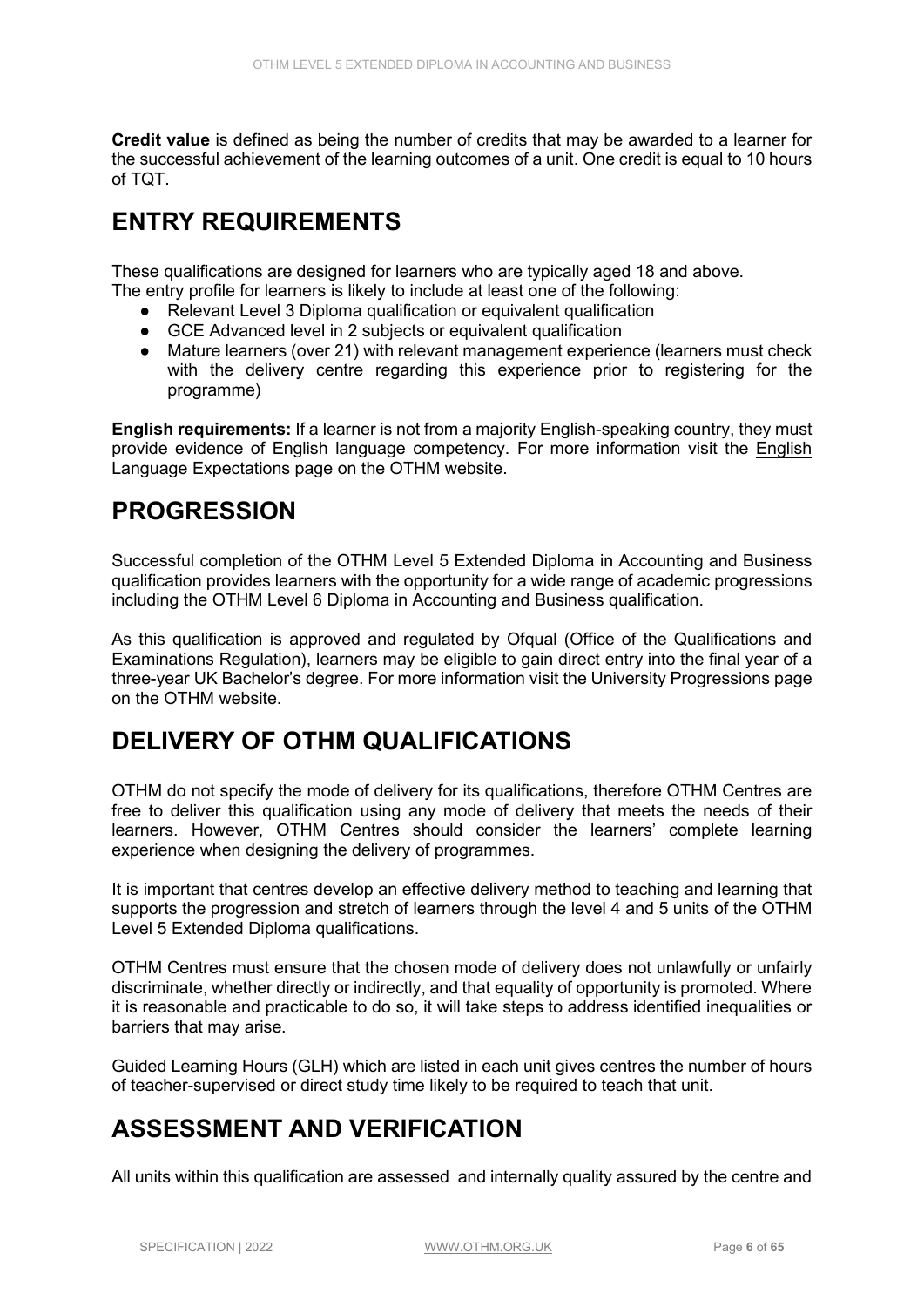**Credit value** is defined as being the number of credits that may be awarded to a learner for the successful achievement of the learning outcomes of a unit. One credit is equal to 10 hours of TQT.

## ENTRY REQUIREMENTS

These qualifications are designed for learners who are typically aged 18 and above.
The entry profile for learners is likely to include at least one of the following:

- Relevant Level 3 Diploma qualification or equivalent qualification
- GCE Advanced level in 2 subjects or equivalent qualification
- Mature learners (over 21) with relevant management experience (learners must check with the delivery centre regarding this experience prior to registering for the programme)

**English requirements:** If a learner is not from a majority English-speaking country, they must provide evidence of English language competency. For more information visit the English Language Expectations page on the OTHM website.

## PROGRESSION

Successful completion of the OTHM Level 5 Extended Diploma in Accounting and Business qualification provides learners with the opportunity for a wide range of academic progressions including the OTHM Level 6 Diploma in Accounting and Business qualification.

As this qualification is approved and regulated by Ofqual (Office of the Qualifications and Examinations Regulation), learners may be eligible to gain direct entry into the final year of a three-year UK Bachelor's degree. For more information visit the University Progressions page on the OTHM website.

## DELIVERY OF OTHM QUALIFICATIONS

OTHM do not specify the mode of delivery for its qualifications, therefore OTHM Centres are free to deliver this qualification using any mode of delivery that meets the needs of their learners. However, OTHM Centres should consider the learners' complete learning experience when designing the delivery of programmes.

It is important that centres develop an effective delivery method to teaching and learning that supports the progression and stretch of learners through the level 4 and 5 units of the OTHM Level 5 Extended Diploma qualifications.

OTHM Centres must ensure that the chosen mode of delivery does not unlawfully or unfairly discriminate, whether directly or indirectly, and that equality of opportunity is promoted. Where it is reasonable and practicable to do so, it will take steps to address identified inequalities or barriers that may arise.

Guided Learning Hours (GLH) which are listed in each unit gives centres the number of hours of teacher-supervised or direct study time likely to be required to teach that unit.

## ASSESSMENT AND VERIFICATION

All units within this qualification are assessed and internally quality assured by the centre and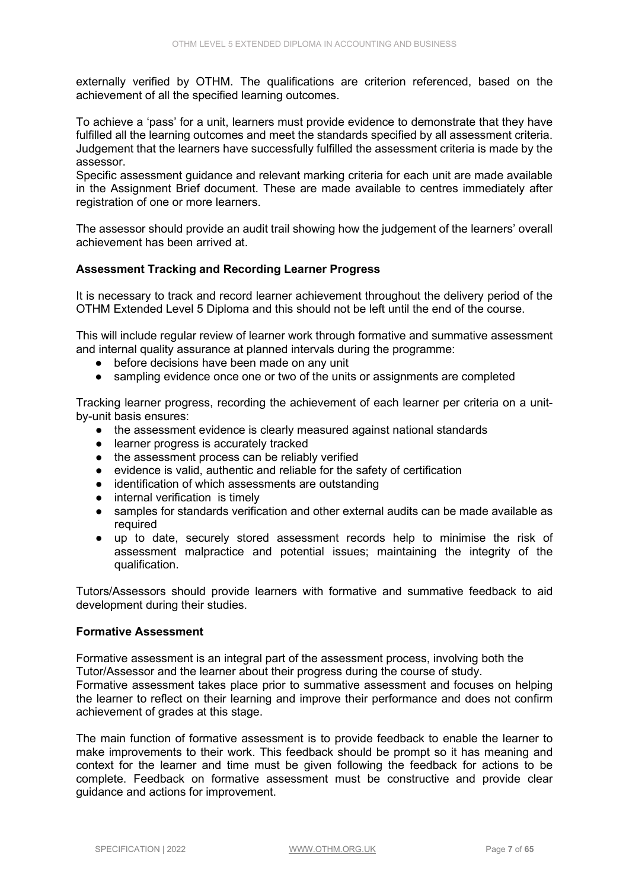externally verified by OTHM. The qualifications are criterion referenced, based on the achievement of all the specified learning outcomes.

To achieve a 'pass' for a unit, learners must provide evidence to demonstrate that they have fulfilled all the learning outcomes and meet the standards specified by all assessment criteria. Judgement that the learners have successfully fulfilled the assessment criteria is made by the assessor.
Specific assessment guidance and relevant marking criteria for each unit are made available in the Assignment Brief document. These are made available to centres immediately after registration of one or more learners.

The assessor should provide an audit trail showing how the judgement of the learners' overall achievement has been arrived at.

**Assessment Tracking and Recording Learner Progress**

It is necessary to track and record learner achievement throughout the delivery period of the OTHM Extended Level 5 Diploma and this should not be left until the end of the course.

This will include regular review of learner work through formative and summative assessment and internal quality assurance at planned intervals during the programme:

- before decisions have been made on any unit
- sampling evidence once one or two of the units or assignments are completed

Tracking learner progress, recording the achievement of each learner per criteria on a unit-by-unit basis ensures:

- the assessment evidence is clearly measured against national standards
- learner progress is accurately tracked
- the assessment process can be reliably verified
- evidence is valid, authentic and reliable for the safety of certification
- identification of which assessments are outstanding
- internal verification is timely
- samples for standards verification and other external audits can be made available as required
- up to date, securely stored assessment records help to minimise the risk of assessment malpractice and potential issues; maintaining the integrity of the qualification.

Tutors/Assessors should provide learners with formative and summative feedback to aid development during their studies.

**Formative Assessment**

Formative assessment is an integral part of the assessment process, involving both the Tutor/Assessor and the learner about their progress during the course of study.
Formative assessment takes place prior to summative assessment and focuses on helping the learner to reflect on their learning and improve their performance and does not confirm achievement of grades at this stage.

The main function of formative assessment is to provide feedback to enable the learner to make improvements to their work. This feedback should be prompt so it has meaning and context for the learner and time must be given following the feedback for actions to be complete. Feedback on formative assessment must be constructive and provide clear guidance and actions for improvement.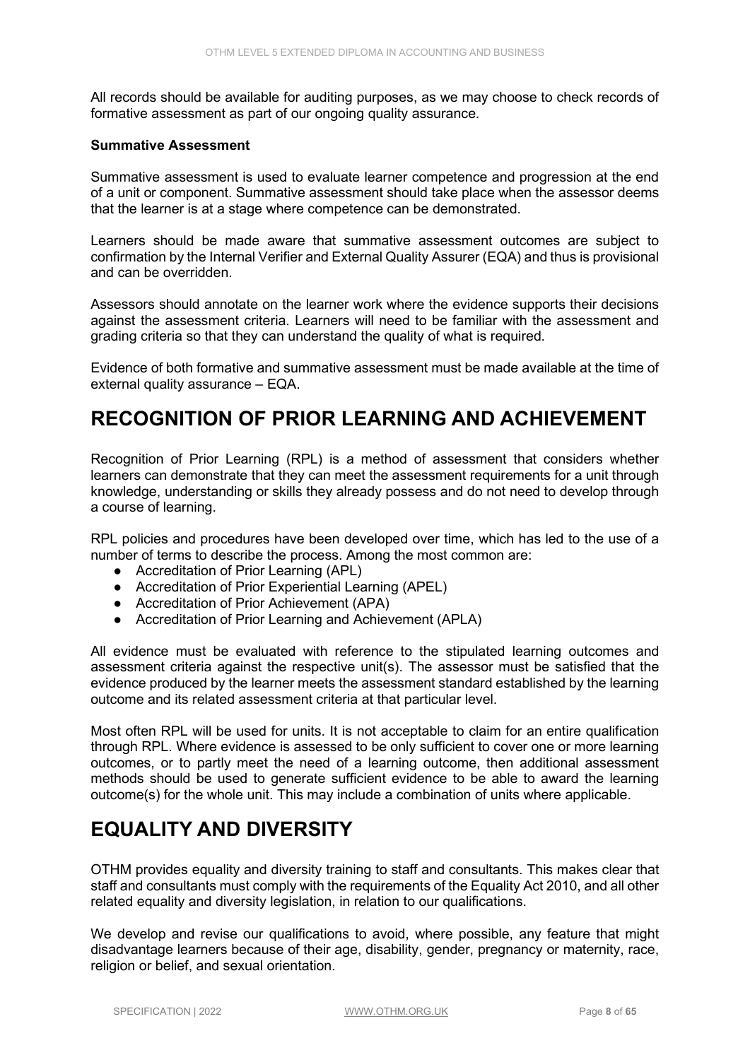All records should be available for auditing purposes, as we may choose to check records of formative assessment as part of our ongoing quality assurance.

**Summative Assessment**

Summative assessment is used to evaluate learner competence and progression at the end of a unit or component. Summative assessment should take place when the assessor deems that the learner is at a stage where competence can be demonstrated.

Learners should be made aware that summative assessment outcomes are subject to confirmation by the Internal Verifier and External Quality Assurer (EQA) and thus is provisional and can be overridden.

Assessors should annotate on the learner work where the evidence supports their decisions against the assessment criteria. Learners will need to be familiar with the assessment and grading criteria so that they can understand the quality of what is required.

Evidence of both formative and summative assessment must be made available at the time of external quality assurance – EQA.

# RECOGNITION OF PRIOR LEARNING AND ACHIEVEMENT

Recognition of Prior Learning (RPL) is a method of assessment that considers whether learners can demonstrate that they can meet the assessment requirements for a unit through knowledge, understanding or skills they already possess and do not need to develop through a course of learning.

RPL policies and procedures have been developed over time, which has led to the use of a number of terms to describe the process. Among the most common are:

- Accreditation of Prior Learning (APL)
- Accreditation of Prior Experiential Learning (APEL)
- Accreditation of Prior Achievement (APA)
- Accreditation of Prior Learning and Achievement (APLA)

All evidence must be evaluated with reference to the stipulated learning outcomes and assessment criteria against the respective unit(s). The assessor must be satisfied that the evidence produced by the learner meets the assessment standard established by the learning outcome and its related assessment criteria at that particular level.

Most often RPL will be used for units. It is not acceptable to claim for an entire qualification through RPL. Where evidence is assessed to be only sufficient to cover one or more learning outcomes, or to partly meet the need of a learning outcome, then additional assessment methods should be used to generate sufficient evidence to be able to award the learning outcome(s) for the whole unit. This may include a combination of units where applicable.

# EQUALITY AND DIVERSITY

OTHM provides equality and diversity training to staff and consultants. This makes clear that staff and consultants must comply with the requirements of the Equality Act 2010, and all other related equality and diversity legislation, in relation to our qualifications.

We develop and revise our qualifications to avoid, where possible, any feature that might disadvantage learners because of their age, disability, gender, pregnancy or maternity, race, religion or belief, and sexual orientation.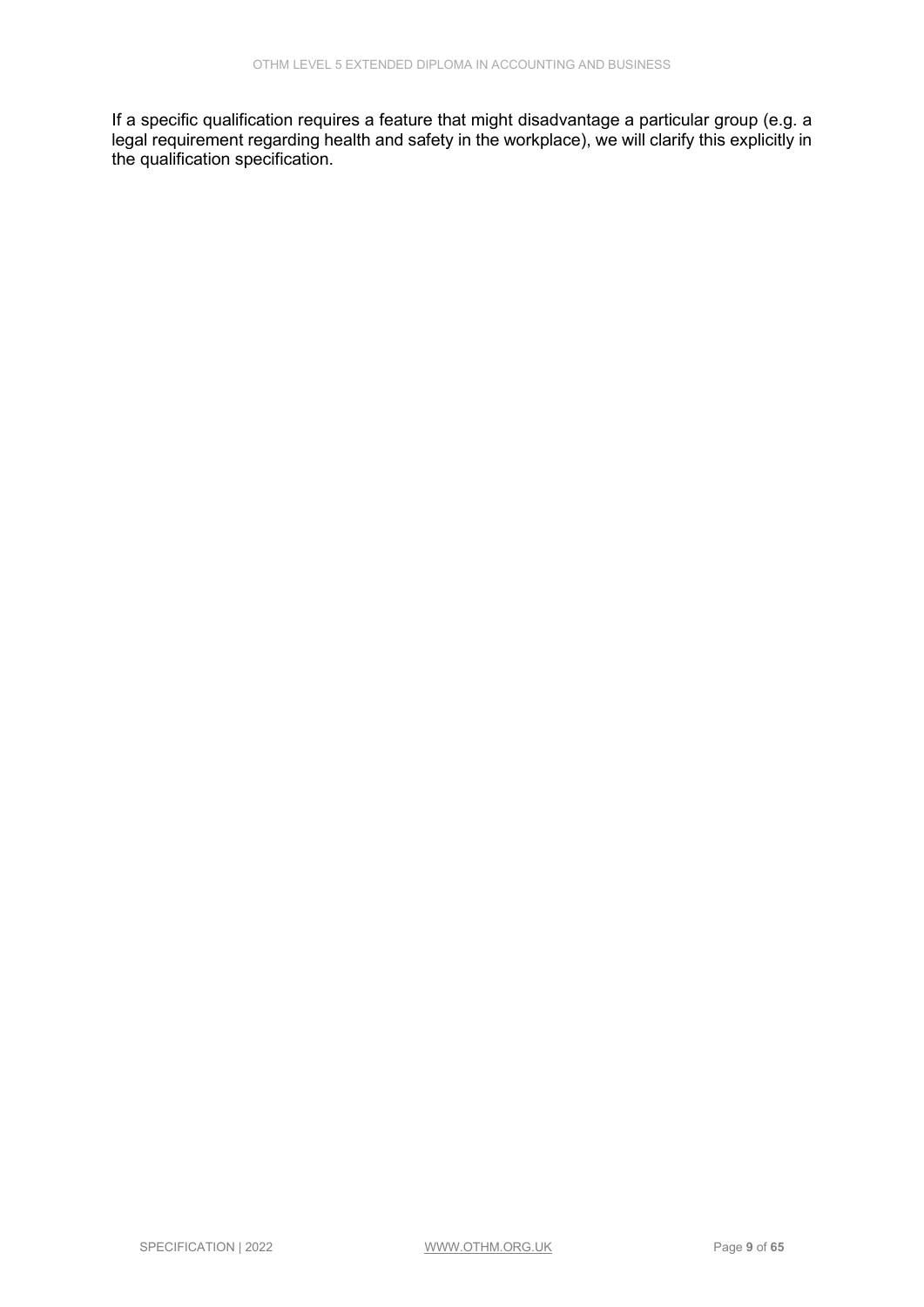If a specific qualification requires a feature that might disadvantage a particular group (e.g. a legal requirement regarding health and safety in the workplace), we will clarify this explicitly in the qualification specification.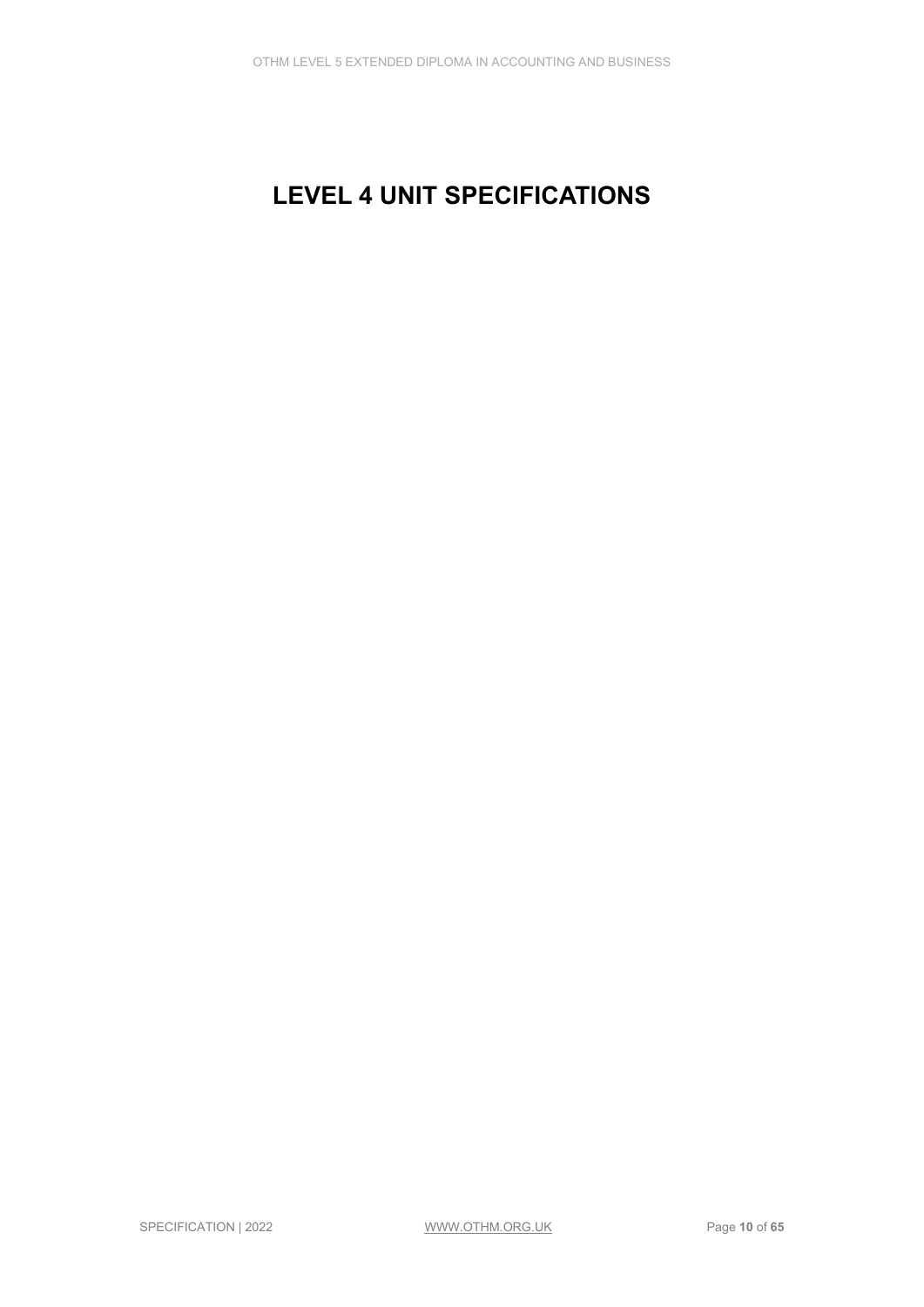# LEVEL 4 UNIT SPECIFICATIONS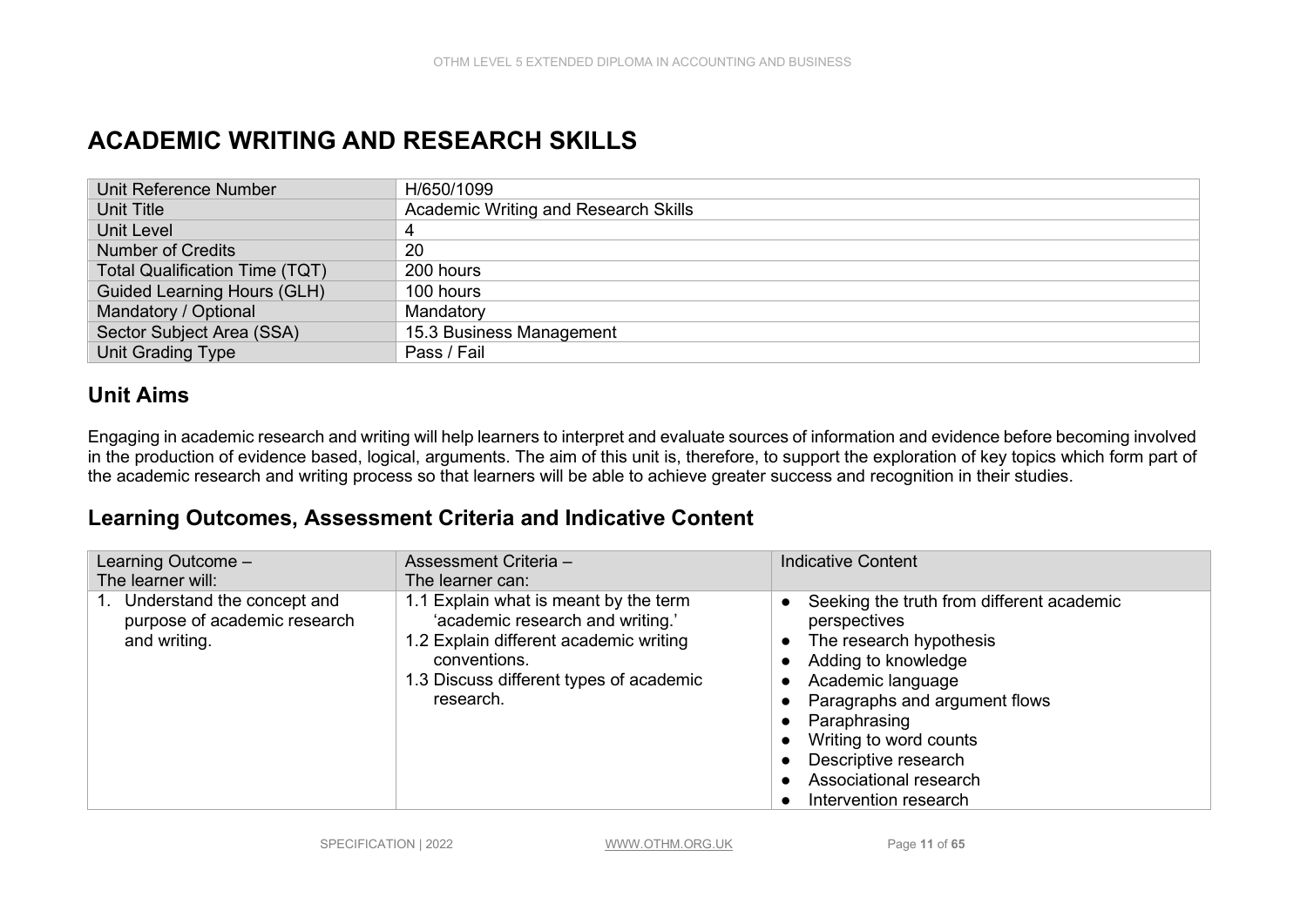# ACADEMIC WRITING AND RESEARCH SKILLS

| Unit Reference Number | H/650/1099 |
|---|---|
| Unit Title | Academic Writing and Research Skills |
| Unit Level | 4 |
| Number of Credits | 20 |
| Total Qualification Time (TQT) | 200 hours |
| Guided Learning Hours (GLH) | 100 hours |
| Mandatory / Optional | Mandatory |
| Sector Subject Area (SSA) | 15.3 Business Management |
| Unit Grading Type | Pass / Fail |

## Unit Aims

Engaging in academic research and writing will help learners to interpret and evaluate sources of information and evidence before becoming involved in the production of evidence based, logical, arguments. The aim of this unit is, therefore, to support the exploration of key topics which form part of the academic research and writing process so that learners will be able to achieve greater success and recognition in their studies.

## Learning Outcomes, Assessment Criteria and Indicative Content

| Learning Outcome – The learner will: | Assessment Criteria – The learner can: | Indicative Content |
|---|---|---|
| 1. Understand the concept and purpose of academic research and writing. | 1.1 Explain what is meant by the term 'academic research and writing.'<br>1.2 Explain different academic writing conventions.<br>1.3 Discuss different types of academic research. | • Seeking the truth from different academic perspectives<br>• The research hypothesis<br>• Adding to knowledge<br>• Academic language<br>• Paragraphs and argument flows<br>• Paraphrasing<br>• Writing to word counts<br>• Descriptive research<br>• Associational research<br>• Intervention research |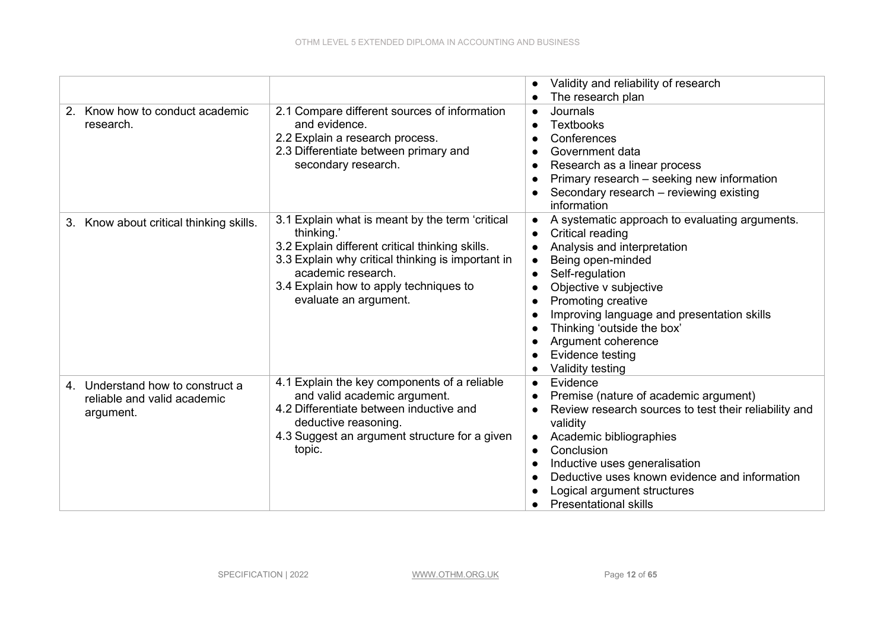| | | |
|---|---|---|
| | | • Validity and reliability of research<br>• The research plan |
| 2. Know how to conduct academic research. | 2.1 Compare different sources of information and evidence.<br>2.2 Explain a research process.<br>2.3 Differentiate between primary and secondary research. | • Journals<br>• Textbooks<br>• Conferences<br>• Government data<br>• Research as a linear process<br>• Primary research – seeking new information<br>• Secondary research – reviewing existing information |
| 3. Know about critical thinking skills. | 3.1 Explain what is meant by the term 'critical thinking.'<br>3.2 Explain different critical thinking skills.<br>3.3 Explain why critical thinking is important in academic research.<br>3.4 Explain how to apply techniques to evaluate an argument. | • A systematic approach to evaluating arguments.<br>• Critical reading<br>• Analysis and interpretation<br>• Being open-minded<br>• Self-regulation<br>• Objective v subjective<br>• Promoting creative<br>• Improving language and presentation skills<br>• Thinking 'outside the box'<br>• Argument coherence<br>• Evidence testing<br>• Validity testing |
| 4. Understand how to construct a reliable and valid academic argument. | 4.1 Explain the key components of a reliable and valid academic argument.<br>4.2 Differentiate between inductive and deductive reasoning.<br>4.3 Suggest an argument structure for a given topic. | • Evidence<br>• Premise (nature of academic argument)<br>• Review research sources to test their reliability and validity<br>• Academic bibliographies<br>• Conclusion<br>• Inductive uses generalisation<br>• Deductive uses known evidence and information<br>• Logical argument structures<br>• Presentational skills |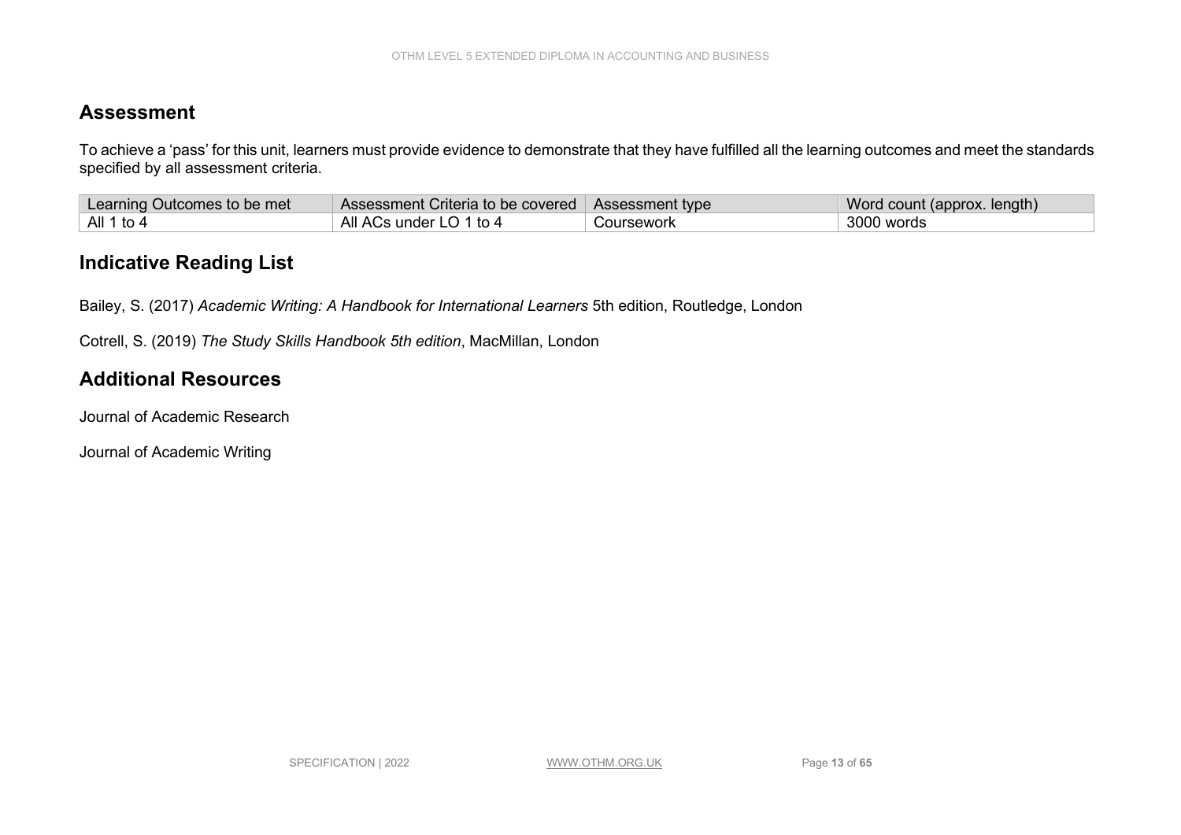## Assessment

To achieve a 'pass' for this unit, learners must provide evidence to demonstrate that they have fulfilled all the learning outcomes and meet the standards specified by all assessment criteria.

| Learning Outcomes to be met | Assessment Criteria to be covered | Assessment type | Word count (approx. length) |
|---|---|---|---|
| All 1 to 4 | All ACs under LO 1 to 4 | Coursework | 3000 words |

## Indicative Reading List

Bailey, S. (2017) *Academic Writing: A Handbook for International Learners* 5th edition, Routledge, London

Cotrell, S. (2019) *The Study Skills Handbook 5th edition*, MacMillan, London

## Additional Resources

Journal of Academic Research

Journal of Academic Writing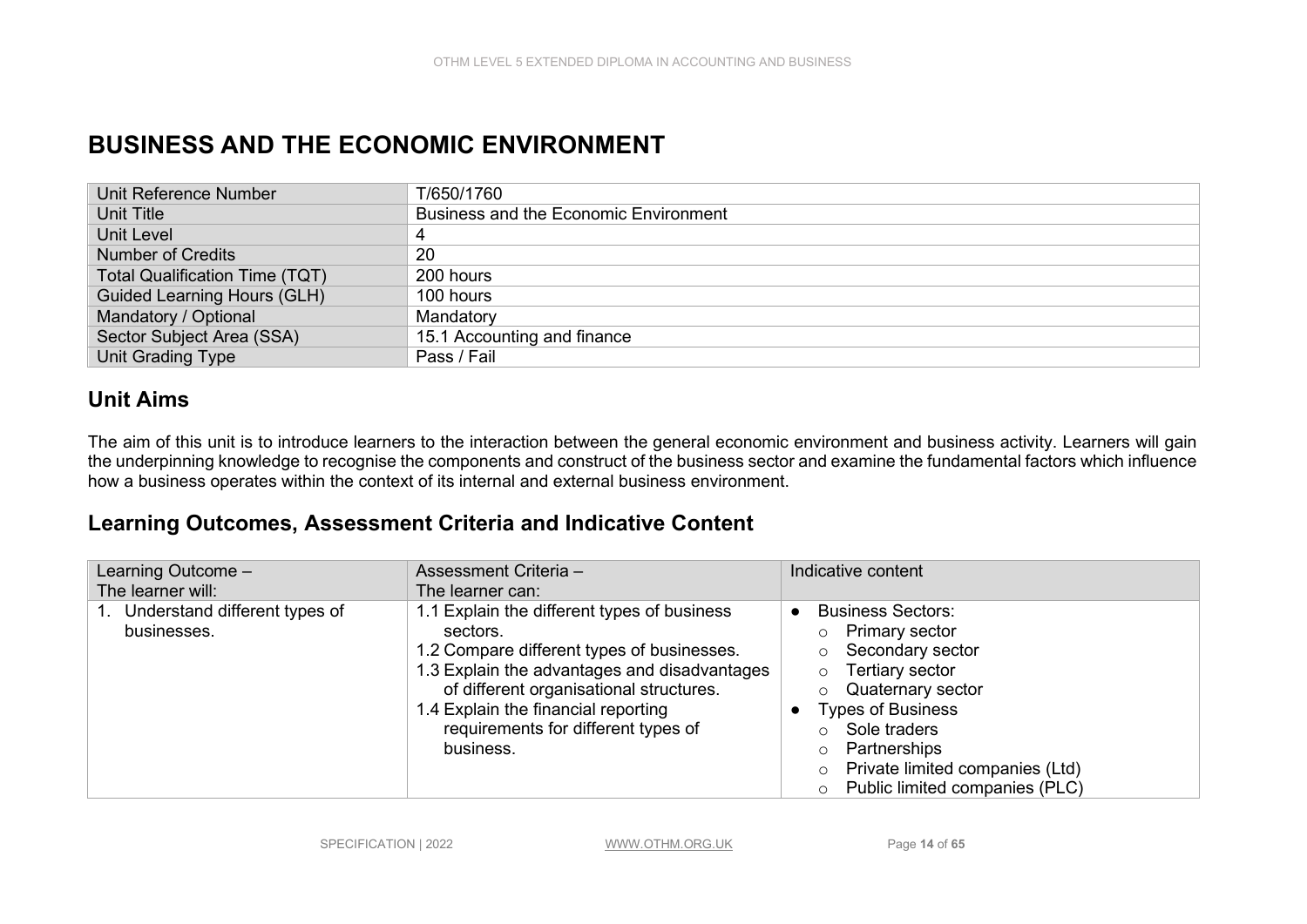# BUSINESS AND THE ECONOMIC ENVIRONMENT

| Unit Reference Number | T/650/1760 |
|---|---|
| Unit Title | Business and the Economic Environment |
| Unit Level | 4 |
| Number of Credits | 20 |
| Total Qualification Time (TQT) | 200 hours |
| Guided Learning Hours (GLH) | 100 hours |
| Mandatory / Optional | Mandatory |
| Sector Subject Area (SSA) | 15.1 Accounting and finance |
| Unit Grading Type | Pass / Fail |

## Unit Aims

The aim of this unit is to introduce learners to the interaction between the general economic environment and business activity. Learners will gain the underpinning knowledge to recognise the components and construct of the business sector and examine the fundamental factors which influence how a business operates within the context of its internal and external business environment.

## Learning Outcomes, Assessment Criteria and Indicative Content

| Learning Outcome – The learner will: | Assessment Criteria – The learner can: | Indicative content |
|---|---|---|
| 1. Understand different types of businesses. | 1.1 Explain the different types of business sectors.<br>1.2 Compare different types of businesses.<br>1.3 Explain the advantages and disadvantages of different organisational structures.<br>1.4 Explain the financial reporting requirements for different types of business. | ● Business Sectors:<br>○ Primary sector<br>○ Secondary sector<br>○ Tertiary sector<br>○ Quaternary sector<br>● Types of Business<br>○ Sole traders<br>○ Partnerships<br>○ Private limited companies (Ltd)<br>○ Public limited companies (PLC) |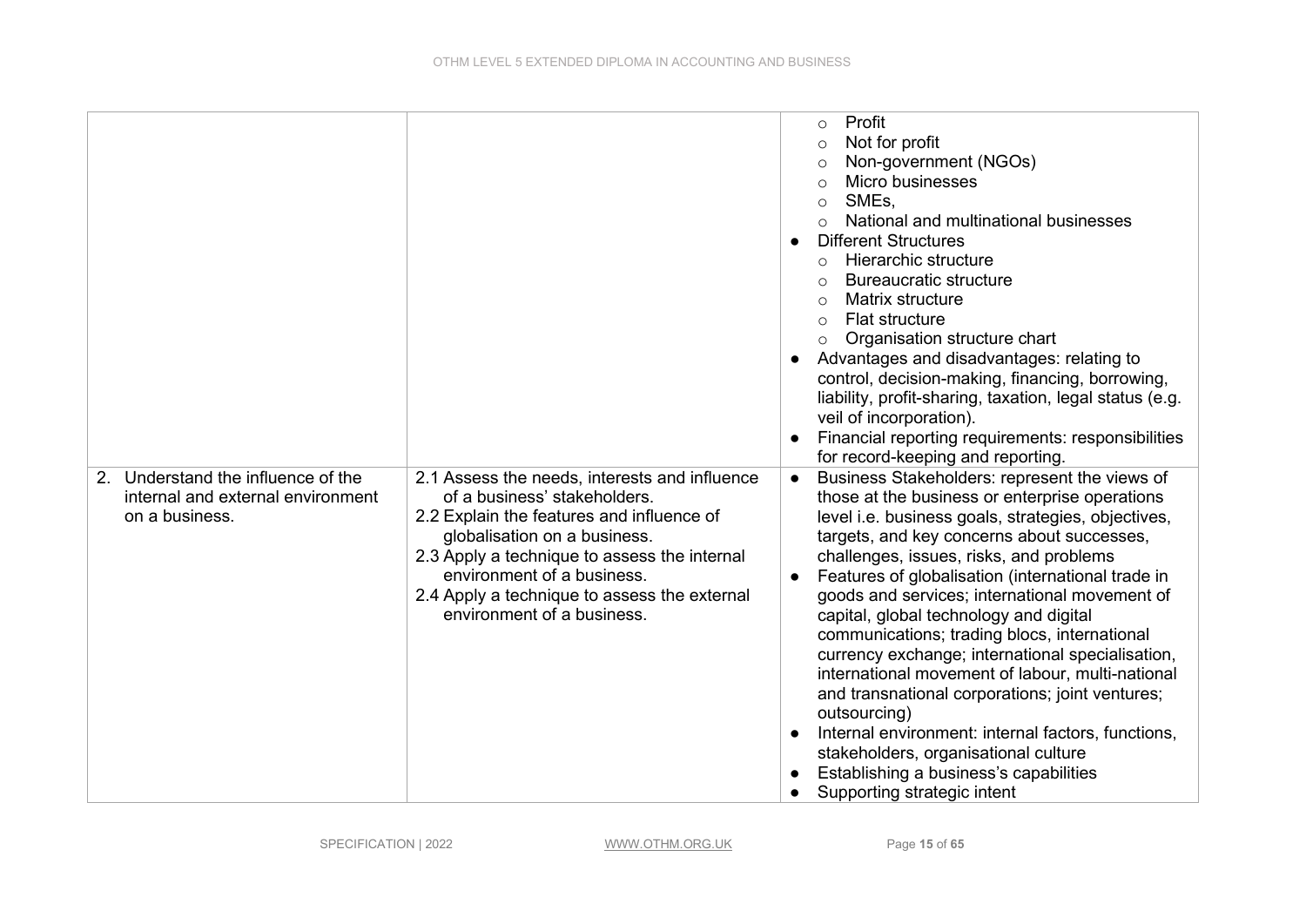| | | |
|---|---|---|
| | | ○ Profit<br>○ Not for profit<br>○ Non-government (NGOs)<br>○ Micro businesses<br>○ SMEs,<br>○ National and multinational businesses<br>● Different Structures<br>○ Hierarchic structure<br>○ Bureaucratic structure<br>○ Matrix structure<br>○ Flat structure<br>○ Organisation structure chart<br>● Advantages and disadvantages: relating to control, decision-making, financing, borrowing, liability, profit-sharing, taxation, legal status (e.g. veil of incorporation).<br>● Financial reporting requirements: responsibilities for record-keeping and reporting. |
| 2. Understand the influence of the internal and external environment on a business. | 2.1 Assess the needs, interests and influence of a business' stakeholders.<br>2.2 Explain the features and influence of globalisation on a business.<br>2.3 Apply a technique to assess the internal environment of a business.<br>2.4 Apply a technique to assess the external environment of a business. | ● Business Stakeholders: represent the views of those at the business or enterprise operations level i.e. business goals, strategies, objectives, targets, and key concerns about successes, challenges, issues, risks, and problems<br>● Features of globalisation (international trade in goods and services; international movement of capital, global technology and digital communications; trading blocs, international currency exchange; international specialisation, international movement of labour, multi-national and transnational corporations; joint ventures; outsourcing)<br>● Internal environment: internal factors, functions, stakeholders, organisational culture<br>● Establishing a business's capabilities<br>● Supporting strategic intent |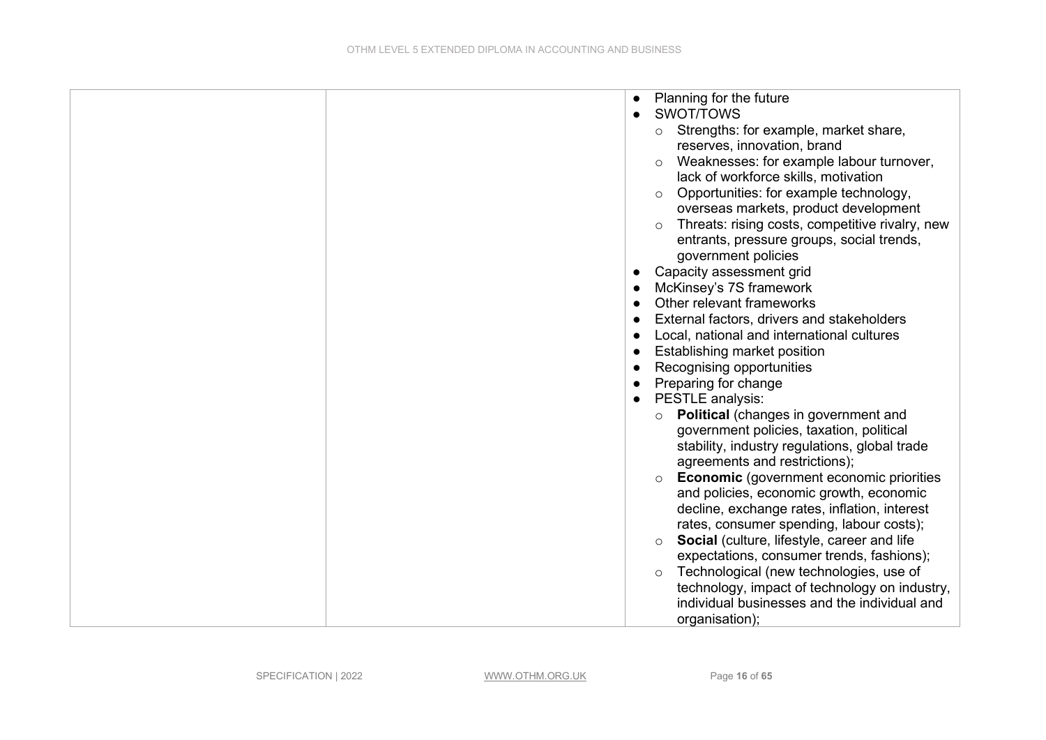| | | <ul><li>Planning for the future</li><li>SWOT/TOWS<ul><li>Strengths: for example, market share, reserves, innovation, brand</li><li>Weaknesses: for example labour turnover, lack of workforce skills, motivation</li><li>Opportunities: for example technology, overseas markets, product development</li><li>Threats: rising costs, competitive rivalry, new entrants, pressure groups, social trends, government policies</li></ul></li><li>Capacity assessment grid</li><li>McKinsey's 7S framework</li><li>Other relevant frameworks</li><li>External factors, drivers and stakeholders</li><li>Local, national and international cultures</li><li>Establishing market position</li><li>Recognising opportunities</li><li>Preparing for change</li><li>PESTLE analysis:<ul><li>**Political** (changes in government and government policies, taxation, political stability, industry regulations, global trade agreements and restrictions);</li><li>**Economic** (government economic priorities and policies, economic growth, economic decline, exchange rates, inflation, interest rates, consumer spending, labour costs);</li><li>**Social** (culture, lifestyle, career and life expectations, consumer trends, fashions);</li><li>Technological (new technologies, use of technology, impact of technology on industry, individual businesses and the individual and organisation);</li></ul></li></ul> |
|---|---|---|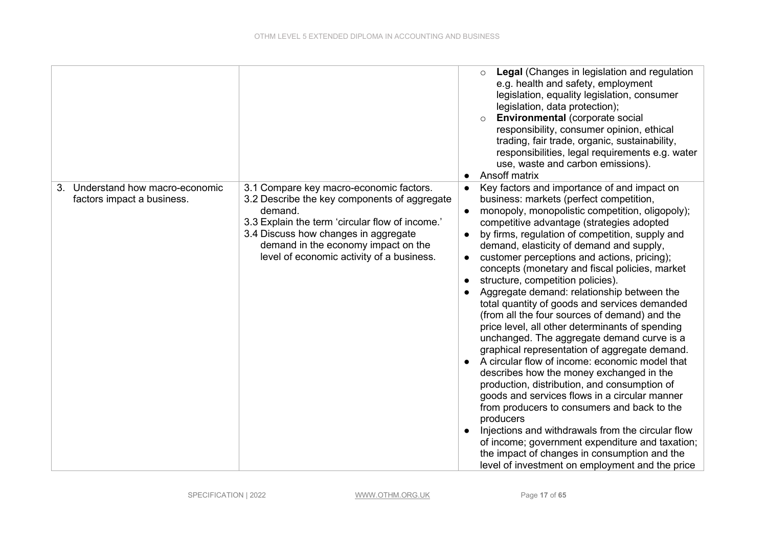| | | |
|---|---|---|
| | | ◦ **Legal** (Changes in legislation and regulation e.g. health and safety, employment legislation, equality legislation, consumer legislation, data protection);<br>◦ **Environmental** (corporate social responsibility, consumer opinion, ethical trading, fair trade, organic, sustainability, responsibilities, legal requirements e.g. water use, waste and carbon emissions).<br>• Ansoff matrix |
| 3. Understand how macro-economic factors impact a business. | 3.1 Compare key macro-economic factors.<br>3.2 Describe the key components of aggregate demand.<br>3.3 Explain the term 'circular flow of income.'<br>3.4 Discuss how changes in aggregate demand in the economy impact on the level of economic activity of a business. | • Key factors and importance of and impact on business: markets (perfect competition,<br>• monopoly, monopolistic competition, oligopoly); competitive advantage (strategies adopted<br>• by firms, regulation of competition, supply and demand, elasticity of demand and supply,<br>• customer perceptions and actions, pricing); concepts (monetary and fiscal policies, market<br>• structure, competition policies).<br>• Aggregate demand: relationship between the total quantity of goods and services demanded (from all the four sources of demand) and the price level, all other determinants of spending unchanged. The aggregate demand curve is a graphical representation of aggregate demand.<br>• A circular flow of income: economic model that describes how the money exchanged in the production, distribution, and consumption of goods and services flows in a circular manner from producers to consumers and back to the producers<br>• Injections and withdrawals from the circular flow of income; government expenditure and taxation; the impact of changes in consumption and the level of investment on employment and the price |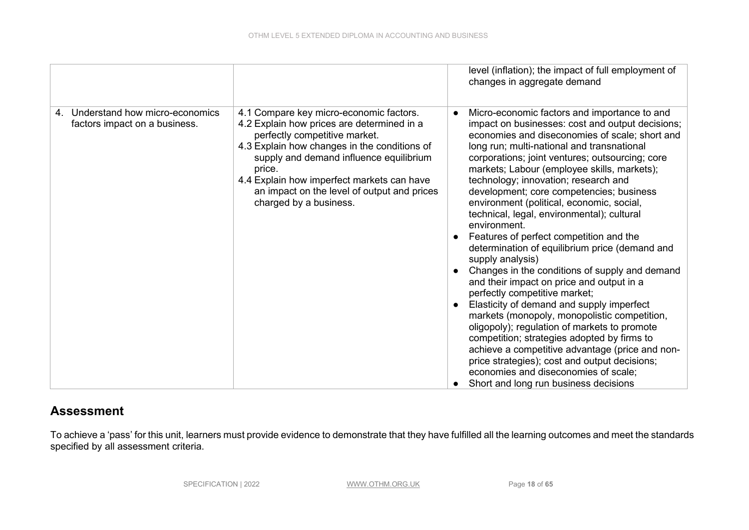| | | |
|---|---|---|
| | | level (inflation); the impact of full employment of changes in aggregate demand |
| 4. Understand how micro-economics factors impact on a business. | 4.1 Compare key micro-economic factors.<br>4.2 Explain how prices are determined in a perfectly competitive market.<br>4.3 Explain how changes in the conditions of supply and demand influence equilibrium price.<br>4.4 Explain how imperfect markets can have an impact on the level of output and prices charged by a business. | ● Micro-economic factors and importance to and impact on businesses: cost and output decisions; economies and diseconomies of scale; short and long run; multi-national and transnational corporations; joint ventures; outsourcing; core markets; Labour (employee skills, markets); technology; innovation; research and development; core competencies; business environment (political, economic, social, technical, legal, environmental); cultural environment.<br>● Features of perfect competition and the determination of equilibrium price (demand and supply analysis)<br>● Changes in the conditions of supply and demand and their impact on price and output in a perfectly competitive market;<br>● Elasticity of demand and supply imperfect markets (monopoly, monopolistic competition, oligopoly); regulation of markets to promote competition; strategies adopted by firms to achieve a competitive advantage (price and non-price strategies); cost and output decisions; economies and diseconomies of scale;<br>● Short and long run business decisions |

## Assessment

To achieve a 'pass' for this unit, learners must provide evidence to demonstrate that they have fulfilled all the learning outcomes and meet the standards specified by all assessment criteria.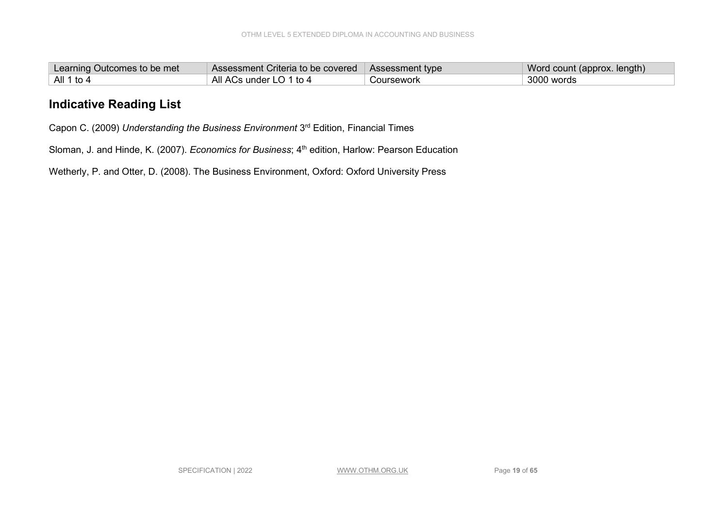| Learning Outcomes to be met | Assessment Criteria to be covered | Assessment type | Word count (approx. length) |
| --- | --- | --- | --- |
| All 1 to 4 | All ACs under LO 1 to 4 | Coursework | 3000 words |

## Indicative Reading List

Capon C. (2009) *Understanding the Business Environment* 3rd Edition, Financial Times

Sloman, J. and Hinde, K. (2007). *Economics for Business*; 4th edition, Harlow: Pearson Education

Wetherly, P. and Otter, D. (2008). The Business Environment, Oxford: Oxford University Press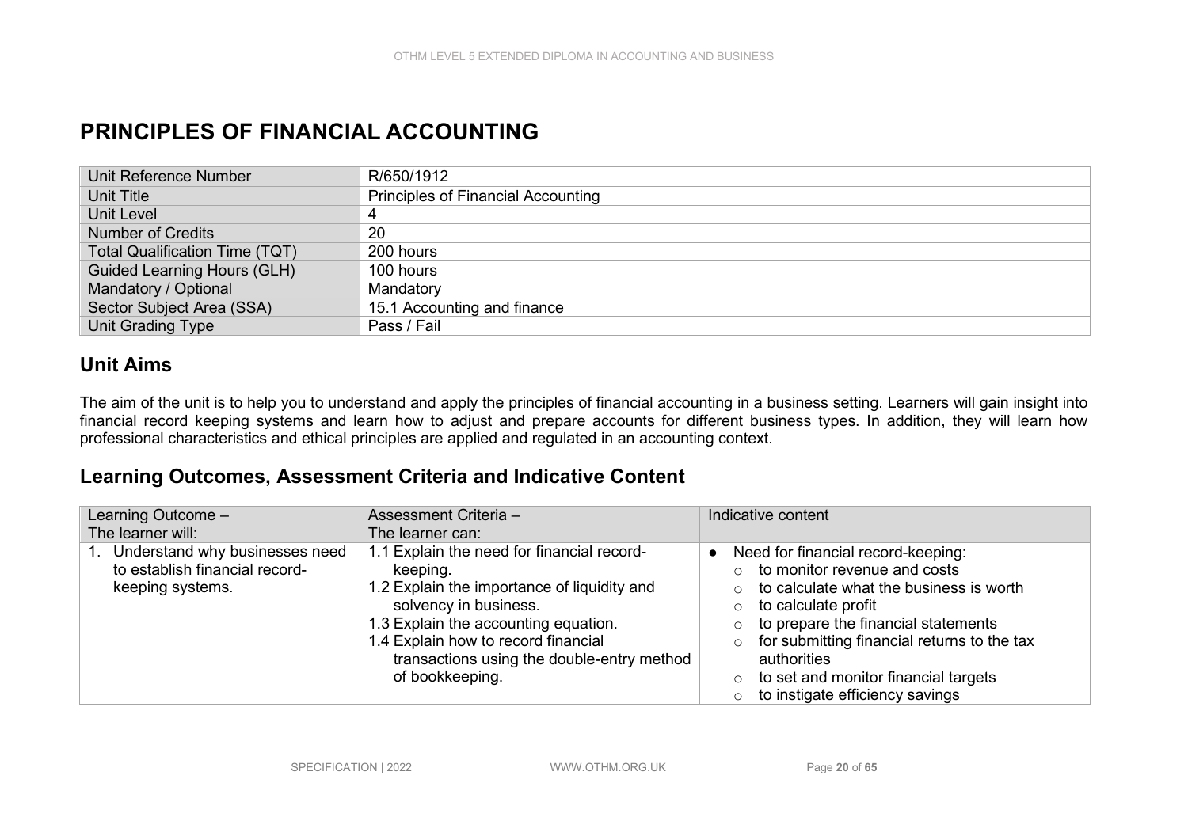# PRINCIPLES OF FINANCIAL ACCOUNTING

| | |
|---|---|
| Unit Reference Number | R/650/1912 |
| Unit Title | Principles of Financial Accounting |
| Unit Level | 4 |
| Number of Credits | 20 |
| Total Qualification Time (TQT) | 200 hours |
| Guided Learning Hours (GLH) | 100 hours |
| Mandatory / Optional | Mandatory |
| Sector Subject Area (SSA) | 15.1 Accounting and finance |
| Unit Grading Type | Pass / Fail |

## Unit Aims

The aim of the unit is to help you to understand and apply the principles of financial accounting in a business setting. Learners will gain insight into financial record keeping systems and learn how to adjust and prepare accounts for different business types. In addition, they will learn how professional characteristics and ethical principles are applied and regulated in an accounting context.

## Learning Outcomes, Assessment Criteria and Indicative Content

| Learning Outcome – The learner will: | Assessment Criteria – The learner can: | Indicative content |
|---|---|---|
| 1. Understand why businesses need to establish financial record-keeping systems. | 1.1 Explain the need for financial record-keeping.<br>1.2 Explain the importance of liquidity and solvency in business.<br>1.3 Explain the accounting equation.<br>1.4 Explain how to record financial transactions using the double-entry method of bookkeeping. | • Need for financial record-keeping:<br>○ to monitor revenue and costs<br>○ to calculate what the business is worth<br>○ to calculate profit<br>○ to prepare the financial statements<br>○ for submitting financial returns to the tax authorities<br>○ to set and monitor financial targets<br>○ to instigate efficiency savings |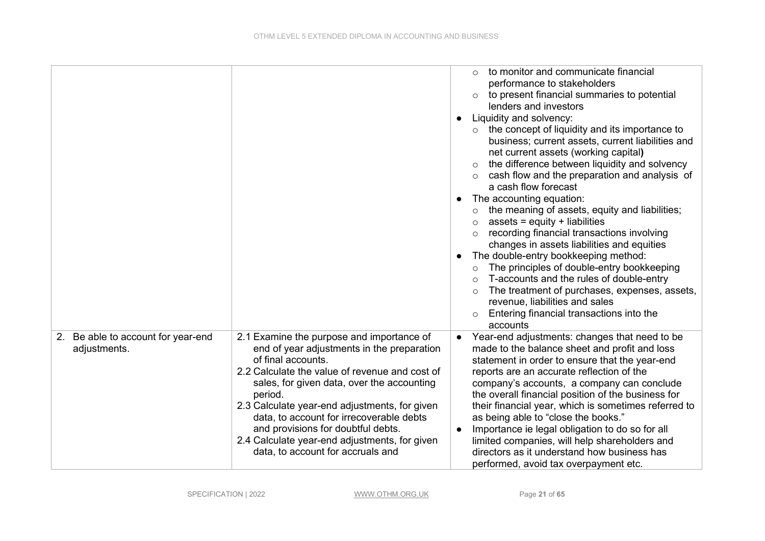| | | |
|---|---|---|
| | | ○ to monitor and communicate financial performance to stakeholders<br>○ to present financial summaries to potential lenders and investors<br>● Liquidity and solvency:<br>○ the concept of liquidity and its importance to business; current assets, current liabilities and net current assets (working capital**)**<br>○ the difference between liquidity and solvency<br>○ cash flow and the preparation and analysis of a cash flow forecast<br>● The accounting equation:<br>○ the meaning of assets, equity and liabilities;<br>○ assets = equity + liabilities<br>○ recording financial transactions involving changes in assets liabilities and equities<br>● The double-entry bookkeeping method:<br>○ The principles of double-entry bookkeeping<br>○ T-accounts and the rules of double-entry<br>○ The treatment of purchases, expenses, assets, revenue, liabilities and sales<br>○ Entering financial transactions into the accounts |
| 2. Be able to account for year-end adjustments. | 2.1 Examine the purpose and importance of end of year adjustments in the preparation of final accounts.<br>2.2 Calculate the value of revenue and cost of sales, for given data, over the accounting period.<br>2.3 Calculate year-end adjustments, for given data, to account for irrecoverable debts and provisions for doubtful debts.<br>2.4 Calculate year-end adjustments, for given data, to account for accruals and | ● Year-end adjustments: changes that need to be made to the balance sheet and profit and loss statement in order to ensure that the year-end reports are an accurate reflection of the company's accounts, a company can conclude the overall financial position of the business for their financial year, which is sometimes referred to as being able to "close the books."<br>● Importance ie legal obligation to do so for all limited companies, will help shareholders and directors as it understand how business has performed, avoid tax overpayment etc. |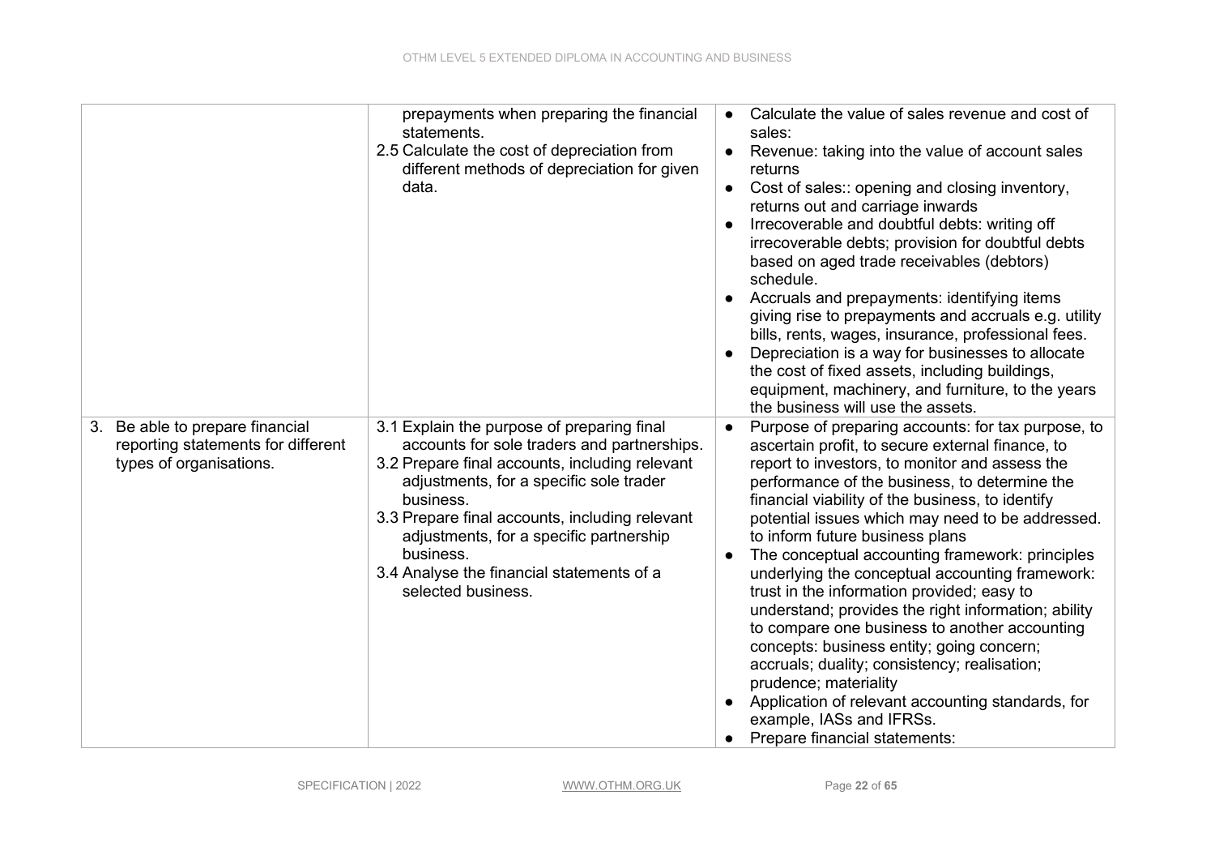| | | |
|---|---|---|
| | prepayments when preparing the financial statements.<br>2.5 Calculate the cost of depreciation from different methods of depreciation for given data. | • Calculate the value of sales revenue and cost of sales:<br>• Revenue: taking into the value of account sales returns<br>• Cost of sales:: opening and closing inventory, returns out and carriage inwards<br>• Irrecoverable and doubtful debts: writing off irrecoverable debts; provision for doubtful debts based on aged trade receivables (debtors) schedule.<br>• Accruals and prepayments: identifying items giving rise to prepayments and accruals e.g. utility bills, rents, wages, insurance, professional fees.<br>• Depreciation is a way for businesses to allocate the cost of fixed assets, including buildings, equipment, machinery, and furniture, to the years the business will use the assets. |
| 3. Be able to prepare financial reporting statements for different types of organisations. | 3.1 Explain the purpose of preparing final accounts for sole traders and partnerships.<br>3.2 Prepare final accounts, including relevant adjustments, for a specific sole trader business.<br>3.3 Prepare final accounts, including relevant adjustments, for a specific partnership business.<br>3.4 Analyse the financial statements of a selected business. | • Purpose of preparing accounts: for tax purpose, to ascertain profit, to secure external finance, to report to investors, to monitor and assess the performance of the business, to determine the financial viability of the business, to identify potential issues which may need to be addressed. to inform future business plans<br>• The conceptual accounting framework: principles underlying the conceptual accounting framework: trust in the information provided; easy to understand; provides the right information; ability to compare one business to another accounting concepts: business entity; going concern; accruals; duality; consistency; realisation; prudence; materiality<br>• Application of relevant accounting standards, for example, IASs and IFRSs.<br>• Prepare financial statements: |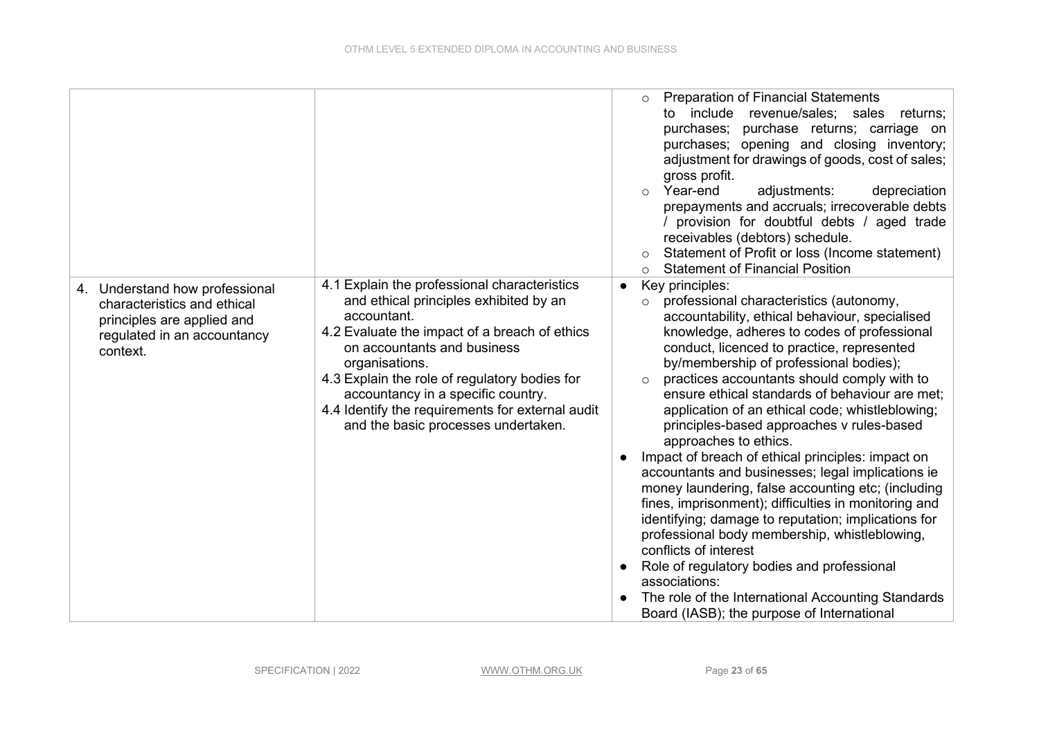| | | |
|---|---|---|
| | | ○ Preparation of Financial Statements to include revenue/sales; sales returns; purchases; purchase returns; carriage on purchases; opening and closing inventory; adjustment for drawings of goods, cost of sales; gross profit.<br>○ Year-end adjustments: depreciation prepayments and accruals; irrecoverable debts / provision for doubtful debts / aged trade receivables (debtors) schedule.<br>○ Statement of Profit or loss (Income statement)<br>○ Statement of Financial Position |
| 4. Understand how professional characteristics and ethical principles are applied and regulated in an accountancy context. | 4.1 Explain the professional characteristics and ethical principles exhibited by an accountant.<br>4.2 Evaluate the impact of a breach of ethics on accountants and business organisations.<br>4.3 Explain the role of regulatory bodies for accountancy in a specific country.<br>4.4 Identify the requirements for external audit and the basic processes undertaken. | ● Key principles:<br>○ professional characteristics (autonomy, accountability, ethical behaviour, specialised knowledge, adheres to codes of professional conduct, licenced to practice, represented by/membership of professional bodies);<br>○ practices accountants should comply with to ensure ethical standards of behaviour are met; application of an ethical code; whistleblowing; principles-based approaches v rules-based approaches to ethics.<br>● Impact of breach of ethical principles: impact on accountants and businesses; legal implications ie money laundering, false accounting etc; (including fines, imprisonment); difficulties in monitoring and identifying; damage to reputation; implications for professional body membership, whistleblowing, conflicts of interest<br>● Role of regulatory bodies and professional associations:<br>● The role of the International Accounting Standards Board (IASB); the purpose of International |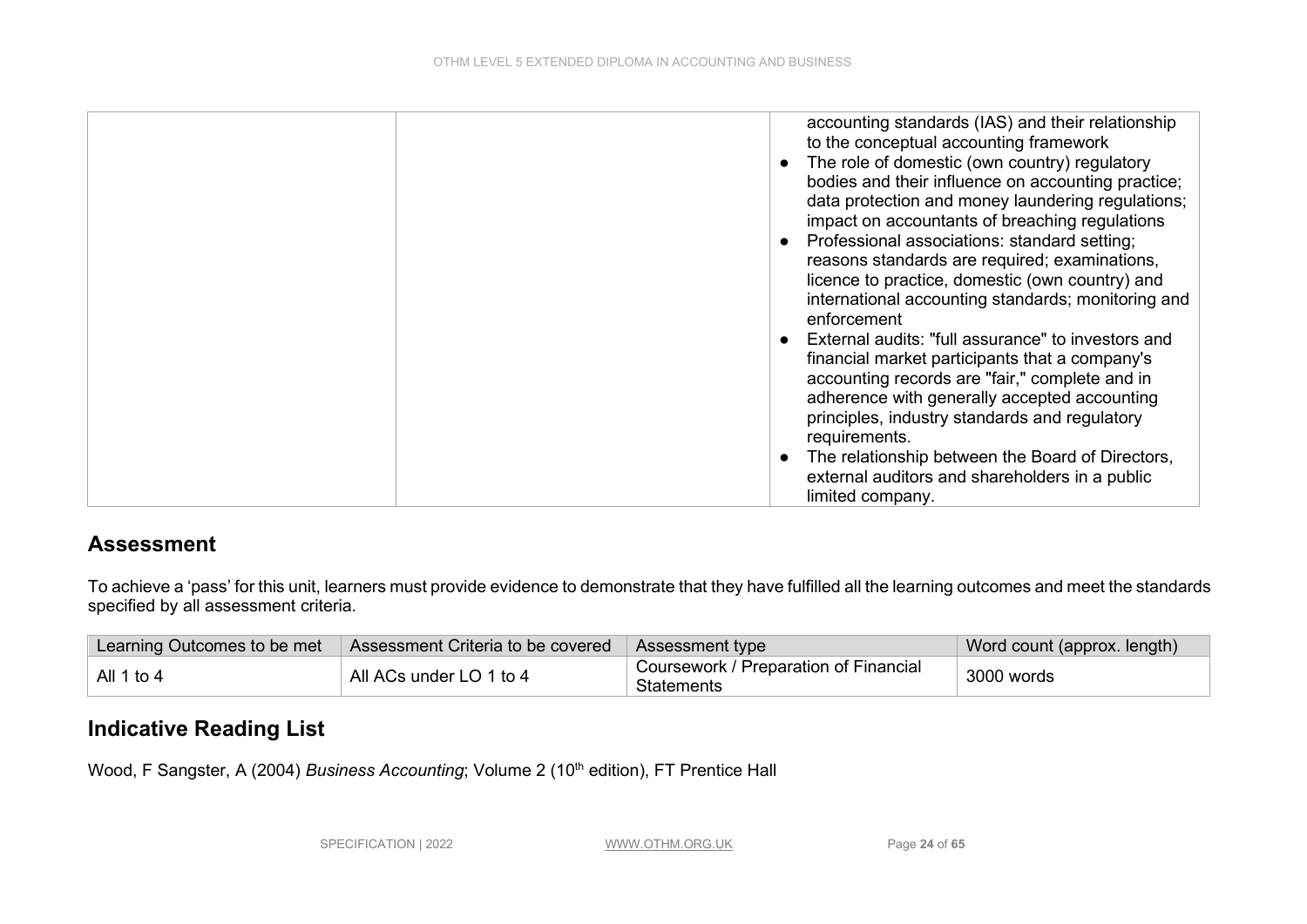| | | |
|---|---|---|
| | | accounting standards (IAS) and their relationship to the conceptual accounting framework<br>● The role of domestic (own country) regulatory bodies and their influence on accounting practice; data protection and money laundering regulations; impact on accountants of breaching regulations<br>● Professional associations: standard setting; reasons standards are required; examinations, licence to practice, domestic (own country) and international accounting standards; monitoring and enforcement<br>● External audits: "full assurance" to investors and financial market participants that a company's accounting records are "fair," complete and in adherence with generally accepted accounting principles, industry standards and regulatory requirements.<br>● The relationship between the Board of Directors, external auditors and shareholders in a public limited company. |

## Assessment

To achieve a 'pass' for this unit, learners must provide evidence to demonstrate that they have fulfilled all the learning outcomes and meet the standards specified by all assessment criteria.

| Learning Outcomes to be met | Assessment Criteria to be covered | Assessment type | Word count (approx. length) |
|---|---|---|---|
| All 1 to 4 | All ACs under LO 1 to 4 | Coursework / Preparation of Financial Statements | 3000 words |

## Indicative Reading List

Wood, F Sangster, A (2004) *Business Accounting*; Volume 2 (10th edition), FT Prentice Hall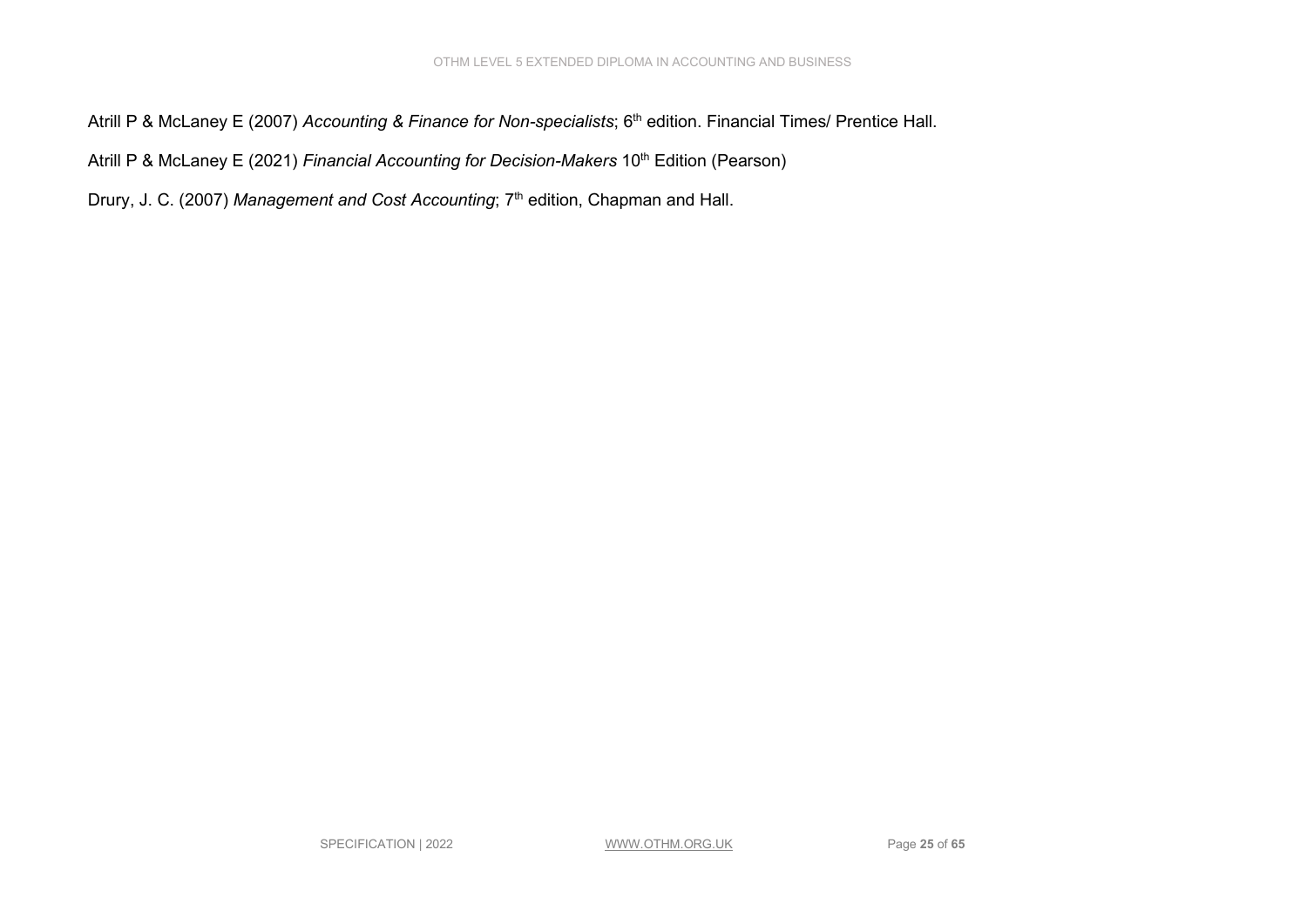Atrill P & McLaney E (2007) *Accounting & Finance for Non-specialists*; 6th edition. Financial Times/ Prentice Hall.

Atrill P & McLaney E (2021) *Financial Accounting for Decision-Makers* 10th Edition (Pearson)

Drury, J. C. (2007) *Management and Cost Accounting*; 7th edition, Chapman and Hall.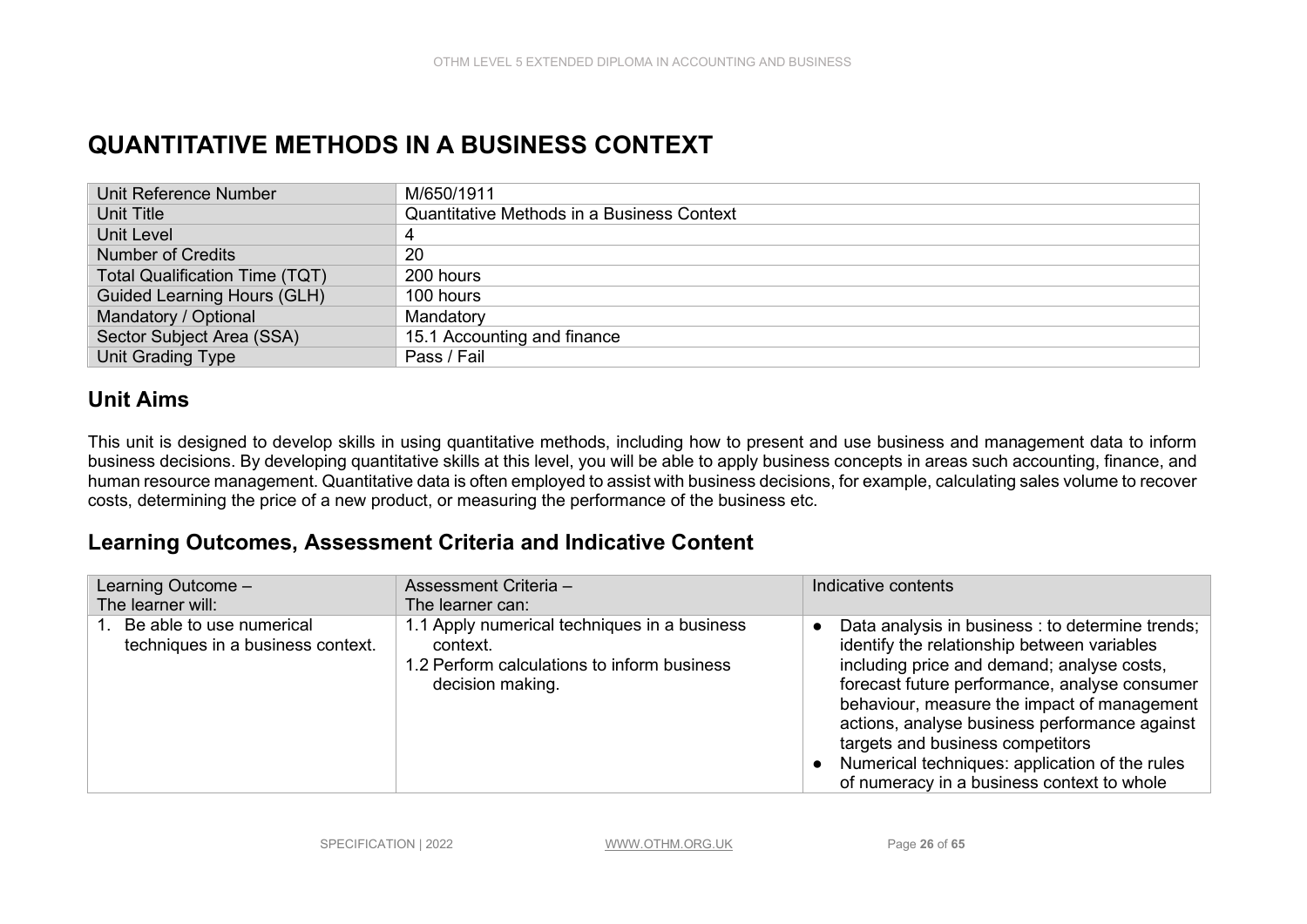# QUANTITATIVE METHODS IN A BUSINESS CONTEXT

| Unit Reference Number | M/650/1911 |
|---|---|
| Unit Title | Quantitative Methods in a Business Context |
| Unit Level | 4 |
| Number of Credits | 20 |
| Total Qualification Time (TQT) | 200 hours |
| Guided Learning Hours (GLH) | 100 hours |
| Mandatory / Optional | Mandatory |
| Sector Subject Area (SSA) | 15.1 Accounting and finance |
| Unit Grading Type | Pass / Fail |

## Unit Aims

This unit is designed to develop skills in using quantitative methods, including how to present and use business and management data to inform business decisions. By developing quantitative skills at this level, you will be able to apply business concepts in areas such accounting, finance, and human resource management. Quantitative data is often employed to assist with business decisions, for example, calculating sales volume to recover costs, determining the price of a new product, or measuring the performance of the business etc.

## Learning Outcomes, Assessment Criteria and Indicative Content

| Learning Outcome – The learner will: | Assessment Criteria – The learner can: | Indicative contents |
|---|---|---|
| 1. Be able to use numerical techniques in a business context. | 1.1 Apply numerical techniques in a business context.<br>1.2 Perform calculations to inform business decision making. | • Data analysis in business : to determine trends; identify the relationship between variables including price and demand; analyse costs, forecast future performance, analyse consumer behaviour, measure the impact of management actions, analyse business performance against targets and business competitors<br>• Numerical techniques: application of the rules of numeracy in a business context to whole |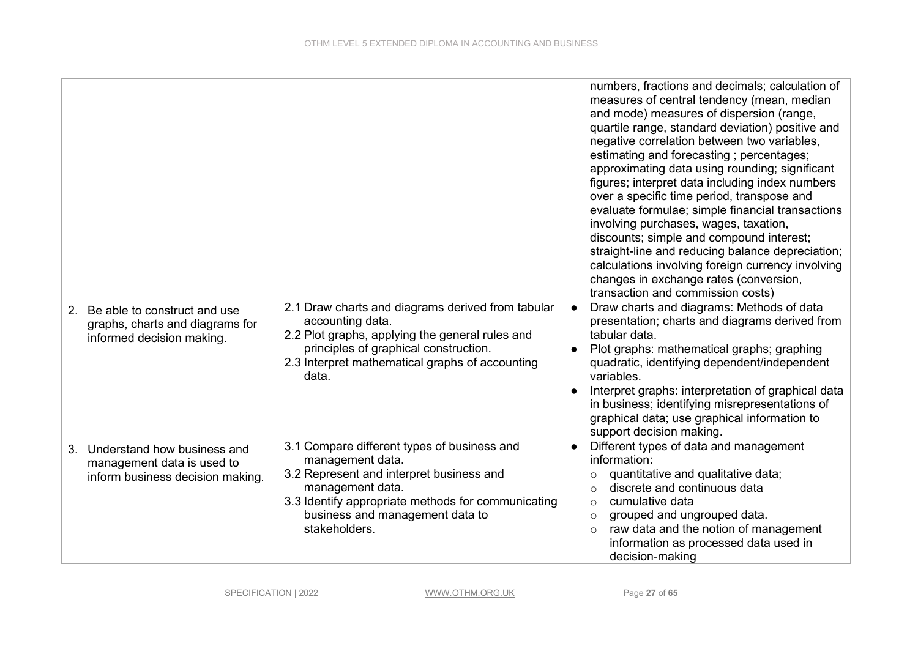| | | |
|---|---|---|
| | | numbers, fractions and decimals; calculation of measures of central tendency (mean, median and mode) measures of dispersion (range, quartile range, standard deviation) positive and negative correlation between two variables, estimating and forecasting ; percentages; approximating data using rounding; significant figures; interpret data including index numbers over a specific time period, transpose and evaluate formulae; simple financial transactions involving purchases, wages, taxation, discounts; simple and compound interest; straight-line and reducing balance depreciation; calculations involving foreign currency involving changes in exchange rates (conversion, transaction and commission costs) |
| 2. Be able to construct and use graphs, charts and diagrams for informed decision making. | 2.1 Draw charts and diagrams derived from tabular accounting data.<br>2.2 Plot graphs, applying the general rules and principles of graphical construction.<br>2.3 Interpret mathematical graphs of accounting data. | • Draw charts and diagrams: Methods of data presentation; charts and diagrams derived from tabular data.<br>• Plot graphs: mathematical graphs; graphing quadratic, identifying dependent/independent variables.<br>• Interpret graphs: interpretation of graphical data in business; identifying misrepresentations of graphical data; use graphical information to support decision making. |
| 3. Understand how business and management data is used to inform business decision making. | 3.1 Compare different types of business and management data.<br>3.2 Represent and interpret business and management data.<br>3.3 Identify appropriate methods for communicating business and management data to stakeholders. | • Different types of data and management information:<br>○ quantitative and qualitative data;<br>○ discrete and continuous data<br>○ cumulative data<br>○ grouped and ungrouped data.<br>○ raw data and the notion of management information as processed data used in decision-making |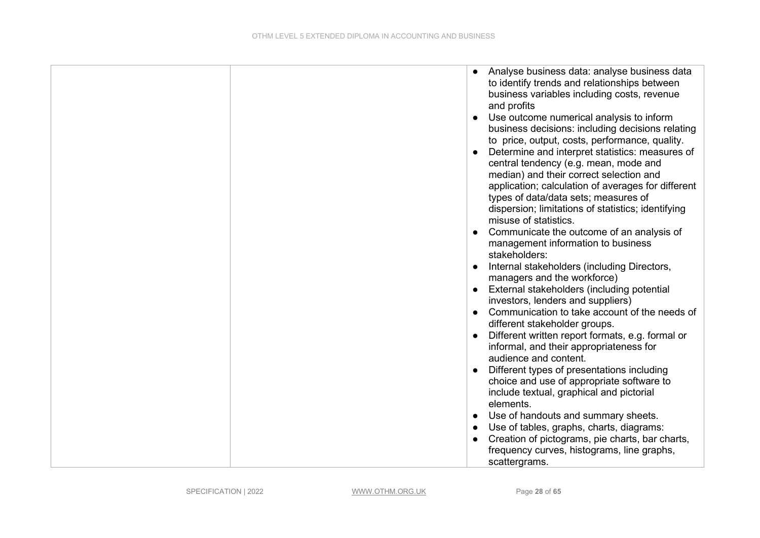| | | |
|---|---|---|
| | | • Analyse business data: analyse business data to identify trends and relationships between business variables including costs, revenue and profits<br>• Use outcome numerical analysis to inform business decisions: including decisions relating to  price, output, costs, performance, quality.<br>• Determine and interpret statistics: measures of central tendency (e.g. mean, mode and median) and their correct selection and application; calculation of averages for different types of data/data sets; measures of dispersion; limitations of statistics; identifying misuse of statistics.<br>• Communicate the outcome of an analysis of management information to business stakeholders:<br>• Internal stakeholders (including Directors, managers and the workforce)<br>• External stakeholders (including potential investors, lenders and suppliers)<br>• Communication to take account of the needs of different stakeholder groups.<br>• Different written report formats, e.g. formal or informal, and their appropriateness for audience and content.<br>• Different types of presentations including choice and use of appropriate software to include textual, graphical and pictorial elements.<br>• Use of handouts and summary sheets.<br>• Use of tables, graphs, charts, diagrams:<br>• Creation of pictograms, pie charts, bar charts, frequency curves, histograms, line graphs, scattergrams. |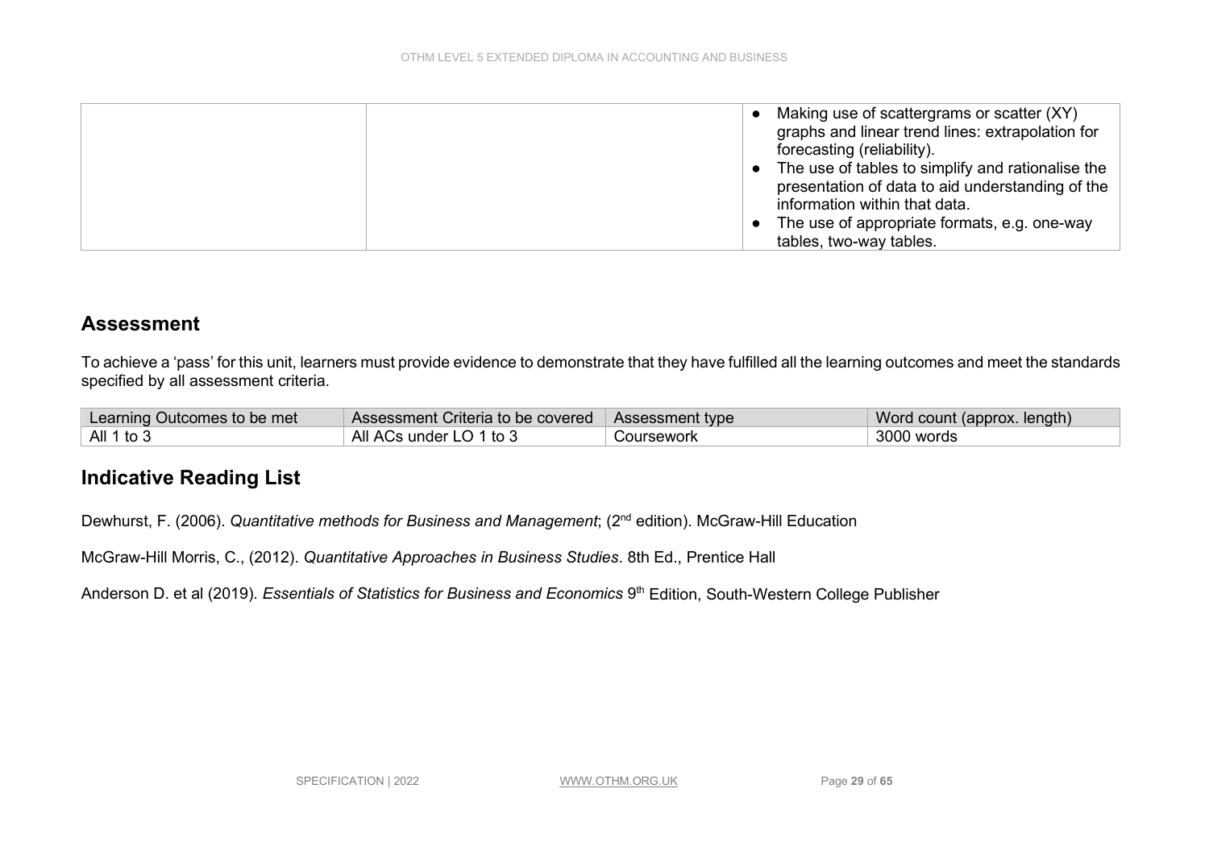| | | • Making use of scattergrams or scatter (XY) graphs and linear trend lines: extrapolation for forecasting (reliability).<br>• The use of tables to simplify and rationalise the presentation of data to aid understanding of the information within that data.<br>• The use of appropriate formats, e.g. one-way tables, two-way tables. |
|---|---|---|

## Assessment

To achieve a 'pass' for this unit, learners must provide evidence to demonstrate that they have fulfilled all the learning outcomes and meet the standards specified by all assessment criteria.

| Learning Outcomes to be met | Assessment Criteria to be covered | Assessment type | Word count (approx. length) |
|---|---|---|---|
| All 1 to 3 | All ACs under LO 1 to 3 | Coursework | 3000 words |

## Indicative Reading List

Dewhurst, F. (2006). *Quantitative methods for Business and Management*; (2nd edition). McGraw-Hill Education

McGraw-Hill Morris, C., (2012). *Quantitative Approaches in Business Studies*. 8th Ed., Prentice Hall

Anderson D. et al (2019). *Essentials of Statistics for Business and Economics* 9th Edition, South-Western College Publisher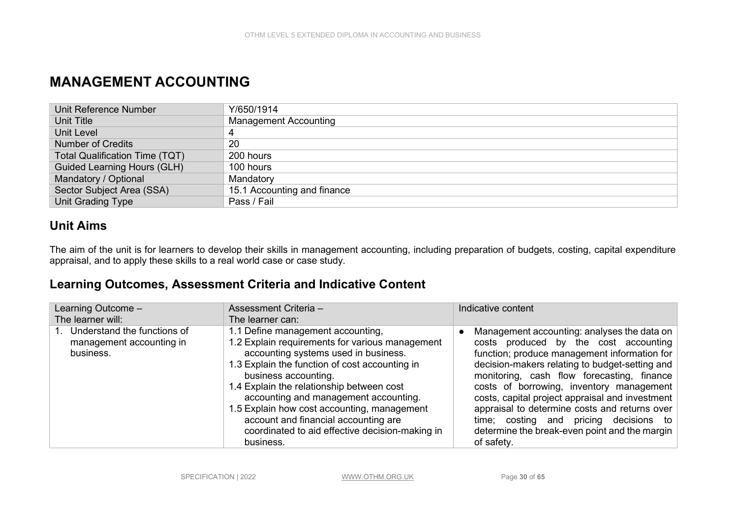# MANAGEMENT ACCOUNTING

| Unit Reference Number | Y/650/1914 |
|---|---|
| Unit Title | Management Accounting |
| Unit Level | 4 |
| Number of Credits | 20 |
| Total Qualification Time (TQT) | 200 hours |
| Guided Learning Hours (GLH) | 100 hours |
| Mandatory / Optional | Mandatory |
| Sector Subject Area (SSA) | 15.1 Accounting and finance |
| Unit Grading Type | Pass / Fail |

## Unit Aims

The aim of the unit is for learners to develop their skills in management accounting, including preparation of budgets, costing, capital expenditure appraisal, and to apply these skills to a real world case or case study.

## Learning Outcomes, Assessment Criteria and Indicative Content

| Learning Outcome – The learner will: | Assessment Criteria – The learner can: | Indicative content |
|---|---|---|
| 1. Understand the functions of management accounting in business. | 1.1 Define management accounting,<br>1.2 Explain requirements for various management accounting systems used in business.<br>1.3 Explain the function of cost accounting in business accounting.<br>1.4 Explain the relationship between cost accounting and management accounting.<br>1.5 Explain how cost accounting, management account and financial accounting are coordinated to aid effective decision-making in business. | • Management accounting: analyses the data on costs produced by the cost accounting function; produce management information for decision-makers relating to budget-setting and monitoring, cash flow forecasting, finance costs of borrowing, inventory management costs, capital project appraisal and investment appraisal to determine costs and returns over time; costing and pricing decisions to determine the break-even point and the margin of safety. |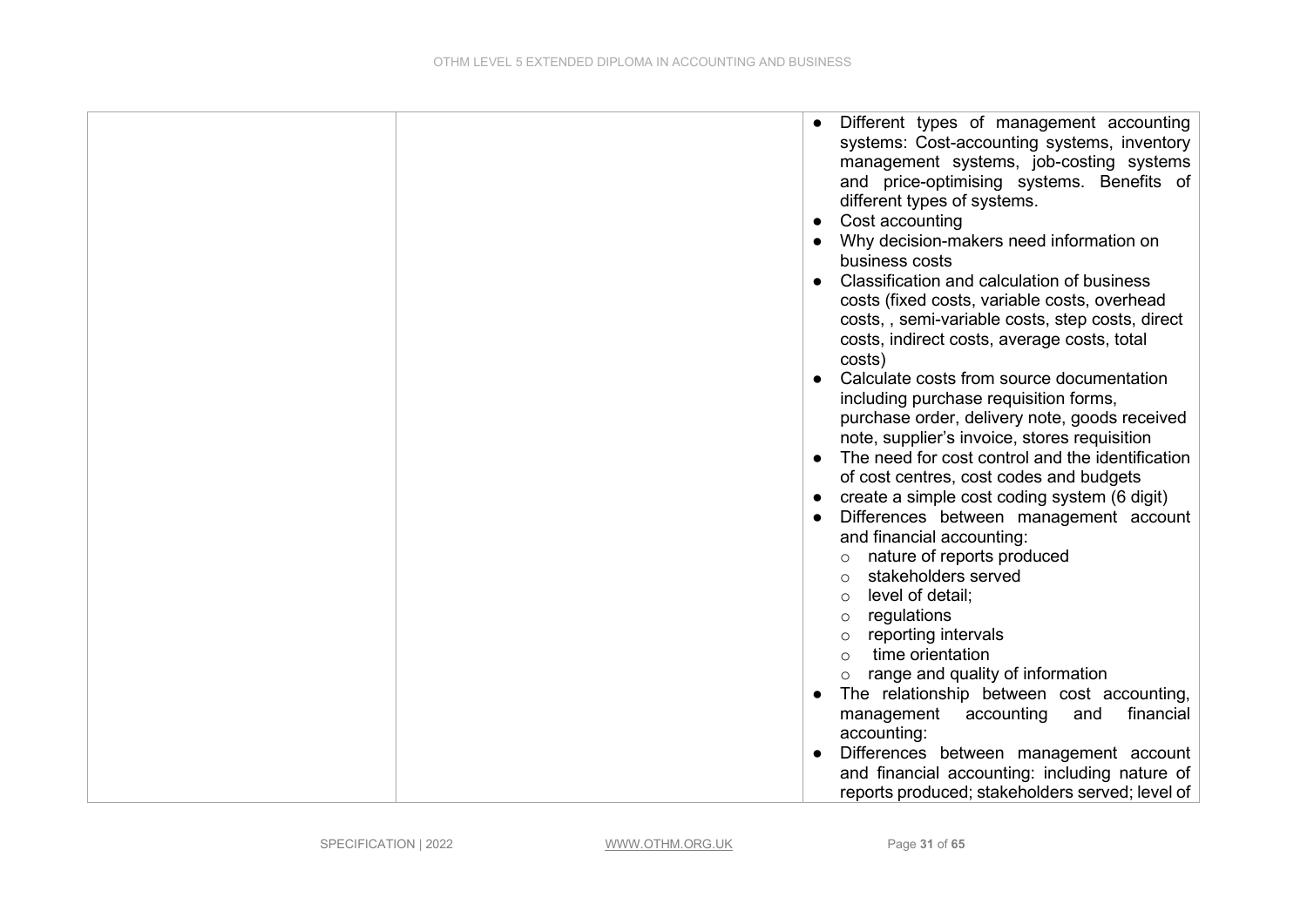| | | |
|---|---|---|
| | | <ul><li>Different types of management accounting systems: Cost-accounting systems, inventory management systems, job-costing systems and price-optimising systems. Benefits of different types of systems.</li><li>Cost accounting</li><li>Why decision-makers need information on business costs</li><li>Classification and calculation of business costs (fixed costs, variable costs, overhead costs, , semi-variable costs, step costs, direct costs, indirect costs, average costs, total costs)</li><li>Calculate costs from source documentation including purchase requisition forms, purchase order, delivery note, goods received note, supplier's invoice, stores requisition</li><li>The need for cost control and the identification of cost centres, cost codes and budgets</li><li>create a simple cost coding system (6 digit)</li><li>Differences between management account and financial accounting:<ul><li>nature of reports produced</li><li>stakeholders served</li><li>level of detail;</li><li>regulations</li><li>reporting intervals</li><li>time orientation</li><li>range and quality of information</li></ul></li><li>The relationship between cost accounting, management accounting and financial accounting:</li><li>Differences between management account and financial accounting: including nature of reports produced; stakeholders served; level of</li></ul> |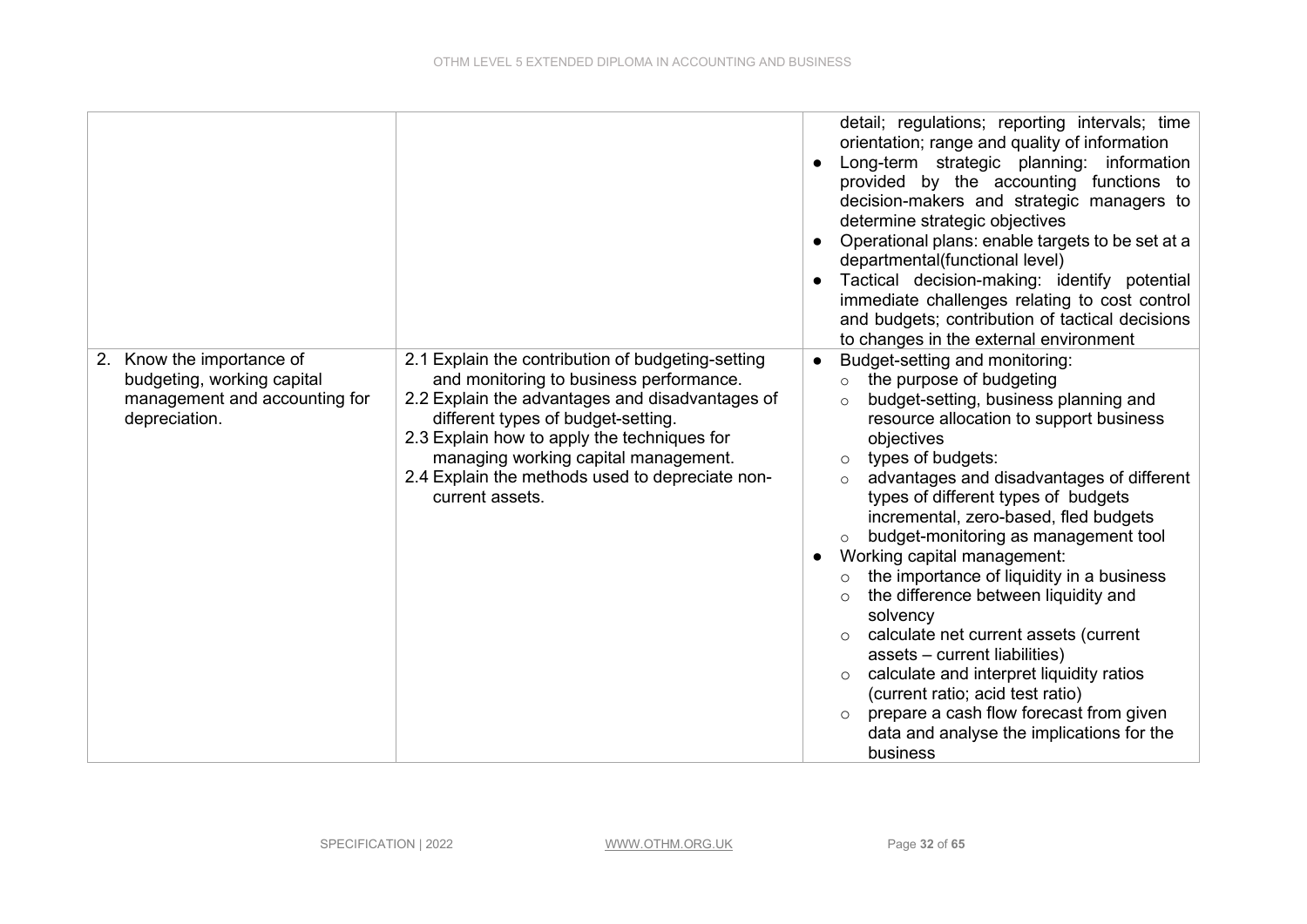| | | |
|---|---|---|
| | | detail; regulations; reporting intervals; time orientation; range and quality of information<br>● Long-term strategic planning: information provided by the accounting functions to decision-makers and strategic managers to determine strategic objectives<br>● Operational plans: enable targets to be set at a departmental(functional level)<br>● Tactical decision-making: identify potential immediate challenges relating to cost control and budgets; contribution of tactical decisions to changes in the external environment |
| 2. Know the importance of budgeting, working capital management and accounting for depreciation. | 2.1 Explain the contribution of budgeting-setting and monitoring to business performance.<br>2.2 Explain the advantages and disadvantages of different types of budget-setting.<br>2.3 Explain how to apply the techniques for managing working capital management.<br>2.4 Explain the methods used to depreciate non-current assets. | ● Budget-setting and monitoring:<br>○ the purpose of budgeting<br>○ budget-setting, business planning and resource allocation to support business objectives<br>○ types of budgets:<br>○ advantages and disadvantages of different types of different types of budgets incremental, zero-based, fled budgets<br>○ budget-monitoring as management tool<br>● Working capital management:<br>○ the importance of liquidity in a business<br>○ the difference between liquidity and solvency<br>○ calculate net current assets (current assets – current liabilities)<br>○ calculate and interpret liquidity ratios (current ratio; acid test ratio)<br>○ prepare a cash flow forecast from given data and analyse the implications for the business |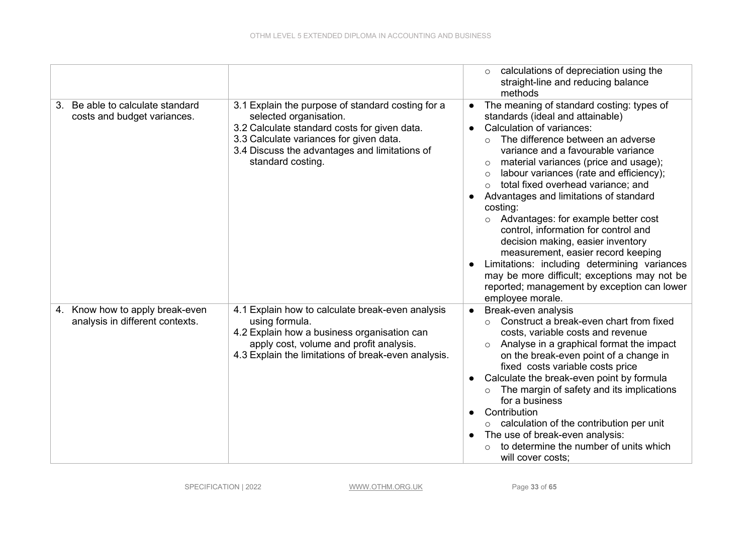| | | |
|---|---|---|
| | | ○ calculations of depreciation using the straight-line and reducing balance methods |
| 3. Be able to calculate standard costs and budget variances. | 3.1 Explain the purpose of standard costing for a selected organisation.<br>3.2 Calculate standard costs for given data.<br>3.3 Calculate variances for given data.<br>3.4 Discuss the advantages and limitations of standard costing. | ● The meaning of standard costing: types of standards (ideal and attainable)<br>● Calculation of variances:<br>○ The difference between an adverse variance and a favourable variance<br>○ material variances (price and usage);<br>○ labour variances (rate and efficiency);<br>○ total fixed overhead variance; and<br>● Advantages and limitations of standard costing:<br>○ Advantages: for example better cost control, information for control and decision making, easier inventory measurement, easier record keeping<br>● Limitations: including determining variances may be more difficult; exceptions may not be reported; management by exception can lower employee morale. |
| 4. Know how to apply break-even analysis in different contexts. | 4.1 Explain how to calculate break-even analysis using formula.<br>4.2 Explain how a business organisation can apply cost, volume and profit analysis.<br>4.3 Explain the limitations of break-even analysis. | ● Break-even analysis<br>○ Construct a break-even chart from fixed costs, variable costs and revenue<br>○ Analyse in a graphical format the impact on the break-even point of a change in fixed costs variable costs price<br>● Calculate the break-even point by formula<br>○ The margin of safety and its implications for a business<br>● Contribution<br>○ calculation of the contribution per unit<br>● The use of break-even analysis:<br>○ to determine the number of units which will cover costs; |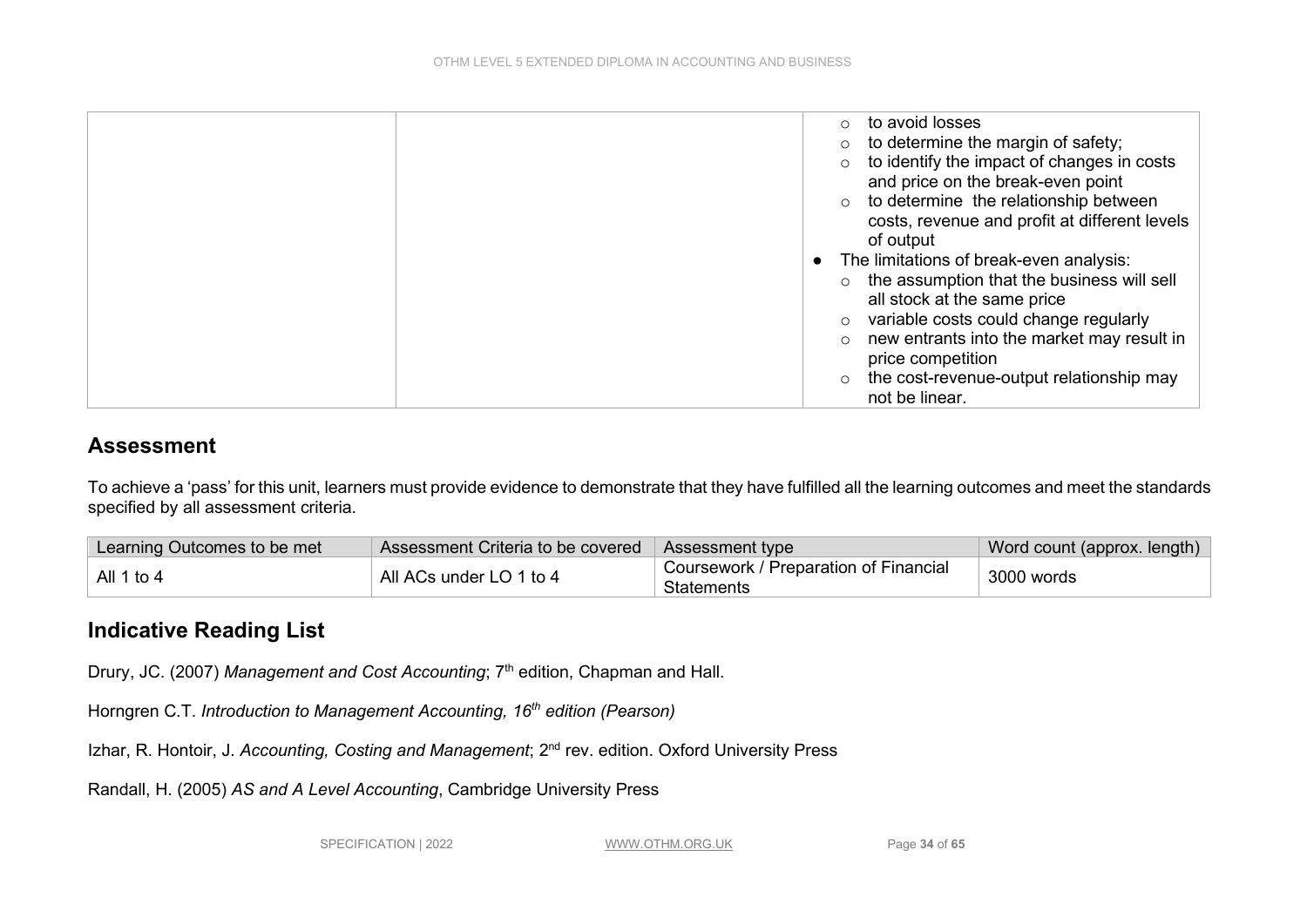| | | ○ to avoid losses<br>○ to determine the margin of safety;<br>○ to identify the impact of changes in costs and price on the break-even point<br>○ to determine the relationship between costs, revenue and profit at different levels of output<br>● The limitations of break-even analysis:<br>○ the assumption that the business will sell all stock at the same price<br>○ variable costs could change regularly<br>○ new entrants into the market may result in price competition<br>○ the cost-revenue-output relationship may not be linear. |
|---|---|---|

## Assessment

To achieve a 'pass' for this unit, learners must provide evidence to demonstrate that they have fulfilled all the learning outcomes and meet the standards specified by all assessment criteria.

| Learning Outcomes to be met | Assessment Criteria to be covered | Assessment type | Word count (approx. length) |
|---|---|---|---|
| All 1 to 4 | All ACs under LO 1 to 4 | Coursework / Preparation of Financial Statements | 3000 words |

## Indicative Reading List

Drury, JC. (2007) *Management and Cost Accounting*; 7th edition, Chapman and Hall.

Horngren C.T. *Introduction to Management Accounting, 16th edition (Pearson)*

Izhar, R. Hontoir, J. *Accounting, Costing and Management*; 2nd rev. edition. Oxford University Press

Randall, H. (2005) *AS and A Level Accounting*, Cambridge University Press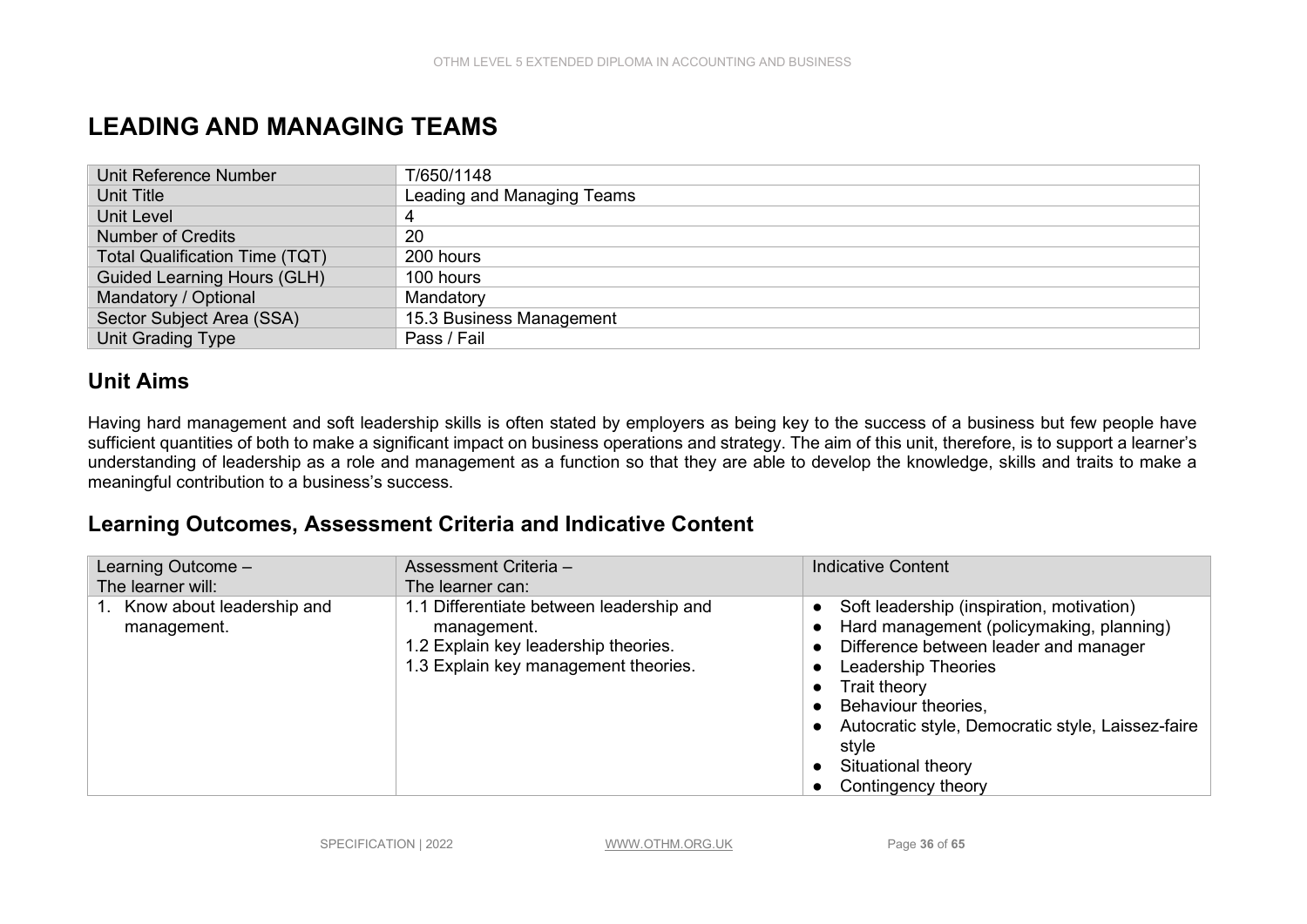# LEADING AND MANAGING TEAMS

| Unit Reference Number | T/650/1148 |
|---|---|
| Unit Title | Leading and Managing Teams |
| Unit Level | 4 |
| Number of Credits | 20 |
| Total Qualification Time (TQT) | 200 hours |
| Guided Learning Hours (GLH) | 100 hours |
| Mandatory / Optional | Mandatory |
| Sector Subject Area (SSA) | 15.3 Business Management |
| Unit Grading Type | Pass / Fail |

## Unit Aims

Having hard management and soft leadership skills is often stated by employers as being key to the success of a business but few people have sufficient quantities of both to make a significant impact on business operations and strategy. The aim of this unit, therefore, is to support a learner's understanding of leadership as a role and management as a function so that they are able to develop the knowledge, skills and traits to make a meaningful contribution to a business's success.

## Learning Outcomes, Assessment Criteria and Indicative Content

| Learning Outcome – The learner will: | Assessment Criteria – The learner can: | Indicative Content |
|---|---|---|
| 1. Know about leadership and management. | 1.1 Differentiate between leadership and management.<br>1.2 Explain key leadership theories.<br>1.3 Explain key management theories. | ● Soft leadership (inspiration, motivation)<br>● Hard management (policymaking, planning)<br>● Difference between leader and manager<br>● Leadership Theories<br>● Trait theory<br>● Behaviour theories,<br>● Autocratic style, Democratic style, Laissez-faire style<br>● Situational theory<br>● Contingency theory |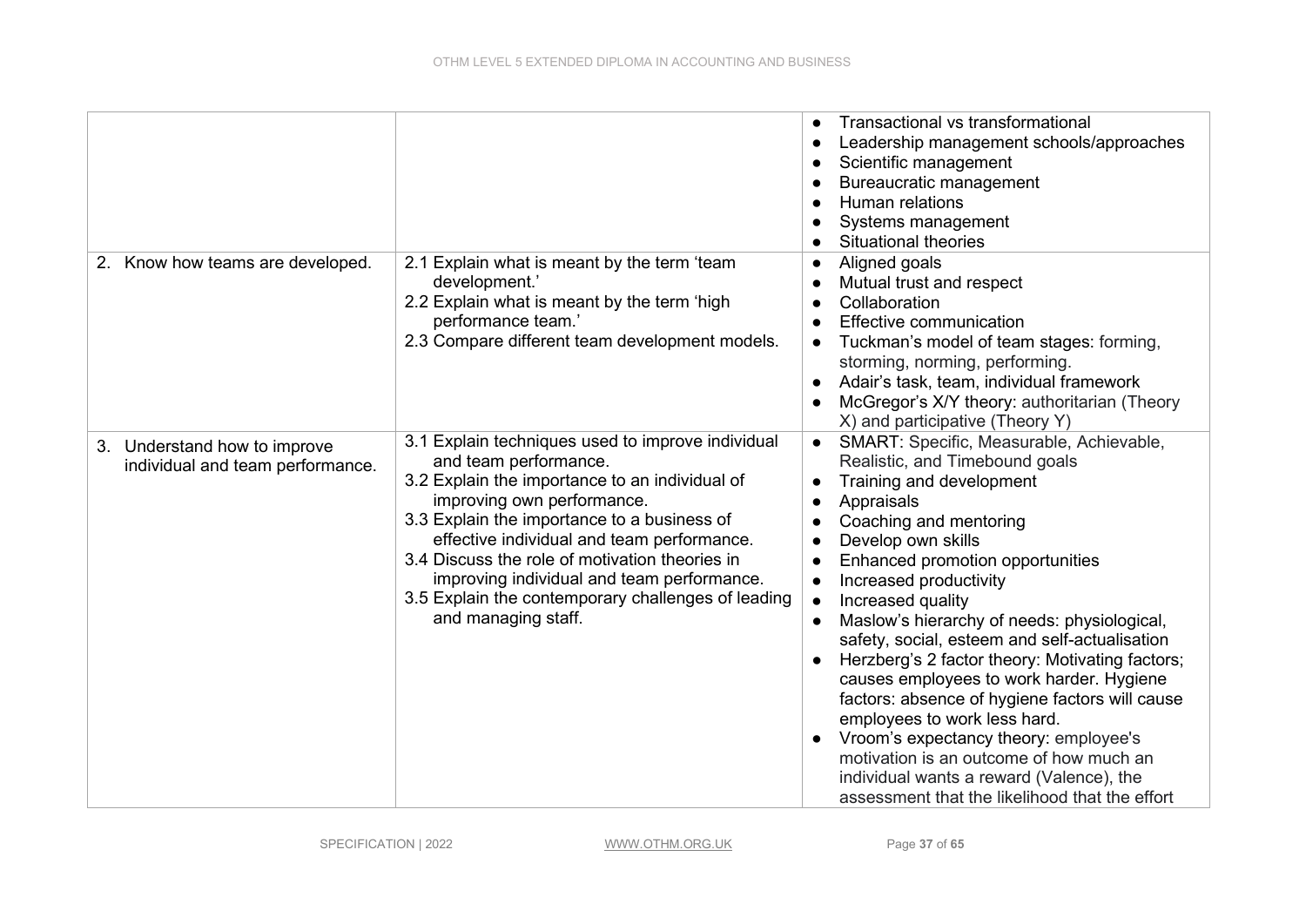| | | |
|---|---|---|
| | | • Transactional vs transformational<br>• Leadership management schools/approaches<br>• Scientific management<br>• Bureaucratic management<br>• Human relations<br>• Systems management<br>• Situational theories |
| 2. Know how teams are developed. | 2.1 Explain what is meant by the term 'team development.'<br>2.2 Explain what is meant by the term 'high performance team.'<br>2.3 Compare different team development models. | • Aligned goals<br>• Mutual trust and respect<br>• Collaboration<br>• Effective communication<br>• Tuckman's model of team stages: forming, storming, norming, performing.<br>• Adair's task, team, individual framework<br>• McGregor's X/Y theory: authoritarian (Theory X) and participative (Theory Y) |
| 3. Understand how to improve individual and team performance. | 3.1 Explain techniques used to improve individual and team performance.<br>3.2 Explain the importance to an individual of improving own performance.<br>3.3 Explain the importance to a business of effective individual and team performance.<br>3.4 Discuss the role of motivation theories in improving individual and team performance.<br>3.5 Explain the contemporary challenges of leading and managing staff. | • SMART: Specific, Measurable, Achievable, Realistic, and Timebound goals<br>• Training and development<br>• Appraisals<br>• Coaching and mentoring<br>• Develop own skills<br>• Enhanced promotion opportunities<br>• Increased productivity<br>• Increased quality<br>• Maslow's hierarchy of needs: physiological, safety, social, esteem and self-actualisation<br>• Herzberg's 2 factor theory: Motivating factors; causes employees to work harder. Hygiene factors: absence of hygiene factors will cause employees to work less hard.<br>• Vroom's expectancy theory: employee's motivation is an outcome of how much an individual wants a reward (Valence), the assessment that the likelihood that the effort |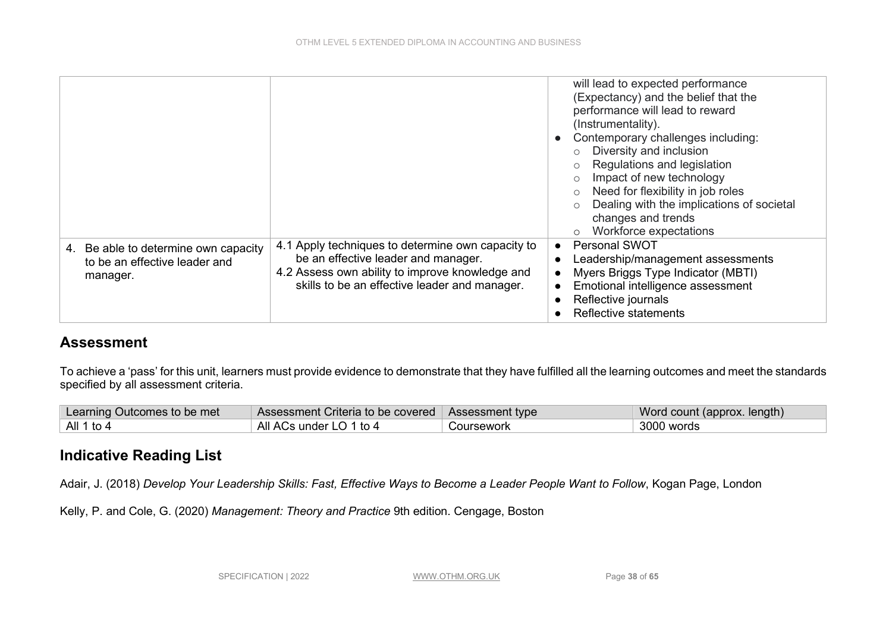| | | |
|---|---|---|
| | | will lead to expected performance (Expectancy) and the belief that the performance will lead to reward (Instrumentality).<br>● Contemporary challenges including:<br>○ Diversity and inclusion<br>○ Regulations and legislation<br>○ Impact of new technology<br>○ Need for flexibility in job roles<br>○ Dealing with the implications of societal changes and trends<br>○ Workforce expectations |
| 4. Be able to determine own capacity to be an effective leader and manager. | 4.1 Apply techniques to determine own capacity to be an effective leader and manager.<br>4.2 Assess own ability to improve knowledge and skills to be an effective leader and manager. | ● Personal SWOT<br>● Leadership/management assessments<br>● Myers Briggs Type Indicator (MBTI)<br>● Emotional intelligence assessment<br>● Reflective journals<br>● Reflective statements |

## Assessment

To achieve a 'pass' for this unit, learners must provide evidence to demonstrate that they have fulfilled all the learning outcomes and meet the standards specified by all assessment criteria.

| Learning Outcomes to be met | Assessment Criteria to be covered | Assessment type | Word count (approx. length) |
|---|---|---|---|
| All 1 to 4 | All ACs under LO 1 to 4 | Coursework | 3000 words |

## Indicative Reading List

Adair, J. (2018) *Develop Your Leadership Skills: Fast, Effective Ways to Become a Leader People Want to Follow*, Kogan Page, London

Kelly, P. and Cole, G. (2020) *Management: Theory and Practice* 9th edition. Cengage, Boston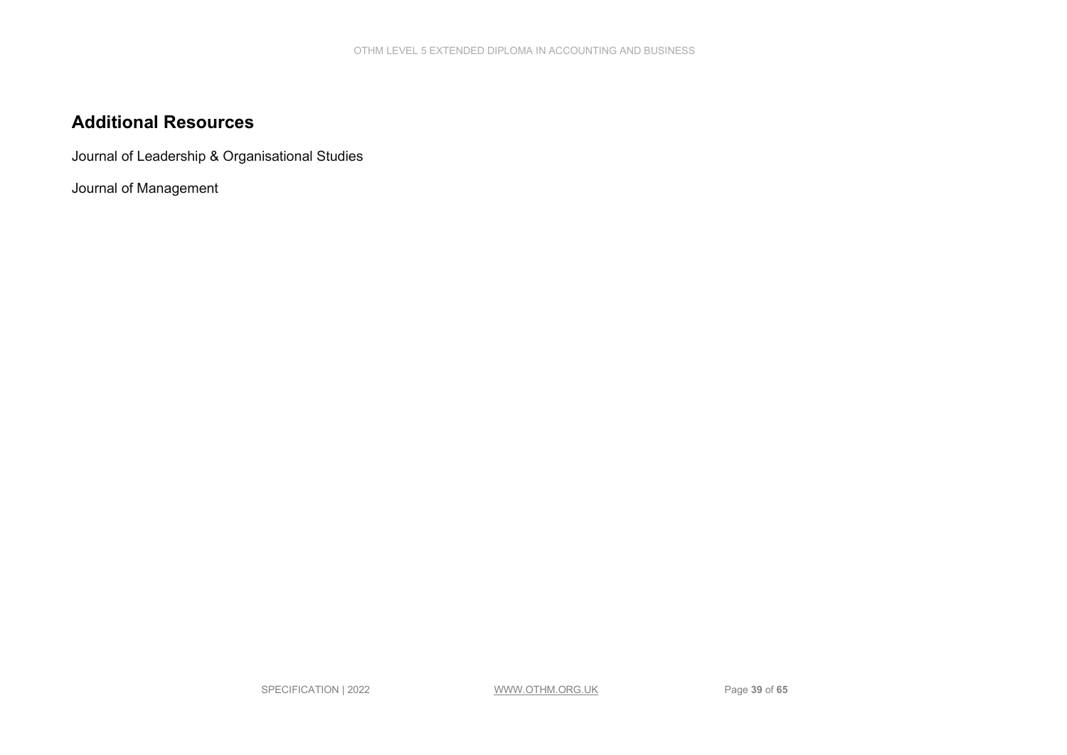## Additional Resources

Journal of Leadership & Organisational Studies

Journal of Management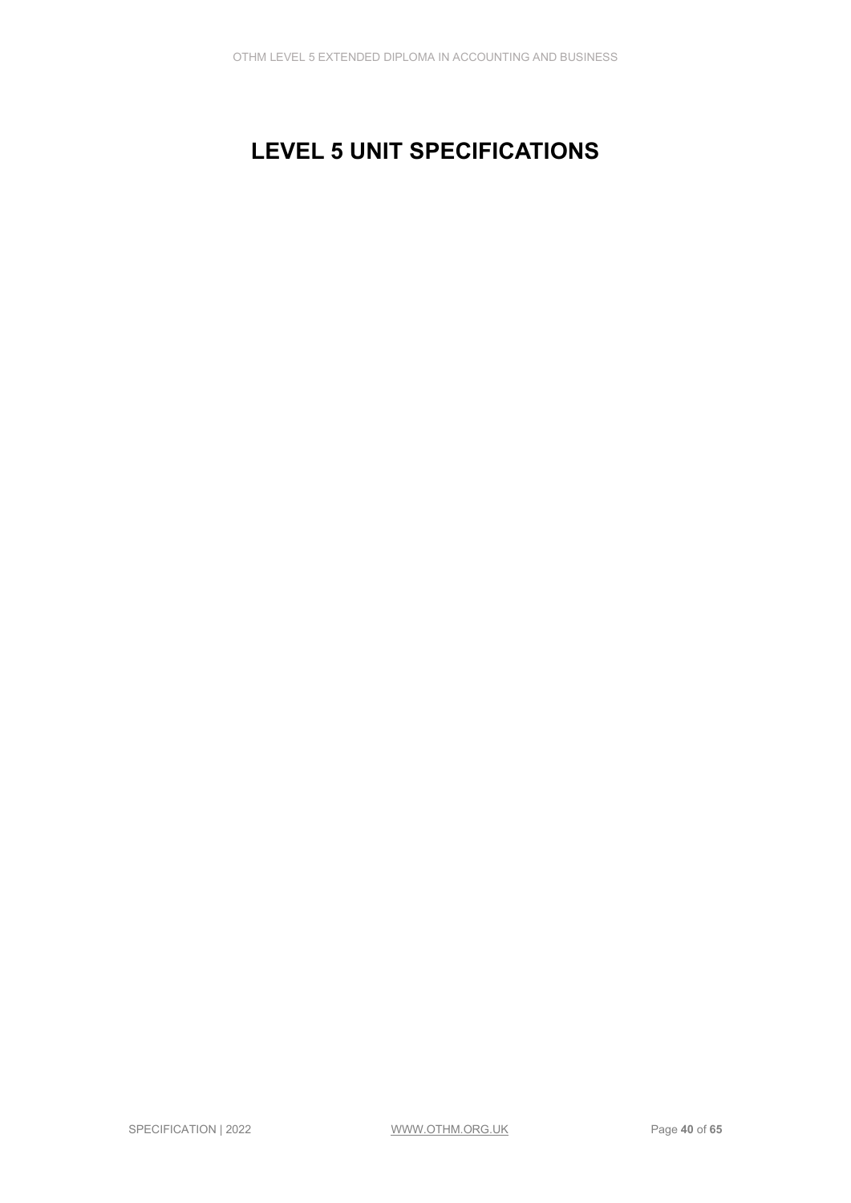# LEVEL 5 UNIT SPECIFICATIONS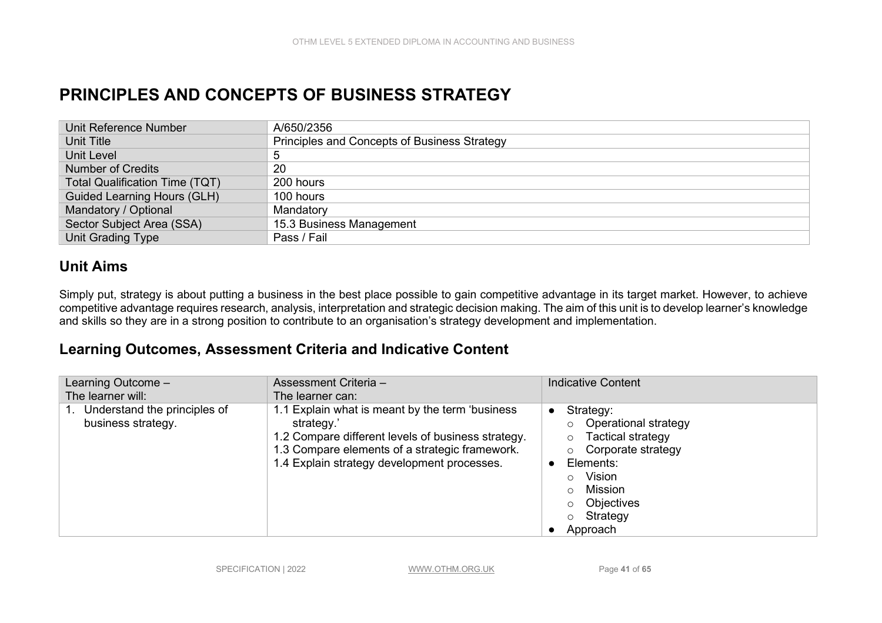# PRINCIPLES AND CONCEPTS OF BUSINESS STRATEGY

| Unit Reference Number | A/650/2356 |
|---|---|
| Unit Title | Principles and Concepts of Business Strategy |
| Unit Level | 5 |
| Number of Credits | 20 |
| Total Qualification Time (TQT) | 200 hours |
| Guided Learning Hours (GLH) | 100 hours |
| Mandatory / Optional | Mandatory |
| Sector Subject Area (SSA) | 15.3 Business Management |
| Unit Grading Type | Pass / Fail |

## Unit Aims

Simply put, strategy is about putting a business in the best place possible to gain competitive advantage in its target market. However, to achieve competitive advantage requires research, analysis, interpretation and strategic decision making. The aim of this unit is to develop learner's knowledge and skills so they are in a strong position to contribute to an organisation's strategy development and implementation.

## Learning Outcomes, Assessment Criteria and Indicative Content

| Learning Outcome – The learner will: | Assessment Criteria – The learner can: | Indicative Content |
|---|---|---|
| 1. Understand the principles of business strategy. | 1.1 Explain what is meant by the term 'business strategy.'<br>1.2 Compare different levels of business strategy.<br>1.3 Compare elements of a strategic framework.<br>1.4 Explain strategy development processes. | ● Strategy:<br>○ Operational strategy<br>○ Tactical strategy<br>○ Corporate strategy<br>● Elements:<br>○ Vision<br>○ Mission<br>○ Objectives<br>○ Strategy<br>● Approach |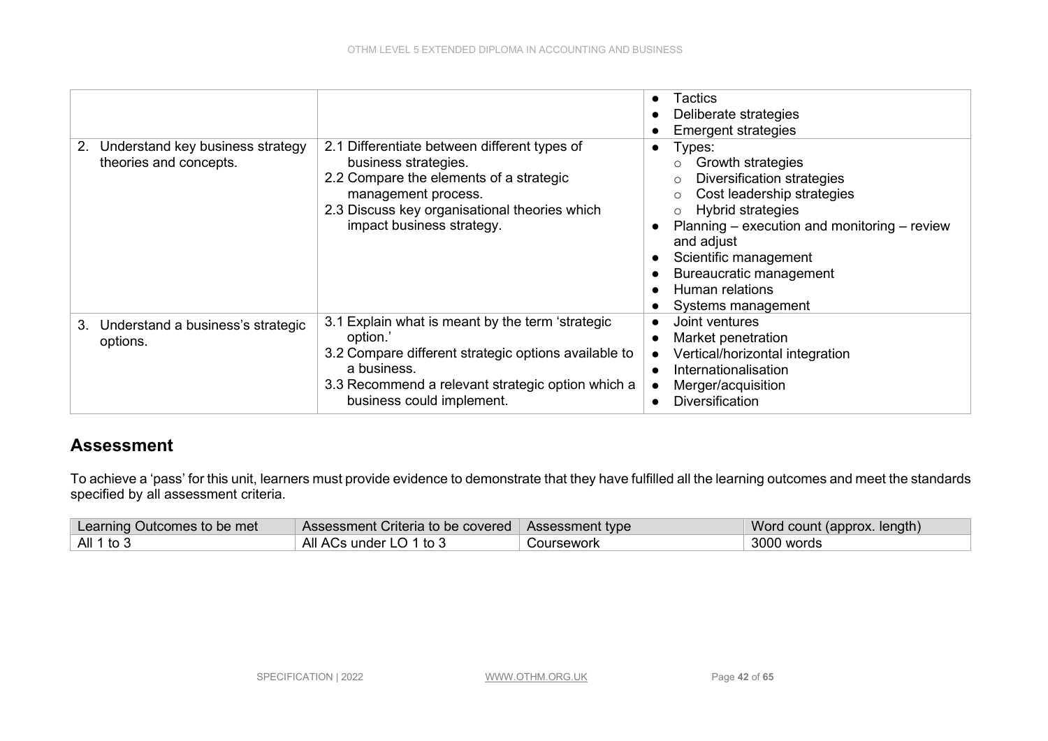| | | |
|---|---|---|
| | | • Tactics<br>• Deliberate strategies<br>• Emergent strategies |
| 2. Understand key business strategy theories and concepts. | 2.1 Differentiate between different types of business strategies.<br>2.2 Compare the elements of a strategic management process.<br>2.3 Discuss key organisational theories which impact business strategy. | • Types:<br>  ○ Growth strategies<br>  ○ Diversification strategies<br>  ○ Cost leadership strategies<br>  ○ Hybrid strategies<br>• Planning – execution and monitoring – review and adjust<br>• Scientific management<br>• Bureaucratic management<br>• Human relations<br>• Systems management |
| 3. Understand a business's strategic options. | 3.1 Explain what is meant by the term 'strategic option.'<br>3.2 Compare different strategic options available to a business.<br>3.3 Recommend a relevant strategic option which a business could implement. | • Joint ventures<br>• Market penetration<br>• Vertical/horizontal integration<br>• Internationalisation<br>• Merger/acquisition<br>• Diversification |

## Assessment

To achieve a 'pass' for this unit, learners must provide evidence to demonstrate that they have fulfilled all the learning outcomes and meet the standards specified by all assessment criteria.

| Learning Outcomes to be met | Assessment Criteria to be covered | Assessment type | Word count (approx. length) |
|---|---|---|---|
| All 1 to 3 | All ACs under LO 1 to 3 | Coursework | 3000 words |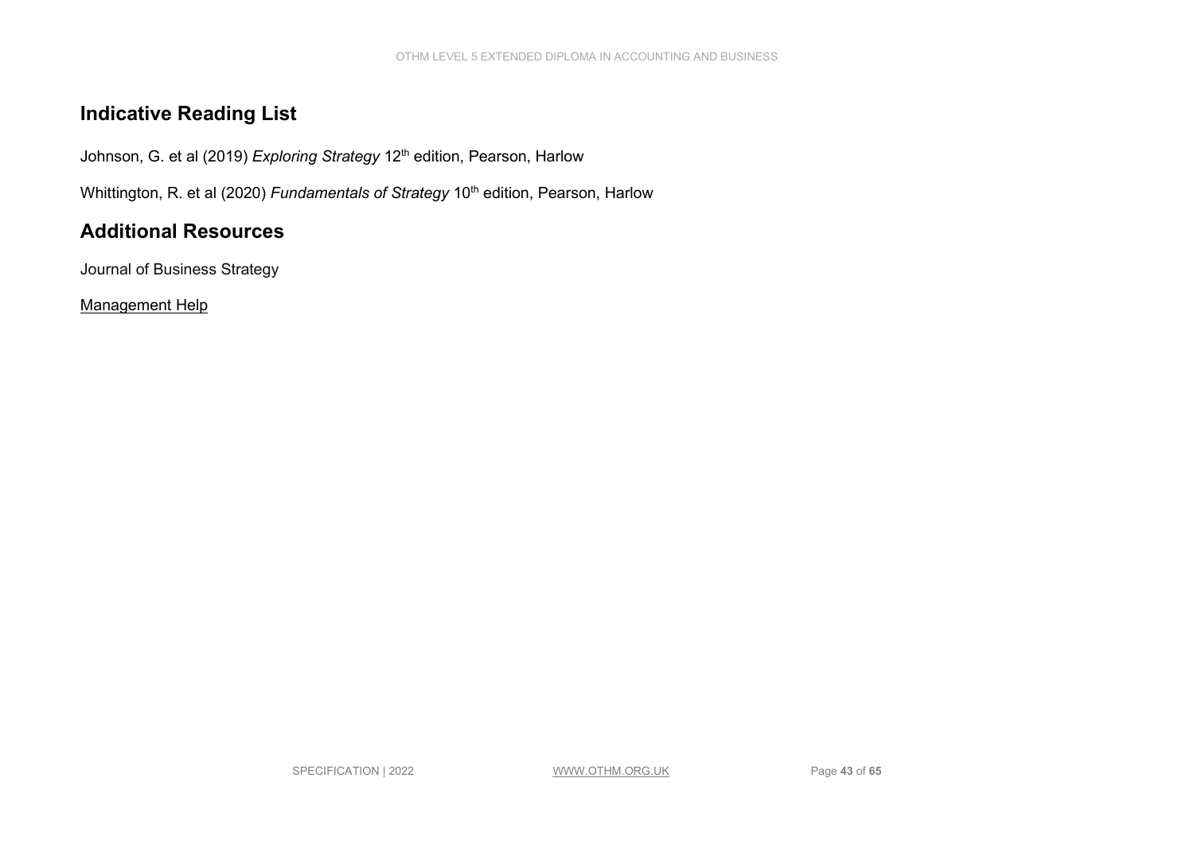## Indicative Reading List

Johnson, G. et al (2019) *Exploring Strategy* 12th edition, Pearson, Harlow

Whittington, R. et al (2020) *Fundamentals of Strategy* 10th edition, Pearson, Harlow

## Additional Resources

Journal of Business Strategy

Management Help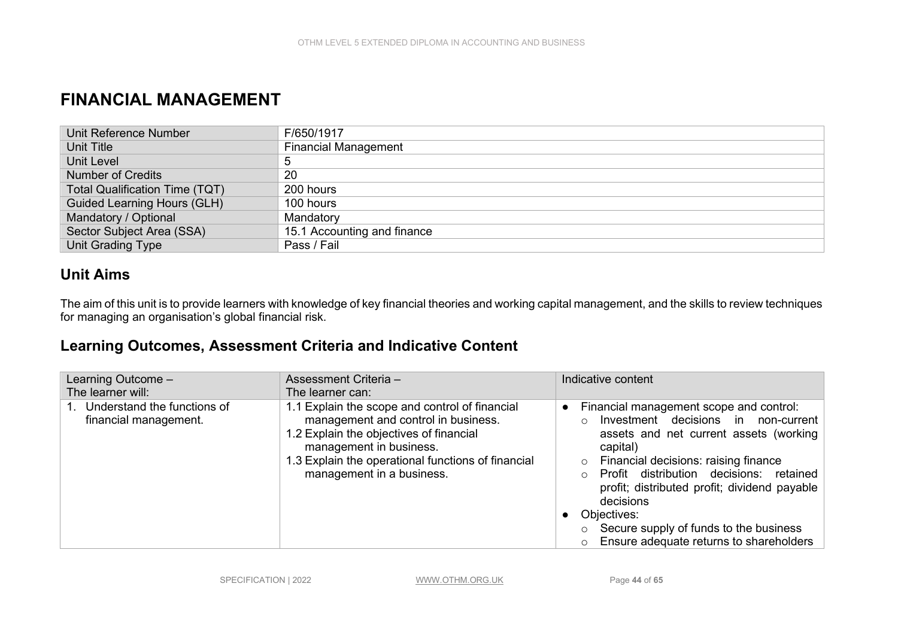# FINANCIAL MANAGEMENT

| Unit Reference Number | F/650/1917 |
|---|---|
| Unit Title | Financial Management |
| Unit Level | 5 |
| Number of Credits | 20 |
| Total Qualification Time (TQT) | 200 hours |
| Guided Learning Hours (GLH) | 100 hours |
| Mandatory / Optional | Mandatory |
| Sector Subject Area (SSA) | 15.1 Accounting and finance |
| Unit Grading Type | Pass / Fail |

## Unit Aims

The aim of this unit is to provide learners with knowledge of key financial theories and working capital management, and the skills to review techniques for managing an organisation's global financial risk.

## Learning Outcomes, Assessment Criteria and Indicative Content

| Learning Outcome – The learner will: | Assessment Criteria – The learner can: | Indicative content |
|---|---|---|
| 1. Understand the functions of financial management. | 1.1 Explain the scope and control of financial management and control in business.<br>1.2 Explain the objectives of financial management in business.<br>1.3 Explain the operational functions of financial management in a business. | ● Financial management scope and control:<br>○ Investment decisions in non-current assets and net current assets (working capital)<br>○ Financial decisions: raising finance<br>○ Profit distribution decisions: retained profit; distributed profit; dividend payable decisions<br>● Objectives:<br>○ Secure supply of funds to the business<br>○ Ensure adequate returns to shareholders |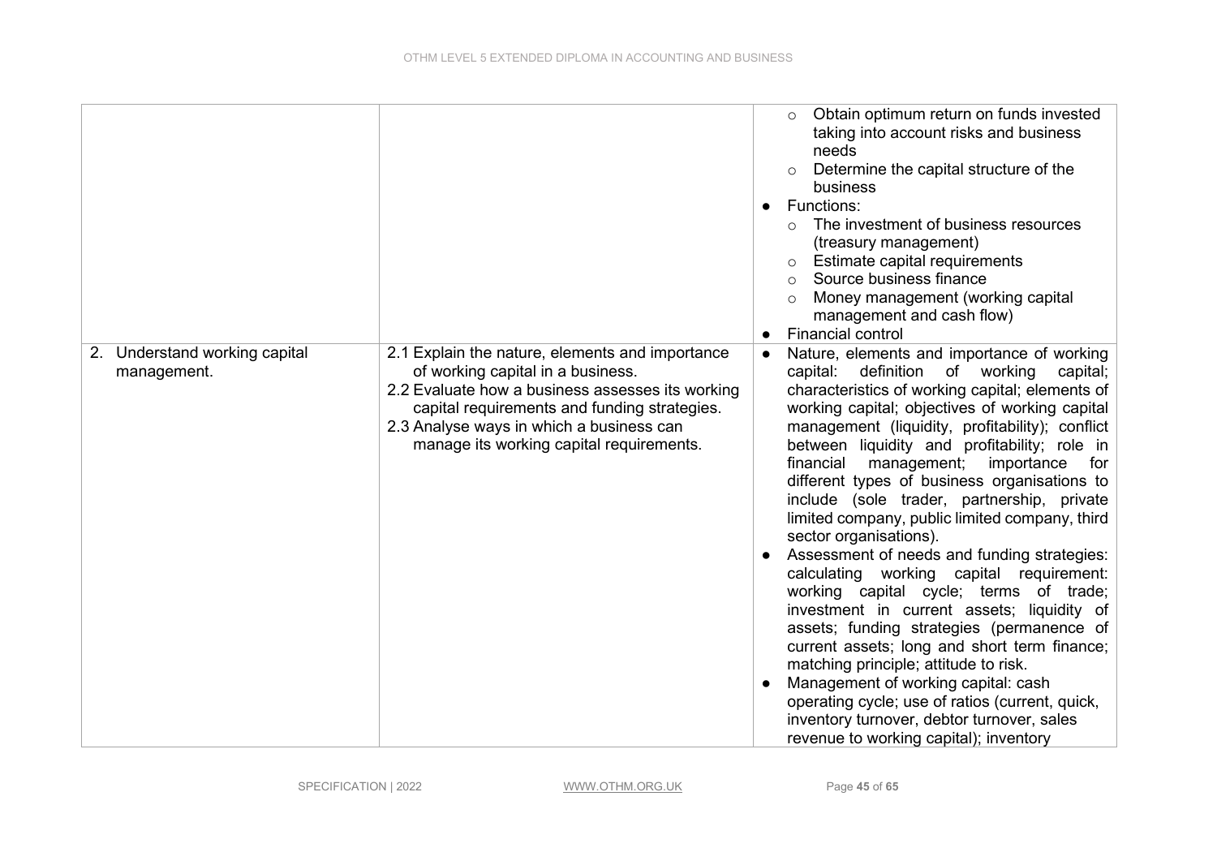| | | |
|---|---|---|
| | | ○ Obtain optimum return on funds invested taking into account risks and business needs<br>○ Determine the capital structure of the business<br>● Functions:<br>○ The investment of business resources (treasury management)<br>○ Estimate capital requirements<br>○ Source business finance<br>○ Money management (working capital management and cash flow)<br>● Financial control |
| 2. Understand working capital management. | 2.1 Explain the nature, elements and importance of working capital in a business.<br>2.2 Evaluate how a business assesses its working capital requirements and funding strategies.<br>2.3 Analyse ways in which a business can manage its working capital requirements. | ● Nature, elements and importance of working capital: definition of working capital; characteristics of working capital; elements of working capital; objectives of working capital management (liquidity, profitability); conflict between liquidity and profitability; role in financial management; importance for different types of business organisations to include (sole trader, partnership, private limited company, public limited company, third sector organisations).<br>● Assessment of needs and funding strategies: calculating working capital requirement: working capital cycle; terms of trade; investment in current assets; liquidity of assets; funding strategies (permanence of current assets; long and short term finance; matching principle; attitude to risk.<br>● Management of working capital: cash operating cycle; use of ratios (current, quick, inventory turnover, debtor turnover, sales revenue to working capital); inventory |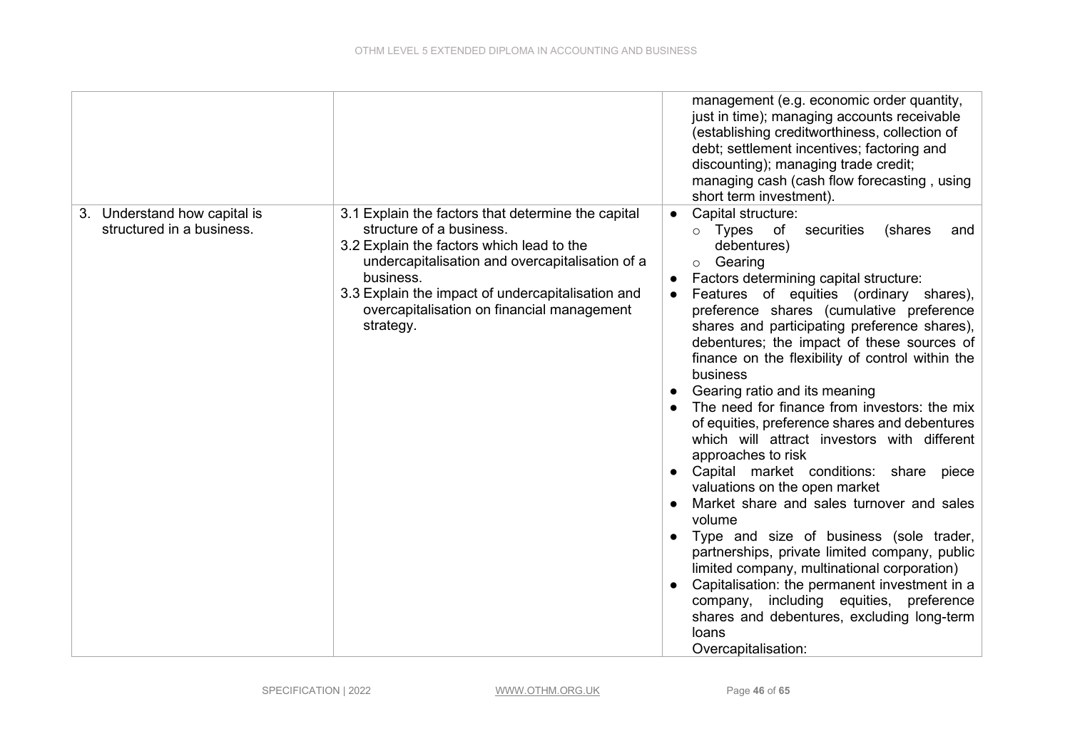| | | |
|---|---|---|
| | | management (e.g. economic order quantity, just in time); managing accounts receivable (establishing creditworthiness, collection of debt; settlement incentives; factoring and discounting); managing trade credit; managing cash (cash flow forecasting , using short term investment). |
| 3. Understand how capital is structured in a business. | 3.1 Explain the factors that determine the capital structure of a business.<br>3.2 Explain the factors which lead to the undercapitalisation and overcapitalisation of a business.<br>3.3 Explain the impact of undercapitalisation and overcapitalisation on financial management strategy. | • Capital structure:<br>&nbsp;&nbsp;○ Types of securities (shares and debentures)<br>&nbsp;&nbsp;○ Gearing<br>• Factors determining capital structure:<br>• Features of equities (ordinary shares), preference shares (cumulative preference shares and participating preference shares), debentures; the impact of these sources of finance on the flexibility of control within the business<br>• Gearing ratio and its meaning<br>• The need for finance from investors: the mix of equities, preference shares and debentures which will attract investors with different approaches to risk<br>• Capital market conditions: share piece valuations on the open market<br>• Market share and sales turnover and sales volume<br>• Type and size of business (sole trader, partnerships, private limited company, public limited company, multinational corporation)<br>• Capitalisation: the permanent investment in a company, including equities, preference shares and debentures, excluding long-term loans<br>Overcapitalisation: |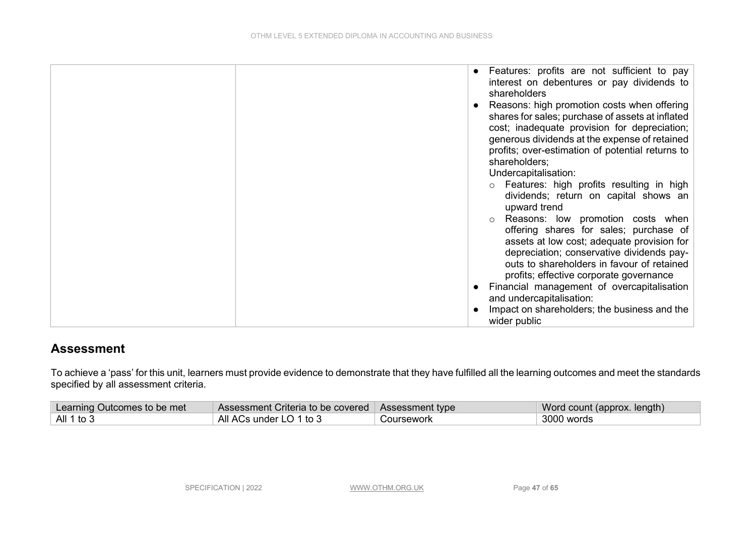| | | |
|---|---|---|
| | | ● Features: profits are not sufficient to pay interest on debentures or pay dividends to shareholders<br>● Reasons: high promotion costs when offering shares for sales; purchase of assets at inflated cost; inadequate provision for depreciation; generous dividends at the expense of retained profits; over-estimation of potential returns to shareholders;<br>Undercapitalisation:<br>○ Features: high profits resulting in high dividends; return on capital shows an upward trend<br>○ Reasons: low promotion costs when offering shares for sales; purchase of assets at low cost; adequate provision for depreciation; conservative dividends pay-outs to shareholders in favour of retained profits; effective corporate governance<br>● Financial management of overcapitalisation and undercapitalisation:<br>● Impact on shareholders; the business and the wider public |

## Assessment

To achieve a 'pass' for this unit, learners must provide evidence to demonstrate that they have fulfilled all the learning outcomes and meet the standards specified by all assessment criteria.

| Learning Outcomes to be met | Assessment Criteria to be covered | Assessment type | Word count (approx. length) |
|---|---|---|---|
| All 1 to 3 | All ACs under LO 1 to 3 | Coursework | 3000 words |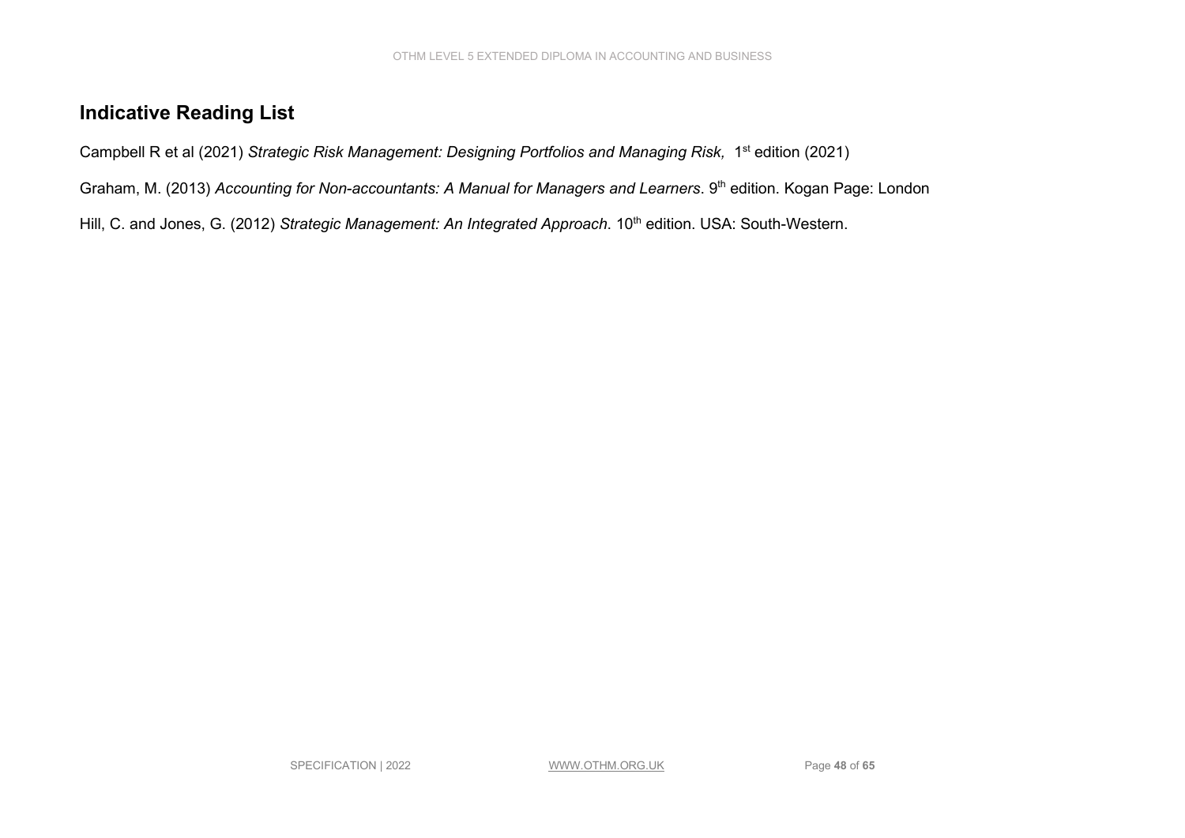## Indicative Reading List

Campbell R et al (2021) *Strategic Risk Management: Designing Portfolios and Managing Risk,* 1st edition (2021)

Graham, M. (2013) *Accounting for Non-accountants: A Manual for Managers and Learners*. 9th edition. Kogan Page: London

Hill, C. and Jones, G. (2012) *Strategic Management: An Integrated Approach*. 10th edition. USA: South-Western.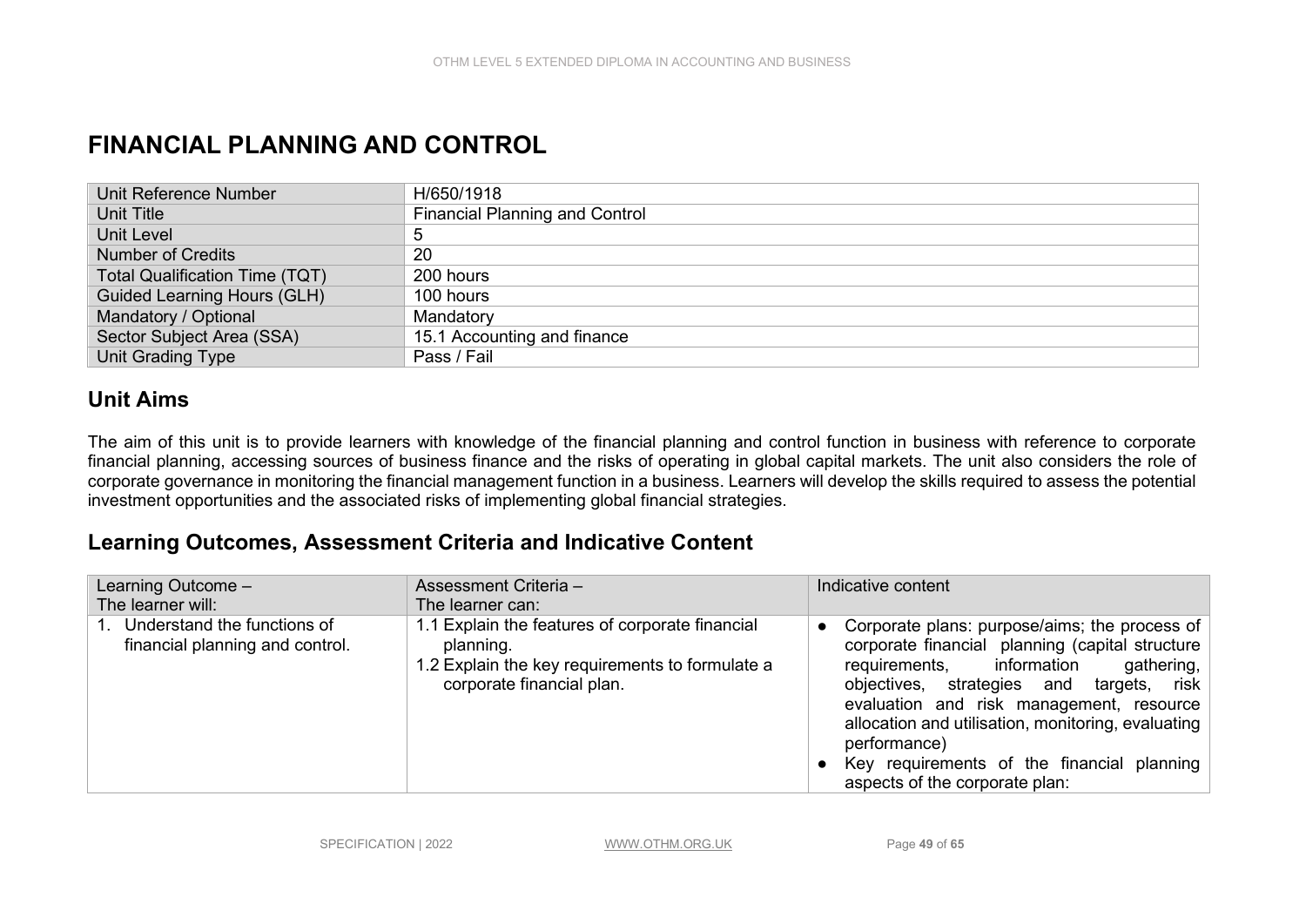# FINANCIAL PLANNING AND CONTROL

| | |
|---|---|
| Unit Reference Number | H/650/1918 |
| Unit Title | Financial Planning and Control |
| Unit Level | 5 |
| Number of Credits | 20 |
| Total Qualification Time (TQT) | 200 hours |
| Guided Learning Hours (GLH) | 100 hours |
| Mandatory / Optional | Mandatory |
| Sector Subject Area (SSA) | 15.1 Accounting and finance |
| Unit Grading Type | Pass / Fail |

## Unit Aims

The aim of this unit is to provide learners with knowledge of the financial planning and control function in business with reference to corporate financial planning, accessing sources of business finance and the risks of operating in global capital markets. The unit also considers the role of corporate governance in monitoring the financial management function in a business. Learners will develop the skills required to assess the potential investment opportunities and the associated risks of implementing global financial strategies.

## Learning Outcomes, Assessment Criteria and Indicative Content

| Learning Outcome – The learner will: | Assessment Criteria – The learner can: | Indicative content |
|---|---|---|
| 1. Understand the functions of financial planning and control. | 1.1 Explain the features of corporate financial planning.<br>1.2 Explain the key requirements to formulate a corporate financial plan. | • Corporate plans: purpose/aims; the process of corporate financial planning (capital structure requirements, information gathering, objectives, strategies and targets, risk evaluation and risk management, resource allocation and utilisation, monitoring, evaluating performance)<br>• Key requirements of the financial planning aspects of the corporate plan: |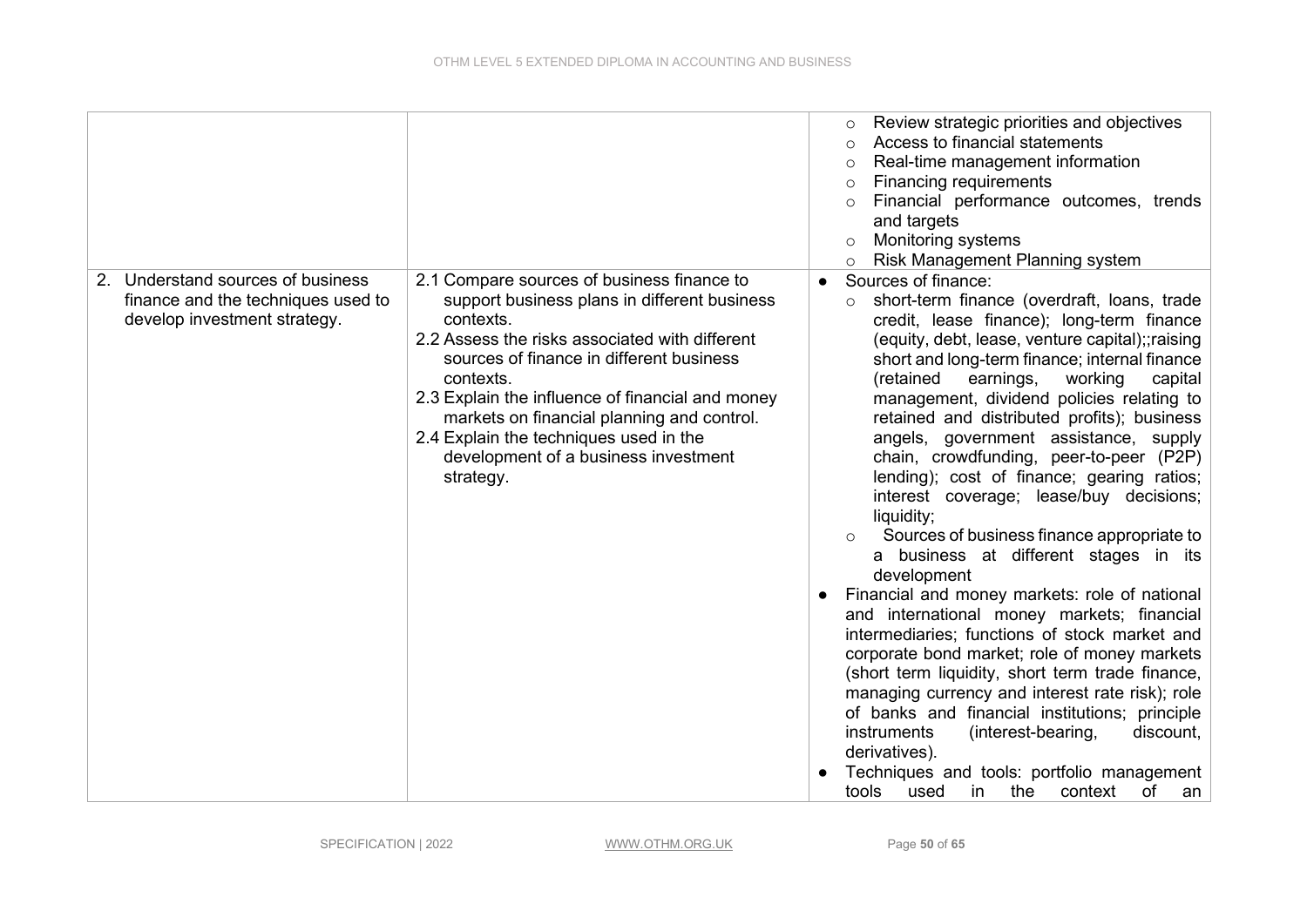| | | |
|---|---|---|
| | | ○ Review strategic priorities and objectives<br>○ Access to financial statements<br>○ Real-time management information<br>○ Financing requirements<br>○ Financial performance outcomes, trends and targets<br>○ Monitoring systems<br>○ Risk Management Planning system |
| 2. Understand sources of business finance and the techniques used to develop investment strategy. | 2.1 Compare sources of business finance to support business plans in different business contexts.<br>2.2 Assess the risks associated with different sources of finance in different business contexts.<br>2.3 Explain the influence of financial and money markets on financial planning and control.<br>2.4 Explain the techniques used in the development of a business investment strategy. | ● Sources of finance:<br>○ short-term finance (overdraft, loans, trade credit, lease finance); long-term finance (equity, debt, lease, venture capital);;raising short and long-term finance; internal finance (retained earnings, working capital management, dividend policies relating to retained and distributed profits); business angels, government assistance, supply chain, crowdfunding, peer-to-peer (P2P) lending); cost of finance; gearing ratios; interest coverage; lease/buy decisions; liquidity;<br>○ Sources of business finance appropriate to a business at different stages in its development<br>● Financial and money markets: role of national and international money markets; financial intermediaries; functions of stock market and corporate bond market; role of money markets (short term liquidity, short term trade finance, managing currency and interest rate risk); role of banks and financial institutions; principle instruments (interest-bearing, discount, derivatives).<br>● Techniques and tools: portfolio management tools used in the context of an |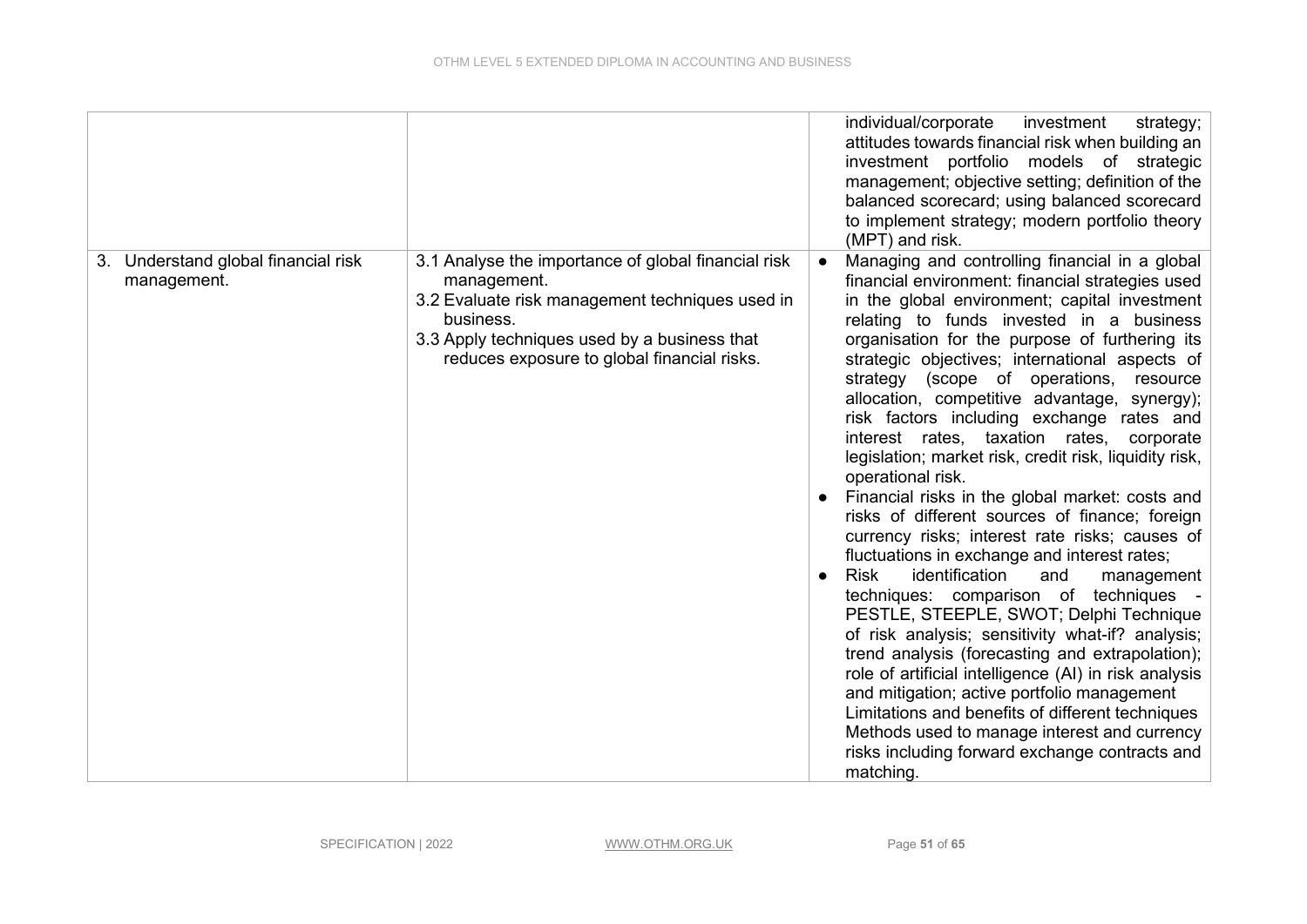| | | |
|---|---|---|
| | | individual/corporate investment strategy; attitudes towards financial risk when building an investment portfolio models of strategic management; objective setting; definition of the balanced scorecard; using balanced scorecard to implement strategy; modern portfolio theory (MPT) and risk. |
| 3. Understand global financial risk management. | 3.1 Analyse the importance of global financial risk management.<br>3.2 Evaluate risk management techniques used in business.<br>3.3 Apply techniques used by a business that reduces exposure to global financial risks. | • Managing and controlling financial in a global financial environment: financial strategies used in the global environment; capital investment relating to funds invested in a business organisation for the purpose of furthering its strategic objectives; international aspects of strategy (scope of operations, resource allocation, competitive advantage, synergy); risk factors including exchange rates and interest rates, taxation rates, corporate legislation; market risk, credit risk, liquidity risk, operational risk.<br>• Financial risks in the global market: costs and risks of different sources of finance; foreign currency risks; interest rate risks; causes of fluctuations in exchange and interest rates;<br>• Risk identification and management techniques: comparison of techniques - PESTLE, STEEPLE, SWOT; Delphi Technique of risk analysis; sensitivity what-if? analysis; trend analysis (forecasting and extrapolation); role of artificial intelligence (AI) in risk analysis and mitigation; active portfolio management Limitations and benefits of different techniques Methods used to manage interest and currency risks including forward exchange contracts and matching. |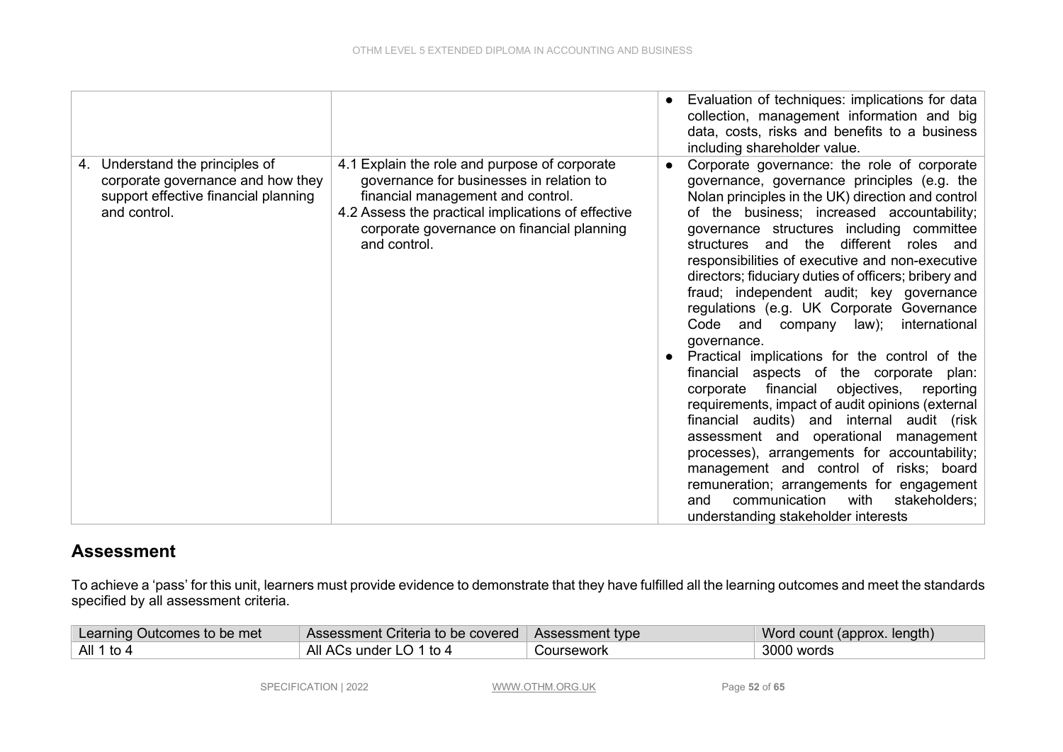| | | |
|---|---|---|
| | | ● Evaluation of techniques: implications for data collection, management information and big data, costs, risks and benefits to a business including shareholder value. |
| 4. Understand the principles of corporate governance and how they support effective financial planning and control. | 4.1 Explain the role and purpose of corporate governance for businesses in relation to financial management and control.<br>4.2 Assess the practical implications of effective corporate governance on financial planning and control. | ● Corporate governance: the role of corporate governance, governance principles (e.g. the Nolan principles in the UK) direction and control of the business; increased accountability; governance structures including committee structures and the different roles and responsibilities of executive and non-executive directors; fiduciary duties of officers; bribery and fraud; independent audit; key governance regulations (e.g. UK Corporate Governance Code and company law); international governance.<br>● Practical implications for the control of the financial aspects of the corporate plan: corporate financial objectives, reporting requirements, impact of audit opinions (external financial audits) and internal audit (risk assessment and operational management processes), arrangements for accountability; management and control of risks; board remuneration; arrangements for engagement and communication with stakeholders; understanding stakeholder interests |

## Assessment

To achieve a 'pass' for this unit, learners must provide evidence to demonstrate that they have fulfilled all the learning outcomes and meet the standards specified by all assessment criteria.

| Learning Outcomes to be met | Assessment Criteria to be covered | Assessment type | Word count (approx. length) |
|---|---|---|---|
| All 1 to 4 | All ACs under LO 1 to 4 | Coursework | 3000 words |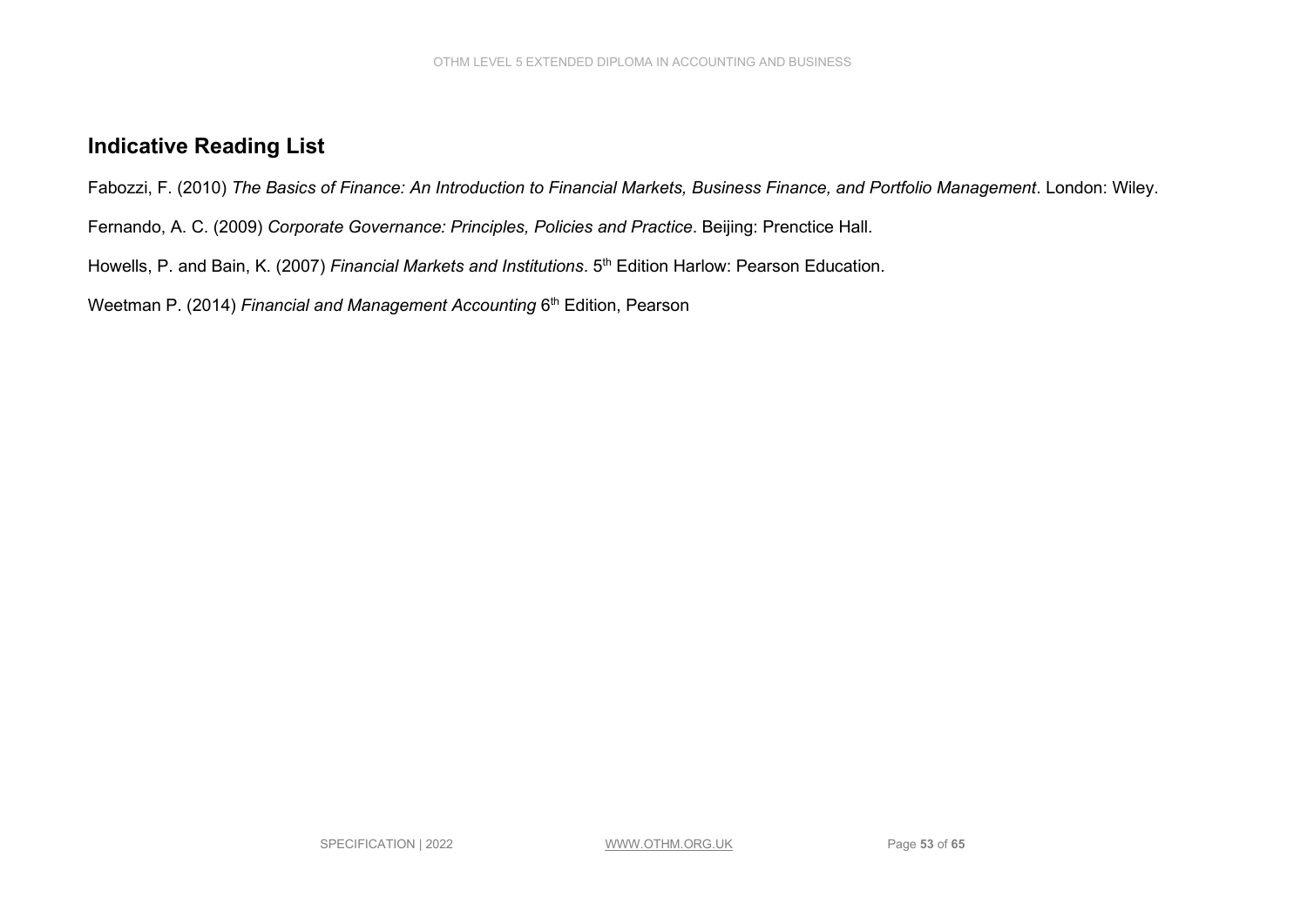## Indicative Reading List

Fabozzi, F. (2010) *The Basics of Finance: An Introduction to Financial Markets, Business Finance, and Portfolio Management*. London: Wiley.

Fernando, A. C. (2009) *Corporate Governance: Principles, Policies and Practice*. Beijing: Prenctice Hall.

Howells, P. and Bain, K. (2007) *Financial Markets and Institutions*. 5th Edition Harlow: Pearson Education.

Weetman P. (2014) *Financial and Management Accounting* 6th Edition, Pearson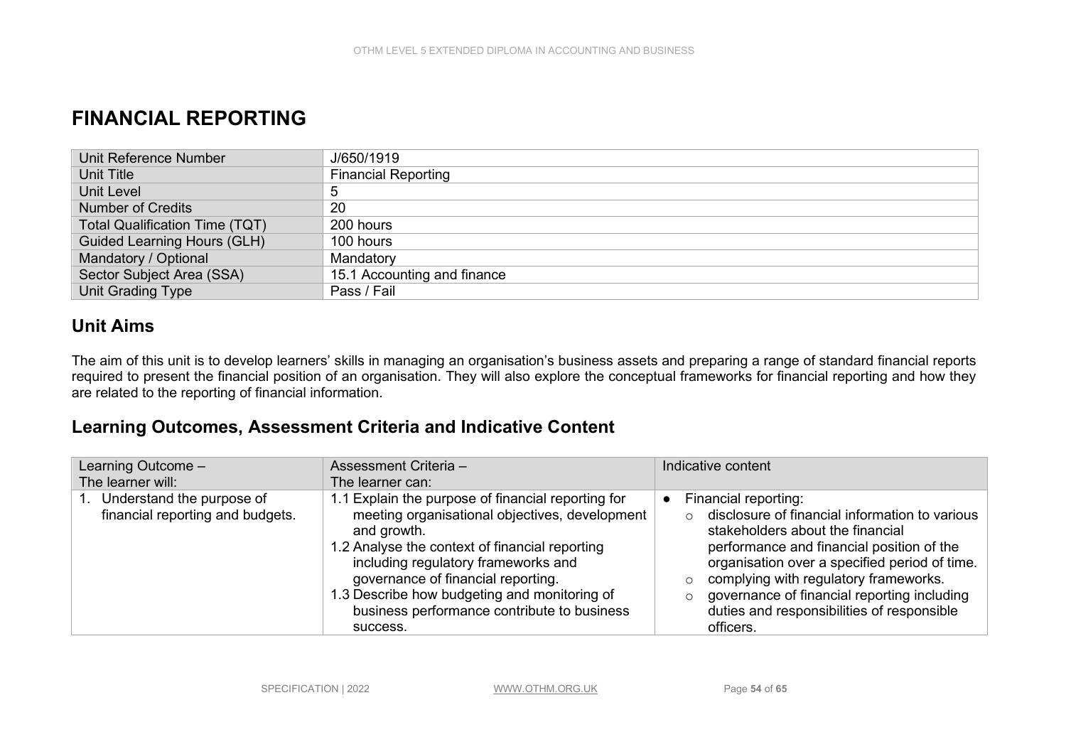# FINANCIAL REPORTING

| | |
|---|---|
| Unit Reference Number | J/650/1919 |
| Unit Title | Financial Reporting |
| Unit Level | 5 |
| Number of Credits | 20 |
| Total Qualification Time (TQT) | 200 hours |
| Guided Learning Hours (GLH) | 100 hours |
| Mandatory / Optional | Mandatory |
| Sector Subject Area (SSA) | 15.1 Accounting and finance |
| Unit Grading Type | Pass / Fail |

## Unit Aims

The aim of this unit is to develop learners' skills in managing an organisation's business assets and preparing a range of standard financial reports required to present the financial position of an organisation. They will also explore the conceptual frameworks for financial reporting and how they are related to the reporting of financial information.

## Learning Outcomes, Assessment Criteria and Indicative Content

| Learning Outcome – The learner will: | Assessment Criteria – The learner can: | Indicative content |
|---|---|---|
| 1. Understand the purpose of financial reporting and budgets. | 1.1 Explain the purpose of financial reporting for meeting organisational objectives, development and growth.<br>1.2 Analyse the context of financial reporting including regulatory frameworks and governance of financial reporting.<br>1.3 Describe how budgeting and monitoring of business performance contribute to business success. | • Financial reporting:<br>  ○ disclosure of financial information to various stakeholders about the financial performance and financial position of the organisation over a specified period of time.<br>  ○ complying with regulatory frameworks.<br>  ○ governance of financial reporting including duties and responsibilities of responsible officers. |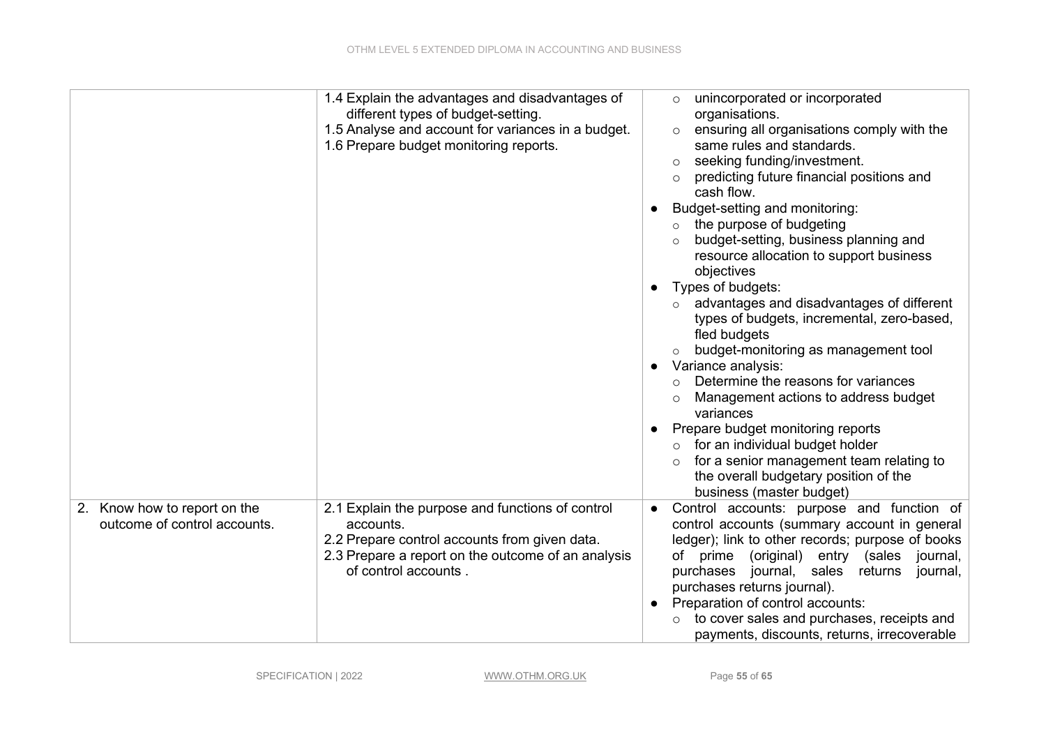| | | |
|---|---|---|
| | 1.4 Explain the advantages and disadvantages of different types of budget-setting.<br>1.5 Analyse and account for variances in a budget.<br>1.6 Prepare budget monitoring reports. | ○ unincorporated or incorporated organisations.<br>○ ensuring all organisations comply with the same rules and standards.<br>○ seeking funding/investment.<br>○ predicting future financial positions and cash flow.<br>● Budget-setting and monitoring:<br>○ the purpose of budgeting<br>○ budget-setting, business planning and resource allocation to support business objectives<br>● Types of budgets:<br>○ advantages and disadvantages of different types of budgets, incremental, zero-based, fled budgets<br>○ budget-monitoring as management tool<br>● Variance analysis:<br>○ Determine the reasons for variances<br>○ Management actions to address budget variances<br>● Prepare budget monitoring reports<br>○ for an individual budget holder<br>○ for a senior management team relating to the overall budgetary position of the business (master budget) |
| 2. Know how to report on the outcome of control accounts. | 2.1 Explain the purpose and functions of control accounts.<br>2.2 Prepare control accounts from given data.<br>2.3 Prepare a report on the outcome of an analysis of control accounts . | ● Control accounts: purpose and function of control accounts (summary account in general ledger); link to other records; purpose of books of prime (original) entry (sales journal, purchases journal, sales returns journal, purchases returns journal).<br>● Preparation of control accounts:<br>○ to cover sales and purchases, receipts and payments, discounts, returns, irrecoverable |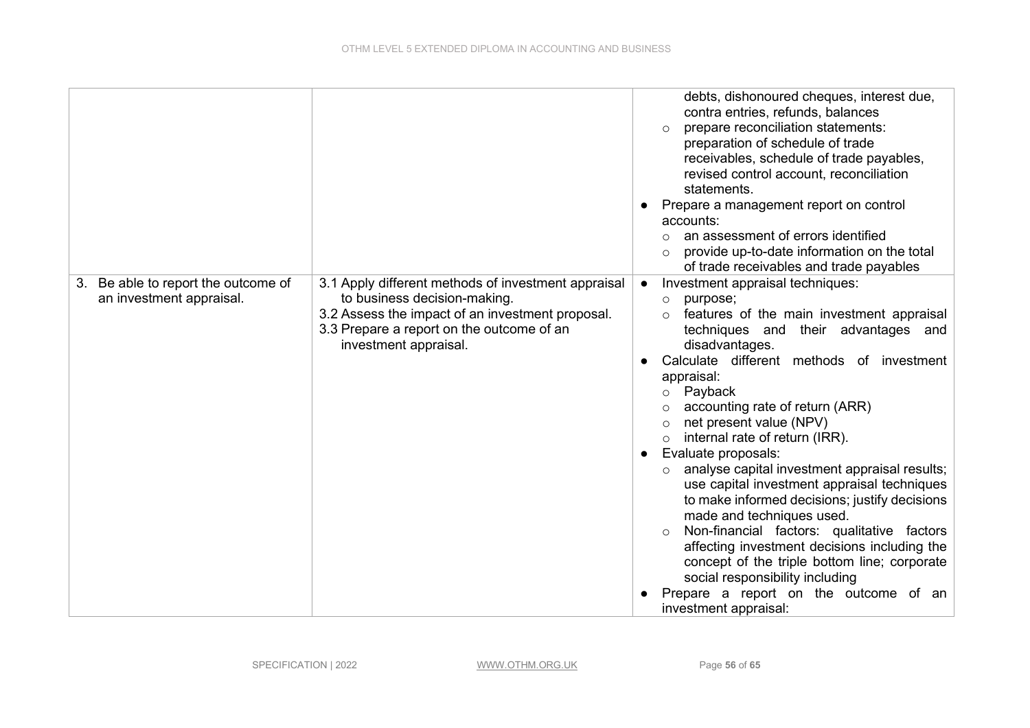| | | |
|---|---|---|
| | | debts, dishonoured cheques, interest due, contra entries, refunds, balances<br>○ prepare reconciliation statements: preparation of schedule of trade receivables, schedule of trade payables, revised control account, reconciliation statements.<br>● Prepare a management report on control accounts:<br>○ an assessment of errors identified<br>○ provide up-to-date information on the total of trade receivables and trade payables |
| 3. Be able to report the outcome of an investment appraisal. | 3.1 Apply different methods of investment appraisal to business decision-making.<br>3.2 Assess the impact of an investment proposal.<br>3.3 Prepare a report on the outcome of an investment appraisal. | ● Investment appraisal techniques:<br>○ purpose;<br>○ features of the main investment appraisal techniques and their advantages and disadvantages.<br>● Calculate different methods of investment appraisal:<br>○ Payback<br>○ accounting rate of return (ARR)<br>○ net present value (NPV)<br>○ internal rate of return (IRR).<br>● Evaluate proposals:<br>○ analyse capital investment appraisal results; use capital investment appraisal techniques to make informed decisions; justify decisions made and techniques used.<br>○ Non-financial factors: qualitative factors affecting investment decisions including the concept of the triple bottom line; corporate social responsibility including<br>● Prepare a report on the outcome of an investment appraisal: |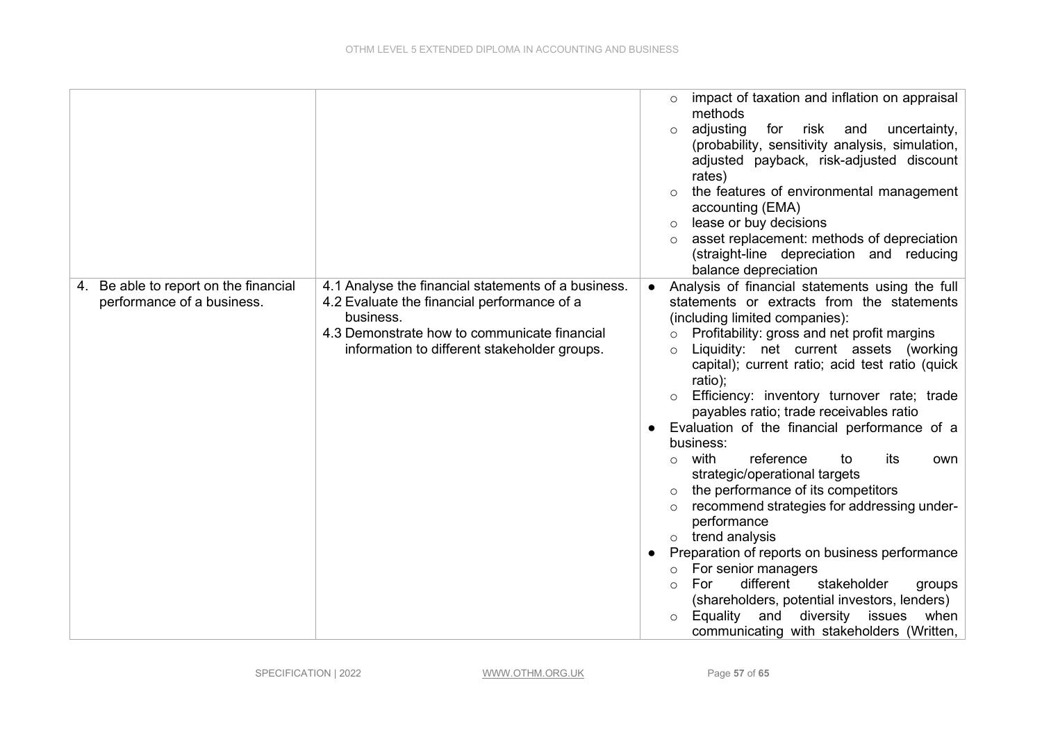| | | |
|---|---|---|
| | | ○ impact of taxation and inflation on appraisal methods<br>○ adjusting for risk and uncertainty, (probability, sensitivity analysis, simulation, adjusted payback, risk-adjusted discount rates)<br>○ the features of environmental management accounting (EMA)<br>○ lease or buy decisions<br>○ asset replacement: methods of depreciation (straight-line depreciation and reducing balance depreciation |
| 4. Be able to report on the financial performance of a business. | 4.1 Analyse the financial statements of a business.<br>4.2 Evaluate the financial performance of a business.<br>4.3 Demonstrate how to communicate financial information to different stakeholder groups. | ● Analysis of financial statements using the full statements or extracts from the statements (including limited companies):<br>○ Profitability: gross and net profit margins<br>○ Liquidity: net current assets (working capital); current ratio; acid test ratio (quick ratio);<br>○ Efficiency: inventory turnover rate; trade payables ratio; trade receivables ratio<br>● Evaluation of the financial performance of a business:<br>○ with reference to its own strategic/operational targets<br>○ the performance of its competitors<br>○ recommend strategies for addressing under-performance<br>○ trend analysis<br>● Preparation of reports on business performance<br>○ For senior managers<br>○ For different stakeholder groups (shareholders, potential investors, lenders)<br>○ Equality and diversity issues when communicating with stakeholders (Written, |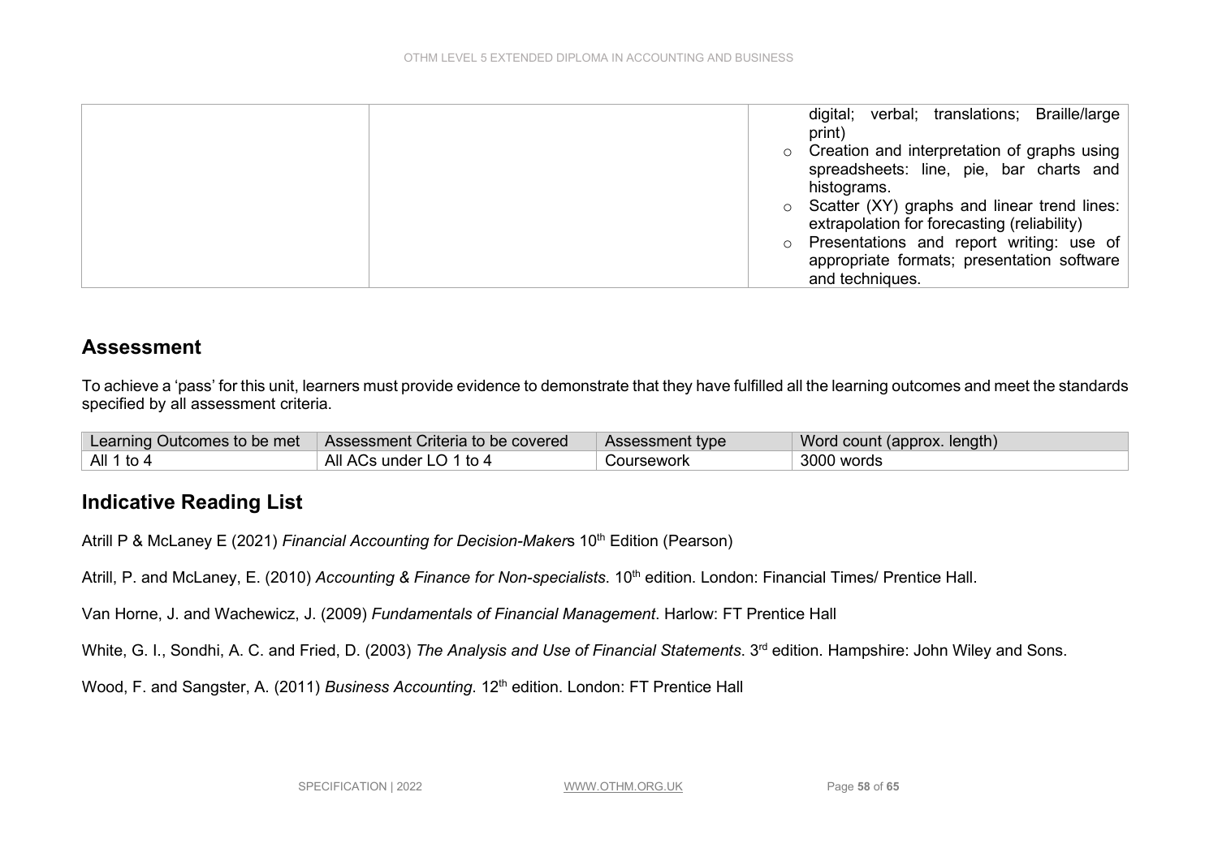| | | digital; verbal; translations; Braille/large print)<br>○ Creation and interpretation of graphs using spreadsheets: line, pie, bar charts and histograms.<br>○ Scatter (XY) graphs and linear trend lines: extrapolation for forecasting (reliability)<br>○ Presentations and report writing: use of appropriate formats; presentation software and techniques. |
|---|---|---|

## Assessment

To achieve a 'pass' for this unit, learners must provide evidence to demonstrate that they have fulfilled all the learning outcomes and meet the standards specified by all assessment criteria.

| Learning Outcomes to be met | Assessment Criteria to be covered | Assessment type | Word count (approx. length) |
|---|---|---|---|
| All 1 to 4 | All ACs under LO 1 to 4 | Coursework | 3000 words |

## Indicative Reading List

Atrill P & McLaney E (2021) *Financial Accounting for Decision-Makers* 10th Edition (Pearson)

Atrill, P. and McLaney, E. (2010) *Accounting & Finance for Non-specialists*. 10th edition. London: Financial Times/ Prentice Hall.

Van Horne, J. and Wachewicz, J. (2009) *Fundamentals of Financial Management*. Harlow: FT Prentice Hall

White, G. I., Sondhi, A. C. and Fried, D. (2003) *The Analysis and Use of Financial Statements*. 3rd edition. Hampshire: John Wiley and Sons.

Wood, F. and Sangster, A. (2011) *Business Accounting*. 12th edition. London: FT Prentice Hall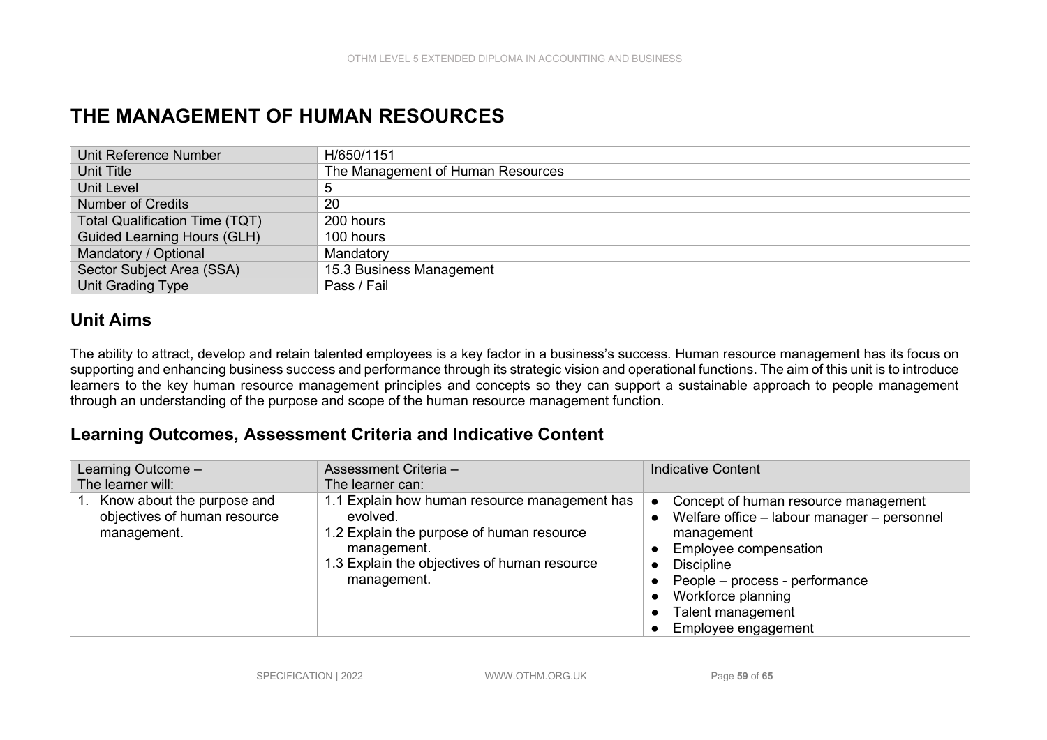# THE MANAGEMENT OF HUMAN RESOURCES

| | |
|---|---|
| Unit Reference Number | H/650/1151 |
| Unit Title | The Management of Human Resources |
| Unit Level | 5 |
| Number of Credits | 20 |
| Total Qualification Time (TQT) | 200 hours |
| Guided Learning Hours (GLH) | 100 hours |
| Mandatory / Optional | Mandatory |
| Sector Subject Area (SSA) | 15.3 Business Management |
| Unit Grading Type | Pass / Fail |

## Unit Aims

The ability to attract, develop and retain talented employees is a key factor in a business's success. Human resource management has its focus on supporting and enhancing business success and performance through its strategic vision and operational functions. The aim of this unit is to introduce learners to the key human resource management principles and concepts so they can support a sustainable approach to people management through an understanding of the purpose and scope of the human resource management function.

## Learning Outcomes, Assessment Criteria and Indicative Content

| Learning Outcome – The learner will: | Assessment Criteria – The learner can: | Indicative Content |
|---|---|---|
| 1. Know about the purpose and objectives of human resource management. | 1.1 Explain how human resource management has evolved.<br>1.2 Explain the purpose of human resource management.<br>1.3 Explain the objectives of human resource management. | • Concept of human resource management<br>• Welfare office – labour manager – personnel management<br>• Employee compensation<br>• Discipline<br>• People – process - performance<br>• Workforce planning<br>• Talent management<br>• Employee engagement |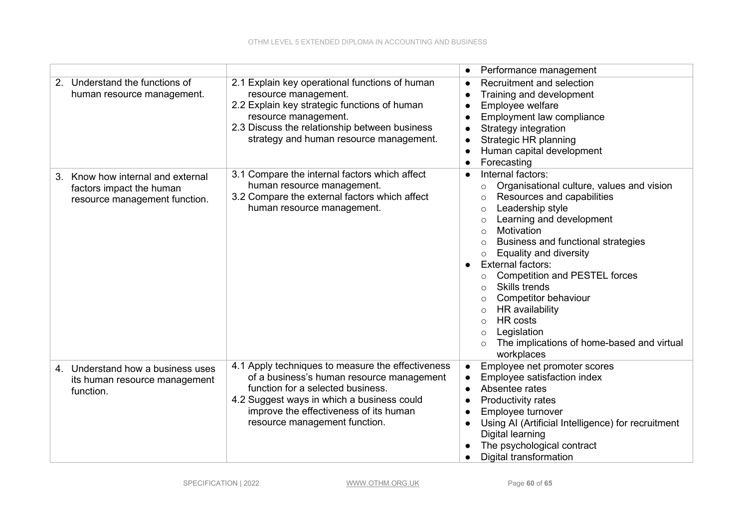| | | |
|---|---|---|
| | | • Performance management |
| 2. Understand the functions of human resource management. | 2.1 Explain key operational functions of human resource management.<br>2.2 Explain key strategic functions of human resource management.<br>2.3 Discuss the relationship between business strategy and human resource management. | • Recruitment and selection<br>• Training and development<br>• Employee welfare<br>• Employment law compliance<br>• Strategy integration<br>• Strategic HR planning<br>• Human capital development<br>• Forecasting |
| 3. Know how internal and external factors impact the human resource management function. | 3.1 Compare the internal factors which affect human resource management.<br>3.2 Compare the external factors which affect human resource management. | • Internal factors:<br>  ○ Organisational culture, values and vision<br>  ○ Resources and capabilities<br>  ○ Leadership style<br>  ○ Learning and development<br>  ○ Motivation<br>  ○ Business and functional strategies<br>  ○ Equality and diversity<br>• External factors:<br>  ○ Competition and PESTEL forces<br>  ○ Skills trends<br>  ○ Competitor behaviour<br>  ○ HR availability<br>  ○ HR costs<br>  ○ Legislation<br>  ○ The implications of home-based and virtual workplaces |
| 4. Understand how a business uses its human resource management function. | 4.1 Apply techniques to measure the effectiveness of a business's human resource management function for a selected business.<br>4.2 Suggest ways in which a business could improve the effectiveness of its human resource management function. | • Employee net promoter scores<br>• Employee satisfaction index<br>• Absentee rates<br>• Productivity rates<br>• Employee turnover<br>• Using AI (Artificial Intelligence) for recruitment Digital learning<br>• The psychological contract<br>• Digital transformation |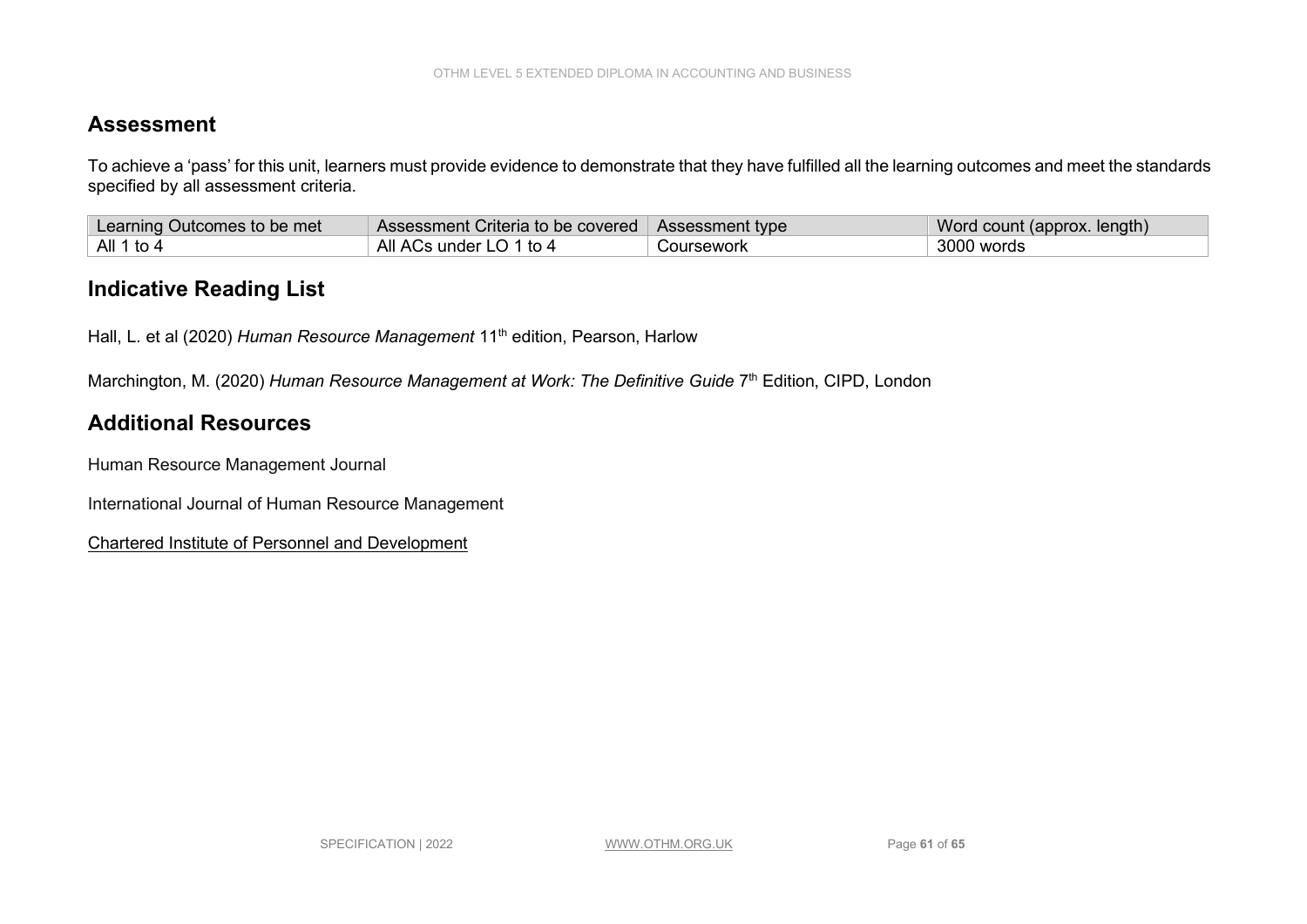## Assessment

To achieve a 'pass' for this unit, learners must provide evidence to demonstrate that they have fulfilled all the learning outcomes and meet the standards specified by all assessment criteria.

| Learning Outcomes to be met | Assessment Criteria to be covered | Assessment type | Word count (approx. length) |
|---|---|---|---|
| All 1 to 4 | All ACs under LO 1 to 4 | Coursework | 3000 words |

## Indicative Reading List

Hall, L. et al (2020) *Human Resource Management* 11th edition, Pearson, Harlow

Marchington, M. (2020) *Human Resource Management at Work: The Definitive Guide* 7th Edition, CIPD, London

## Additional Resources

Human Resource Management Journal

International Journal of Human Resource Management

Chartered Institute of Personnel and Development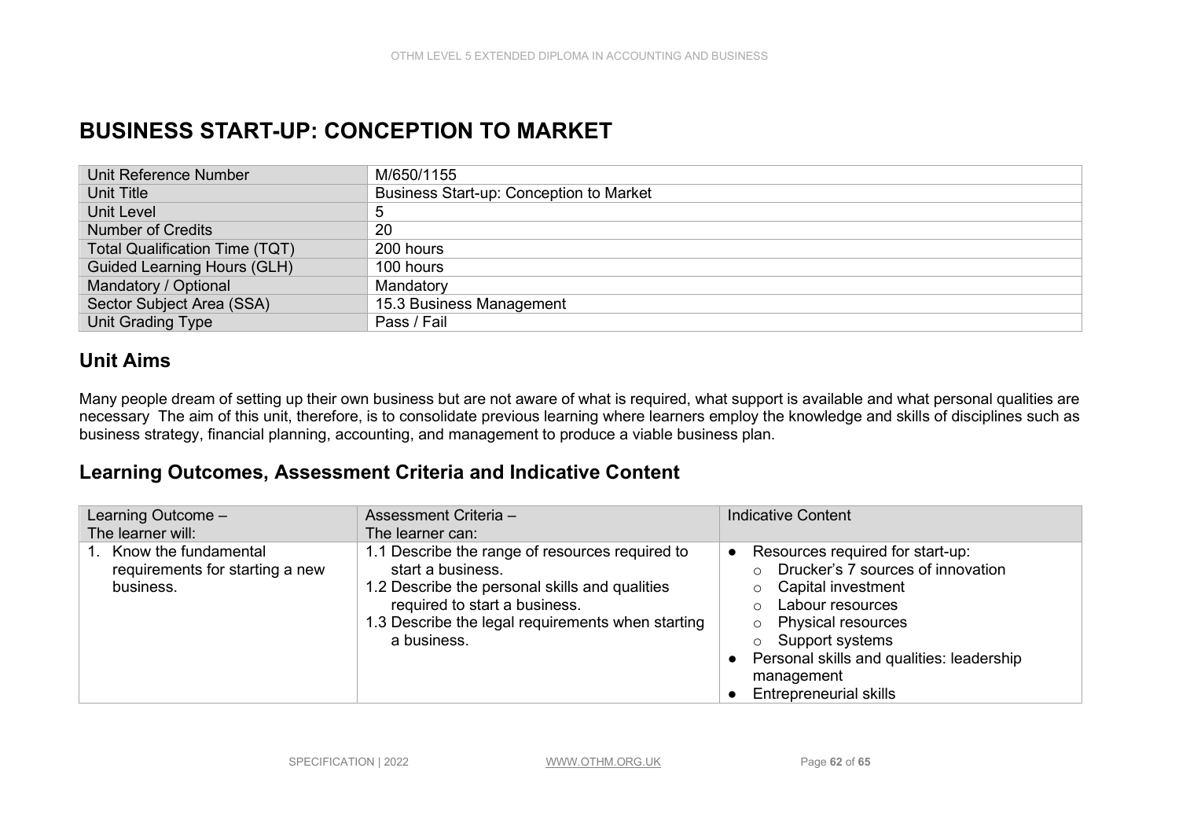# BUSINESS START-UP: CONCEPTION TO MARKET

| Unit Reference Number | M/650/1155 |
|---|---|
| Unit Title | Business Start-up: Conception to Market |
| Unit Level | 5 |
| Number of Credits | 20 |
| Total Qualification Time (TQT) | 200 hours |
| Guided Learning Hours (GLH) | 100 hours |
| Mandatory / Optional | Mandatory |
| Sector Subject Area (SSA) | 15.3 Business Management |
| Unit Grading Type | Pass / Fail |

## Unit Aims

Many people dream of setting up their own business but are not aware of what is required, what support is available and what personal qualities are necessary The aim of this unit, therefore, is to consolidate previous learning where learners employ the knowledge and skills of disciplines such as business strategy, financial planning, accounting, and management to produce a viable business plan.

## Learning Outcomes, Assessment Criteria and Indicative Content

| Learning Outcome – The learner will: | Assessment Criteria – The learner can: | Indicative Content |
|---|---|---|
| 1. Know the fundamental requirements for starting a new business. | 1.1 Describe the range of resources required to start a business.<br>1.2 Describe the personal skills and qualities required to start a business.<br>1.3 Describe the legal requirements when starting a business. | ● Resources required for start-up:<br>○ Drucker's 7 sources of innovation<br>○ Capital investment<br>○ Labour resources<br>○ Physical resources<br>○ Support systems<br>● Personal skills and qualities: leadership management<br>● Entrepreneurial skills |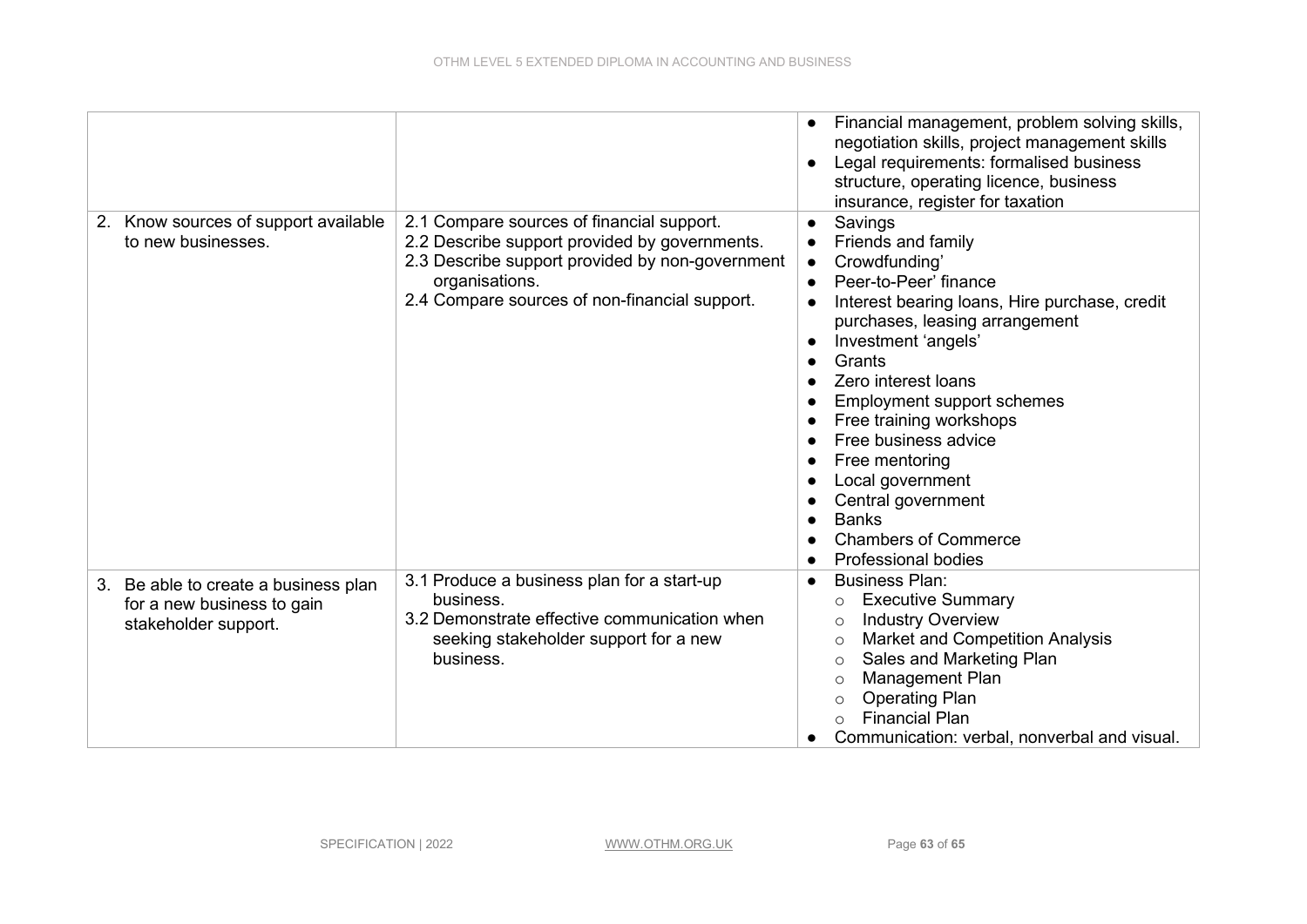| | | |
|---|---|---|
| | | • Financial management, problem solving skills, negotiation skills, project management skills<br>• Legal requirements: formalised business structure, operating licence, business insurance, register for taxation |
| 2. Know sources of support available to new businesses. | 2.1 Compare sources of financial support.<br>2.2 Describe support provided by governments.<br>2.3 Describe support provided by non-government organisations.<br>2.4 Compare sources of non-financial support. | • Savings<br>• Friends and family<br>• Crowdfunding'<br>• Peer-to-Peer' finance<br>• Interest bearing loans, Hire purchase, credit purchases, leasing arrangement<br>• Investment 'angels'<br>• Grants<br>• Zero interest loans<br>• Employment support schemes<br>• Free training workshops<br>• Free business advice<br>• Free mentoring<br>• Local government<br>• Central government<br>• Banks<br>• Chambers of Commerce<br>• Professional bodies |
| 3. Be able to create a business plan for a new business to gain stakeholder support. | 3.1 Produce a business plan for a start-up business.<br>3.2 Demonstrate effective communication when seeking stakeholder support for a new business. | • Business Plan:<br>  ○ Executive Summary<br>  ○ Industry Overview<br>  ○ Market and Competition Analysis<br>  ○ Sales and Marketing Plan<br>  ○ Management Plan<br>  ○ Operating Plan<br>  ○ Financial Plan<br>• Communication: verbal, nonverbal and visual. |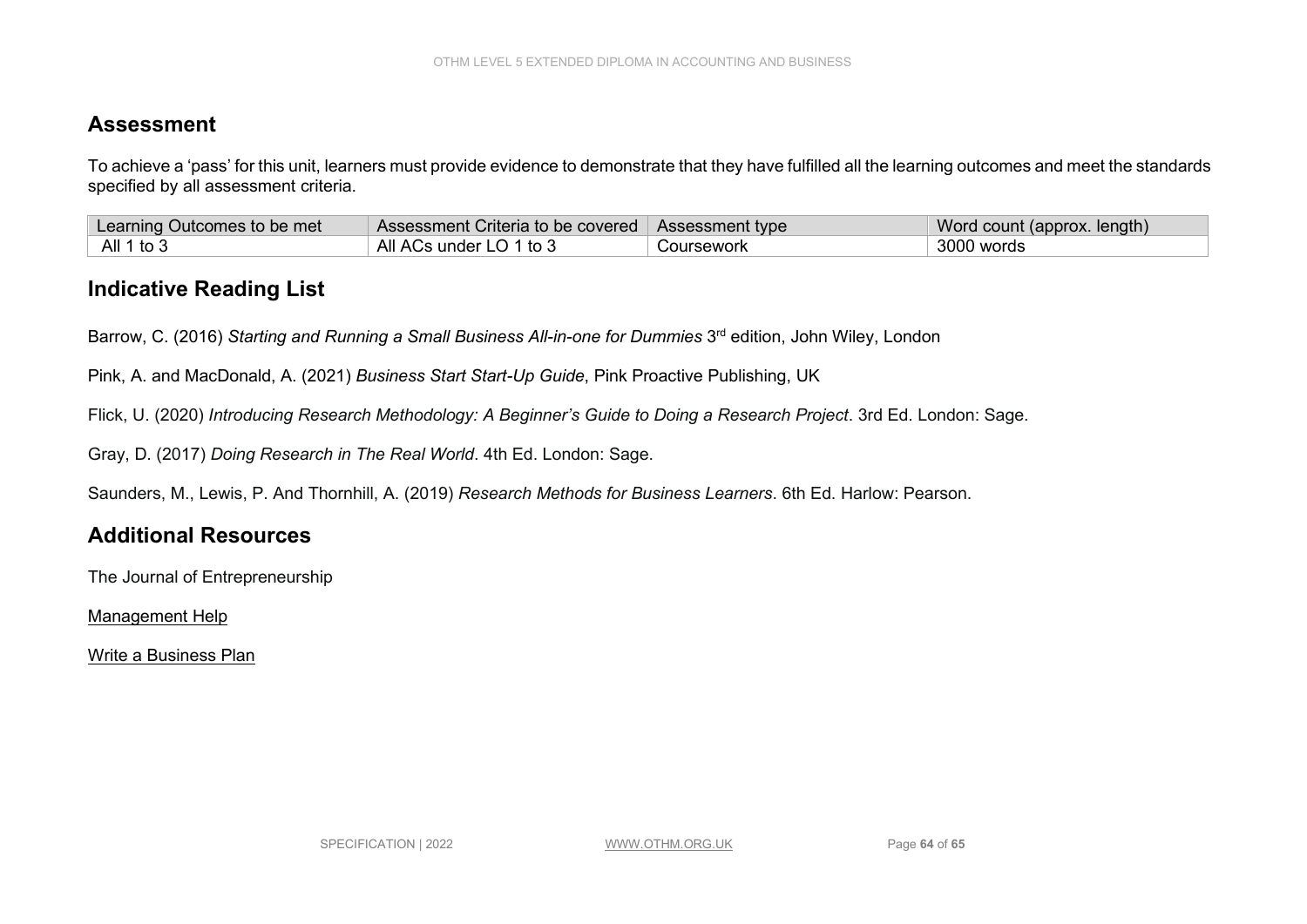## Assessment

To achieve a 'pass' for this unit, learners must provide evidence to demonstrate that they have fulfilled all the learning outcomes and meet the standards specified by all assessment criteria.

| Learning Outcomes to be met | Assessment Criteria to be covered | Assessment type | Word count (approx. length) |
|---|---|---|---|
| All 1 to 3 | All ACs under LO 1 to 3 | Coursework | 3000 words |

## Indicative Reading List

Barrow, C. (2016) *Starting and Running a Small Business All-in-one for Dummies* 3rd edition, John Wiley, London

Pink, A. and MacDonald, A. (2021) *Business Start Start-Up Guide*, Pink Proactive Publishing, UK

Flick, U. (2020) *Introducing Research Methodology: A Beginner's Guide to Doing a Research Project*. 3rd Ed. London: Sage.

Gray, D. (2017) *Doing Research in The Real World*. 4th Ed. London: Sage.

Saunders, M., Lewis, P. And Thornhill, A. (2019) *Research Methods for Business Learners*. 6th Ed. Harlow: Pearson.

## Additional Resources

The Journal of Entrepreneurship

Management Help

Write a Business Plan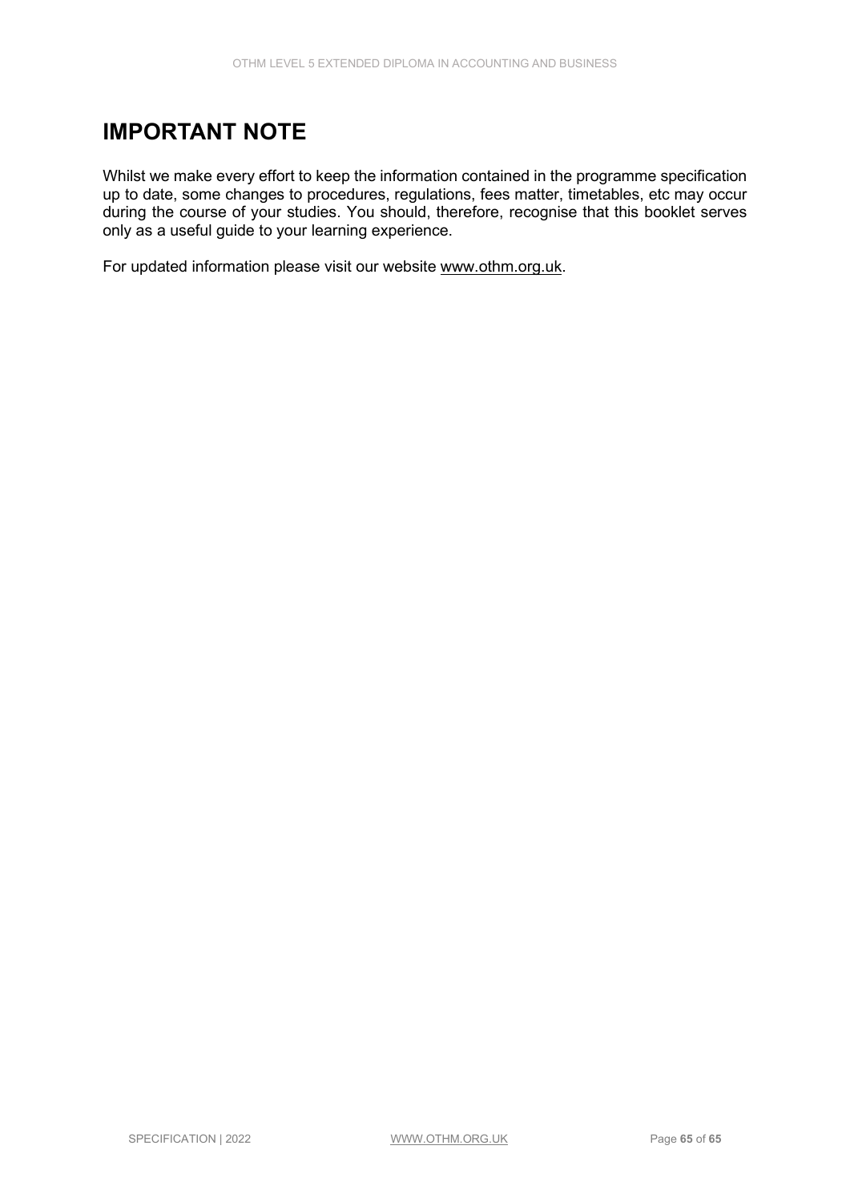# IMPORTANT NOTE

Whilst we make every effort to keep the information contained in the programme specification up to date, some changes to procedures, regulations, fees matter, timetables, etc may occur during the course of your studies. You should, therefore, recognise that this booklet serves only as a useful guide to your learning experience.

For updated information please visit our website www.othm.org.uk.